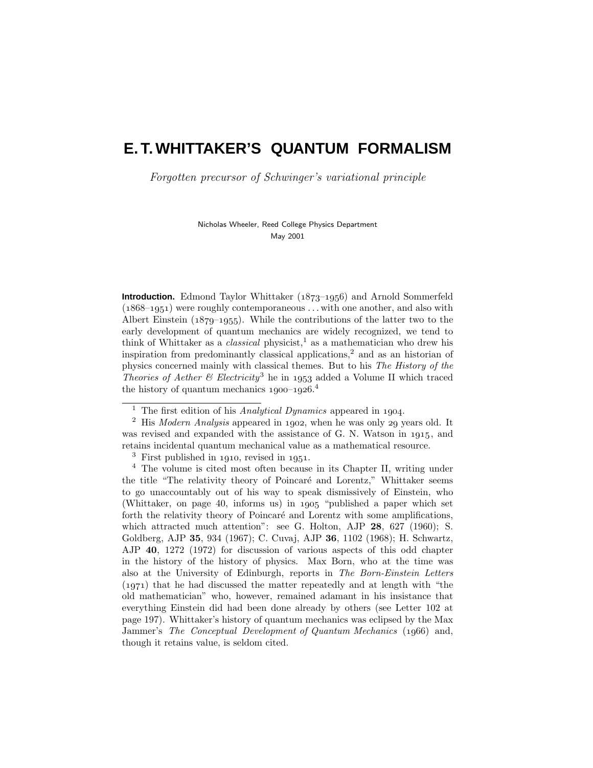# E. T. WHITTAKER'S QUANTUM FORMALISM

*Forgotten precursor of Schwinger's variational principle*

Nicholas Wheeler, Reed College Physics Department
May 2001

**Introduction.** Edmond Taylor Whittaker (1873–1956) and Arnold Sommerfeld (1868–1951) were roughly contemporaneous ... with one another, and also with Albert Einstein (1879–1955). While the contributions of the latter two to the early development of quantum mechanics are widely recognized, we tend to think of Whittaker as a *classical* physicist,[1] as a mathematician who drew his inspiration from predominantly classical applications,[2] and as an historian of physics concerned mainly with classical themes. But to his *The History of the Theories of Aether & Electricity*[3] he in 1953 added a Volume II which traced the history of quantum mechanics 1900–1926.[4]

---

[1] The first edition of his *Analytical Dynamics* appeared in 1904.

[2] His *Modern Analysis* appeared in 1902, when he was only 29 years old. It was revised and expanded with the assistance of G. N. Watson in 1915, and retains incidental quantum mechanical value as a mathematical resource.

[3] First published in 1910, revised in 1951.

[4] The volume is cited most often because in its Chapter II, writing under the title "The relativity theory of Poincaré and Lorentz," Whittaker seems to go unaccountably out of his way to speak dismissively of Einstein, who (Whittaker, on page 40, informs us) in 1905 "published a paper which set forth the relativity theory of Poincaré and Lorentz with some amplifications, which attracted much attention": see G. Holton, AJP **28**, 627 (1960); S. Goldberg, AJP **35**, 934 (1967); C. Cuvaj, AJP **36**, 1102 (1968); H. Schwartz, AJP **40**, 1272 (1972) for discussion of various aspects of this odd chapter in the history of the history of physics. Max Born, who at the time was also at the University of Edinburgh, reports in *The Born-Einstein Letters* (1971) that he had discussed the matter repeatedly and at length with "the old mathematician" who, however, remained adamant in his insistance that everything Einstein did had been done already by others (see Letter 102 at page 197). Whittaker's history of quantum mechanics was eclipsed by the Max Jammer's *The Conceptual Development of Quantum Mechanics* (1966) and, though it retains value, is seldom cited.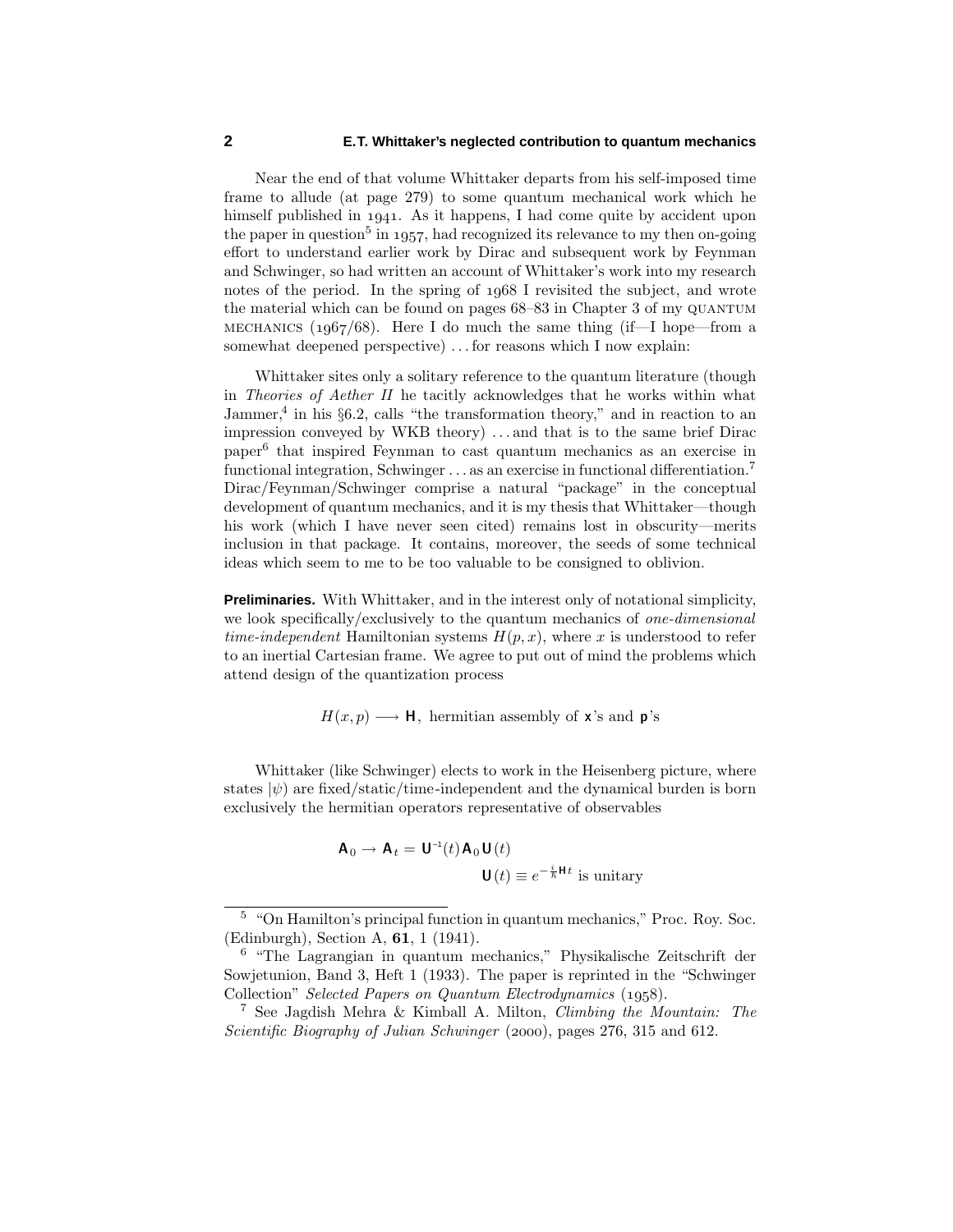Near the end of that volume Whittaker departs from his self-imposed time frame to allude (at page 279) to some quantum mechanical work which he himself published in 1941. As it happens, I had come quite by accident upon the paper in question[5] in 1957, had recognized its relevance to my then on-going effort to understand earlier work by Dirac and subsequent work by Feynman and Schwinger, so had written an account of Whittaker's work into my research notes of the period. In the spring of 1968 I revisited the subject, and wrote the material which can be found on pages 68–83 in Chapter 3 of my QUANTUM MECHANICS (1967/68). Here I do much the same thing (if—I hope—from a somewhat deepened perspective) . . . for reasons which I now explain:

Whittaker sites only a solitary reference to the quantum literature (though in *Theories of Aether II* he tacitly acknowledges that he works within what Jammer,[4] in his §6.2, calls "the transformation theory," and in reaction to an impression conveyed by WKB theory) . . . and that is to the same brief Dirac paper[6] that inspired Feynman to cast quantum mechanics as an exercise in functional integration, Schwinger . . . as an exercise in functional differentiation.[7] Dirac/Feynman/Schwinger comprise a natural "package" in the conceptual development of quantum mechanics, and it is my thesis that Whittaker—though his work (which I have never seen cited) remains lost in obscurity—merits inclusion in that package. It contains, moreover, the seeds of some technical ideas which seem to me to be too valuable to be consigned to oblivion.

**Preliminaries.** With Whittaker, and in the interest only of notational simplicity, we look specifically/exclusively to the quantum mechanics of *one-dimensional time-independent* Hamiltonian systems $H(p, x)$, where $x$ is understood to refer to an inertial Cartesian frame. We agree to put out of mind the problems which attend design of the quantization process

$$H(x,p) \longrightarrow \mathbf{H}, \text{ hermitian assembly of } \mathbf{x}\text{'s and } \mathbf{p}\text{'s}$$

Whittaker (like Schwinger) elects to work in the Heisenberg picture, where states $|\psi)$ are fixed/static/time-independent and the dynamical burden is born exclusively the hermitian operators representative of observables

$$\mathbf{A}_0 \to \mathbf{A}_t = \mathbf{U}^{-1}(t)\,\mathbf{A}_0\,\mathbf{U}(t)$$
$$\mathbf{U}(t) \equiv e^{-\frac{i}{\hbar}\mathbf{H}t} \text{ is unitary}$$

---

[5] "On Hamilton's principal function in quantum mechanics," Proc. Roy. Soc. (Edinburgh), Section A, **61**, 1 (1941).

[6] "The Lagrangian in quantum mechanics," Physikalische Zeitschrift der Sowjetunion, Band 3, Heft 1 (1933). The paper is reprinted in the "Schwinger Collection" *Selected Papers on Quantum Electrodynamics* (1958).

[7] See Jagdish Mehra & Kimball A. Milton, *Climbing the Mountain: The Scientific Biography of Julian Schwinger* (2000), pages 276, 315 and 612.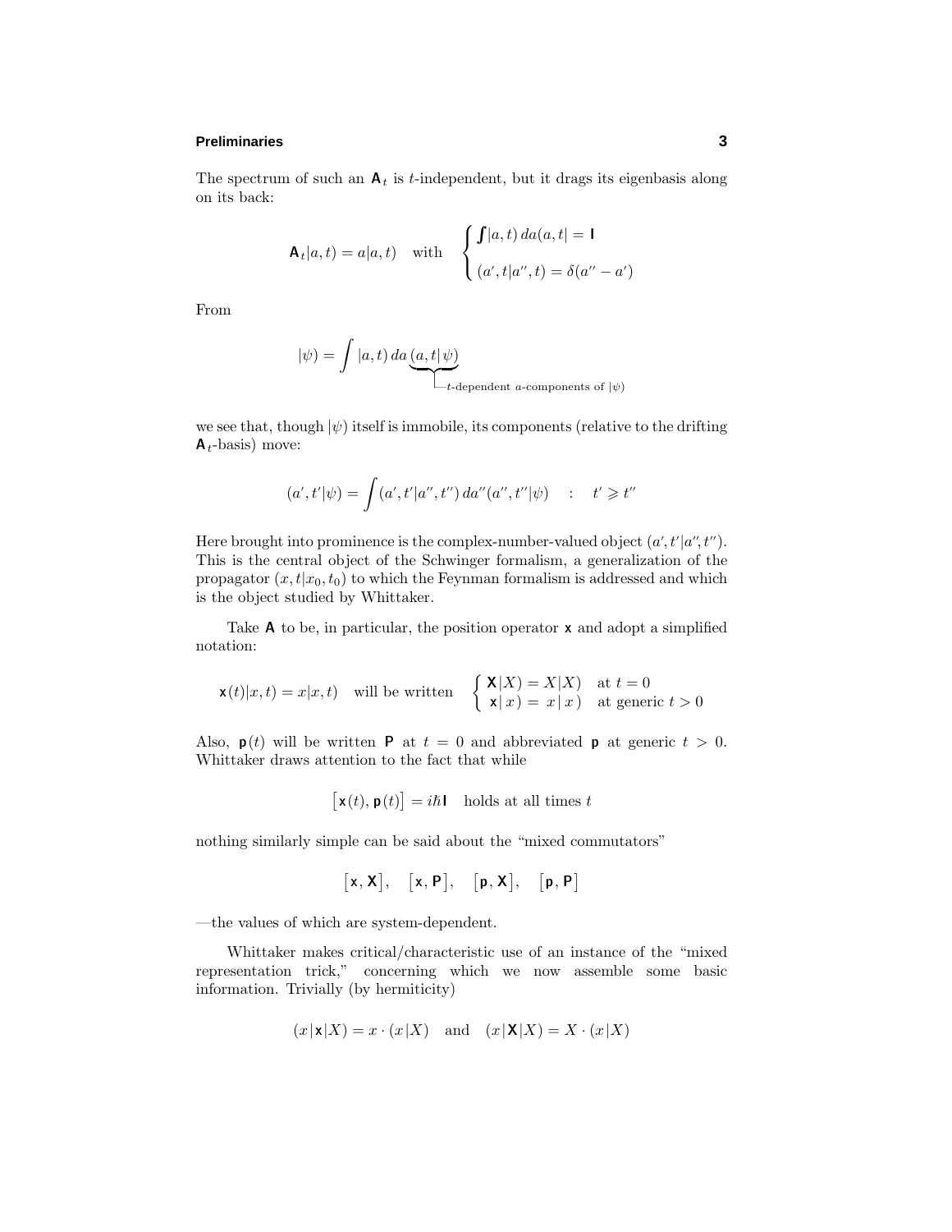The spectrum of such an $\mathbf{A}_t$ is $t$-independent, but it drags its eigenbasis along on its back:

$$\mathbf{A}_t|a,t) = a|a,t) \quad \text{with} \quad \begin{cases} \int |a,t)\,da(a,t| = \mathbf{I} \\ (a',t|a'',t) = \delta(a''-a') \end{cases}$$

From

$$|\psi) = \int |a,t)\,da\,\underbrace{(a,t|\,\psi)}_{t\text{-dependent } a\text{-components of } |\psi)}$$

we see that, though $|\psi)$ itself is immobile, its components (relative to the drifting $\mathbf{A}_t$-basis) move:

$$(a',t'|\psi) = \int (a',t'|a'',t'')\,da''(a'',t''|\psi) \quad : \quad t' \geqslant t''$$

Here brought into prominence is the complex-number-valued object $(a',t'|a'',t'')$. This is the central object of the Schwinger formalism, a generalization of the propagator $(x,t|x_0,t_0)$ to which the Feynman formalism is addressed and which is the object studied by Whittaker.

Take $\mathbf{A}$ to be, in particular, the position operator $\mathbf{x}$ and adopt a simplified notation:

$$\mathbf{x}(t)|x,t) = x|x,t) \quad \text{will be written} \quad \begin{cases} \mathbf{X}|X) = X|X) & \text{at } t=0 \\ \mathbf{x}|\,x\,) = x\,|\,x\,) & \text{at generic } t>0 \end{cases}$$

Also, $\mathbf{p}(t)$ will be written $\mathbf{P}$ at $t=0$ and abbreviated $\mathbf{p}$ at generic $t>0$. Whittaker draws attention to the fact that while

$$\big[\mathbf{x}(t),\mathbf{p}(t)\big] = i\hbar\mathbf{I} \quad \text{holds at all times } t$$

nothing similarly simple can be said about the "mixed commutators"

$$\big[\mathbf{x},\mathbf{X}\big], \quad \big[\mathbf{x},\mathbf{P}\big], \quad \big[\mathbf{p},\mathbf{X}\big], \quad \big[\mathbf{p},\mathbf{P}\big]$$

—the values of which are system-dependent.

Whittaker makes critical/characteristic use of an instance of the "mixed representation trick," concerning which we now assemble some basic information. Trivially (by hermiticity)

$$(x|\mathbf{x}|X) = x\cdot(x|X) \quad \text{and} \quad (x|\mathbf{X}|X) = X\cdot(x|X)$$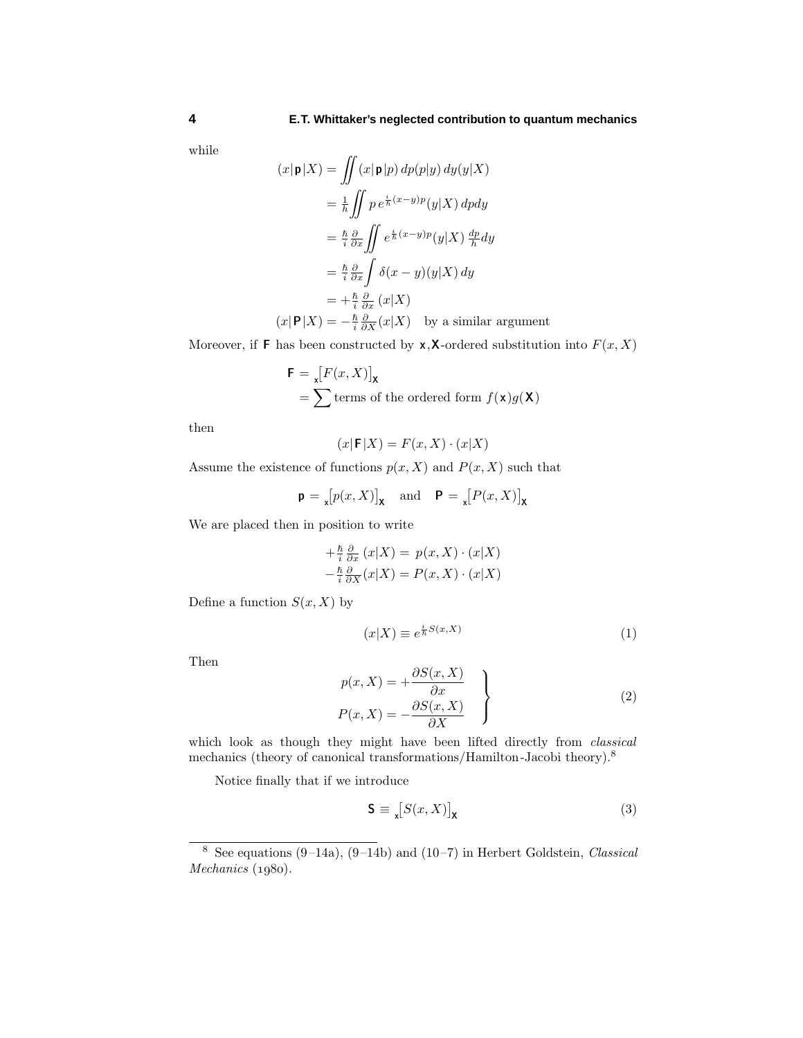while

$$
\begin{aligned}
(x|\mathsf{p}|X) &= \iint (x|\mathsf{p}|p)\,dp(p|y)\,dy(y|X) \\
&= \tfrac{1}{h}\iint p\,e^{\frac{i}{\hbar}(x-y)p}(y|X)\,dpdy \\
&= \tfrac{\hbar}{i}\tfrac{\partial}{\partial x}\iint e^{\frac{i}{\hbar}(x-y)p}(y|X)\,\tfrac{dp}{h}dy \\
&= \tfrac{\hbar}{i}\tfrac{\partial}{\partial x}\int \delta(x-y)(y|X)\,dy \\
&= +\tfrac{\hbar}{i}\tfrac{\partial}{\partial x}\,(x|X) \\
(x|\mathsf{P}|X) &= -\tfrac{\hbar}{i}\tfrac{\partial}{\partial X}(x|X) \quad \text{by a similar argument}
\end{aligned}
$$

Moreover, if $\mathsf{F}$ has been constructed by $\mathsf{x}$,$\mathsf{X}$-ordered substitution into $F(x,X)$

$$
\begin{aligned}
\mathsf{F} &= {}_{\mathsf{x}}\big[F(x,X)\big]_{\mathsf{X}} \\
&= \sum \text{terms of the ordered form } f(\mathsf{x})g(\mathsf{X})
\end{aligned}
$$

then

$$
(x|\mathsf{F}|X) = F(x,X)\cdot(x|X)
$$

Assume the existence of functions $p(x,X)$ and $P(x,X)$ such that

$$
\mathsf{p} = {}_{\mathsf{x}}\big[p(x,X)\big]_{\mathsf{X}} \quad \text{and} \quad \mathsf{P} = {}_{\mathsf{x}}\big[P(x,X)\big]_{\mathsf{X}}
$$

We are placed then in position to write

$$
\begin{aligned}
+\tfrac{\hbar}{i}\tfrac{\partial}{\partial x}\,(x|X) &= p(x,X)\cdot(x|X) \\
-\tfrac{\hbar}{i}\tfrac{\partial}{\partial X}(x|X) &= P(x,X)\cdot(x|X)
\end{aligned}
$$

Define a function $S(x,X)$ by

$$
(x|X) \equiv e^{\frac{i}{\hbar}S(x,X)} \tag{1}
$$

Then

$$
\left.
\begin{aligned}
p(x,X) &= +\frac{\partial S(x,X)}{\partial x} \\
P(x,X) &= -\frac{\partial S(x,X)}{\partial X}
\end{aligned}
\right\} \tag{2}
$$

which look as though they might have been lifted directly from *classical* mechanics (theory of canonical transformations/Hamilton-Jacobi theory).[8]

Notice finally that if we introduce

$$
\mathsf{S} \equiv {}_{\mathsf{x}}\big[S(x,X)\big]_{\mathsf{X}} \tag{3}
$$

---

[8] See equations (9–14a), (9–14b) and (10–7) in Herbert Goldstein, *Classical Mechanics* (1980).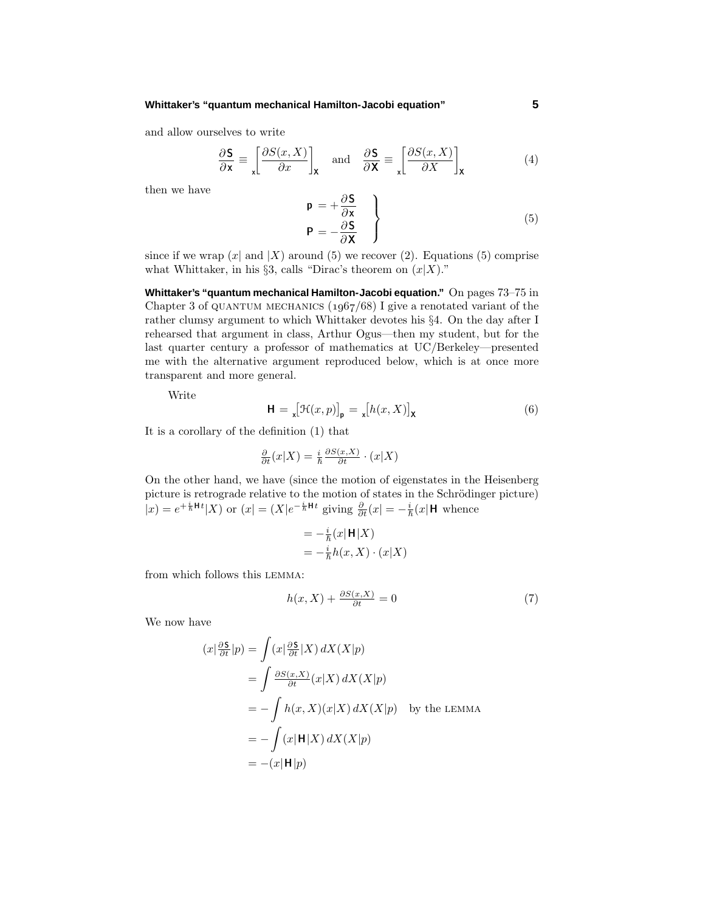and allow ourselves to write

$$\frac{\partial \mathsf{S}}{\partial \mathsf{x}} \equiv {}_{\mathsf{x}}\!\left[\frac{\partial S(x,X)}{\partial x}\right]_{\mathsf{X}} \quad \text{and} \quad \frac{\partial \mathsf{S}}{\partial \mathsf{X}} \equiv {}_{\mathsf{x}}\!\left[\frac{\partial S(x,X)}{\partial X}\right]_{\mathsf{X}} \tag{4}$$

then we have

$$\left.\begin{aligned} \mathsf{p} &= +\frac{\partial \mathsf{S}}{\partial \mathsf{x}} \\ \mathsf{P} &= -\frac{\partial \mathsf{S}}{\partial \mathsf{X}} \end{aligned}\right\} \tag{5}$$

since if we wrap $(x|$ and $|X)$ around (5) we recover (2). Equations (5) comprise what Whittaker, in his §3, calls "Dirac's theorem on $(x|X)$."

**Whittaker's "quantum mechanical Hamilton-Jacobi equation."** On pages 73–75 in Chapter 3 of QUANTUM MECHANICS (1967/68) I give a renotated variant of the rather clumsy argument to which Whittaker devotes his §4. On the day after I rehearsed that argument in class, Arthur Ogus—then my student, but for the last quarter century a professor of mathematics at UC/Berkeley—presented me with the alternative argument reproduced below, which is at once more transparent and more general.

Write

$$\mathsf{H} = {}_{\mathsf{x}}\!\left[\mathcal{H}(x,p)\right]_{\mathsf{p}} = {}_{\mathsf{x}}\!\left[h(x,X)\right]_{\mathsf{X}} \tag{6}$$

It is a corollary of the definition (1) that

$$\tfrac{\partial}{\partial t}(x|X) = \tfrac{i}{\hbar}\tfrac{\partial S(x,X)}{\partial t}\cdot(x|X)$$

On the other hand, we have (since the motion of eigenstates in the Heisenberg picture is retrograde relative to the motion of states in the Schrödinger picture) $|x) = e^{+\frac{i}{\hbar}\mathsf{H}t}|X)$ or $(x| = (X|e^{-\frac{i}{\hbar}\mathsf{H}t}$ giving $\frac{\partial}{\partial t}(x| = -\frac{i}{\hbar}(x|\mathsf{H}$ whence

$$\begin{aligned} &= -\tfrac{i}{\hbar}(x|\mathsf{H}|X) \\ &= -\tfrac{i}{\hbar}h(x,X)\cdot(x|X) \end{aligned}$$

from which follows this LEMMA:

$$h(x,X) + \tfrac{\partial S(x,X)}{\partial t} = 0 \tag{7}$$

We now have

$$\begin{aligned} (x|\tfrac{\partial \mathsf{S}}{\partial t}|p) &= \int (x|\tfrac{\partial \mathsf{S}}{\partial t}|X)\,dX(X|p) \\ &= \int \tfrac{\partial S(x,X)}{\partial t}(x|X)\,dX(X|p) \\ &= -\int h(x,X)(x|X)\,dX(X|p) \quad \text{by the LEMMA} \\ &= -\int (x|\mathsf{H}|X)\,dX(X|p) \\ &= -(x|\mathsf{H}|p) \end{aligned}$$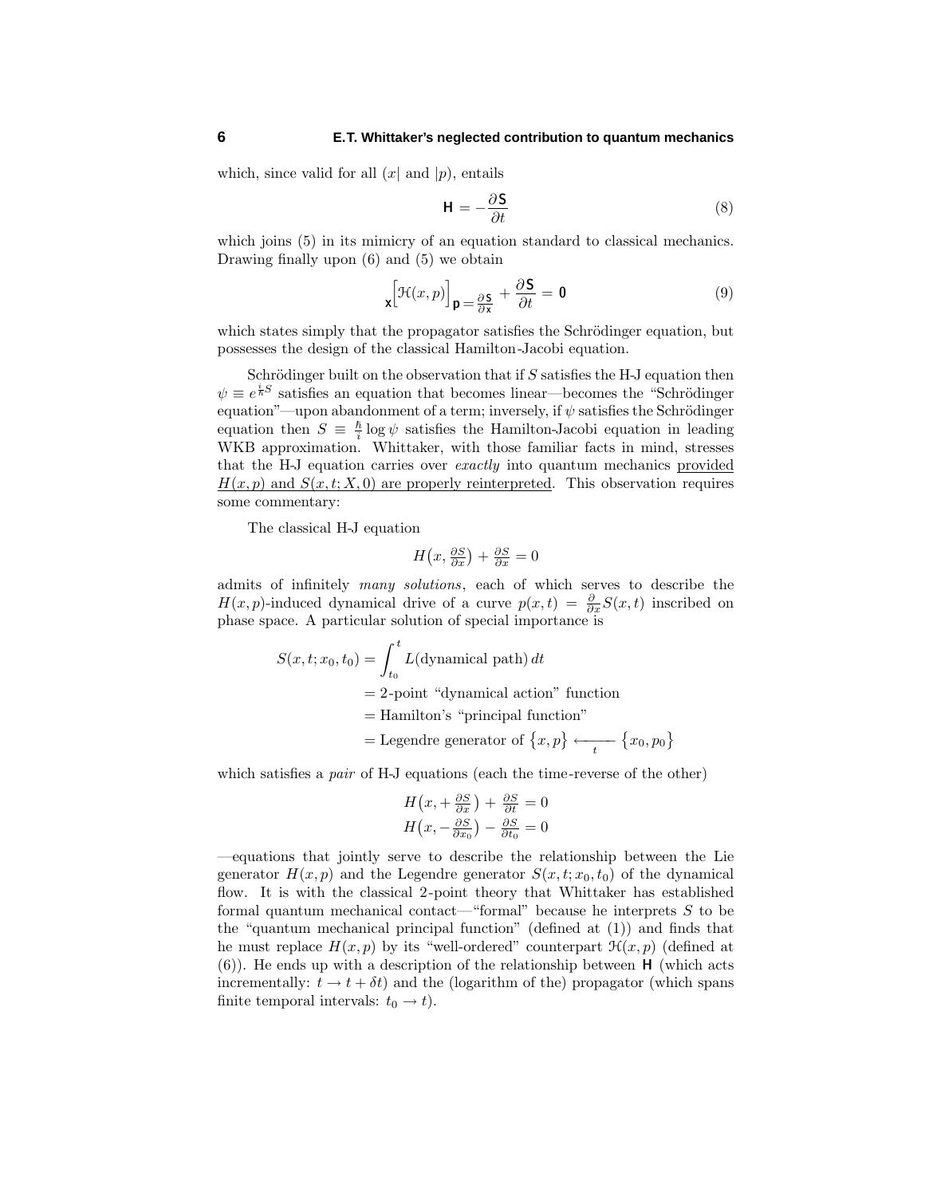which, since valid for all $(x|$ and $|p)$, entails

$$\mathsf{H} = -\frac{\partial \mathsf{S}}{\partial t} \tag{8}$$

which joins (5) in its mimicry of an equation standard to classical mechanics. Drawing finally upon (6) and (5) we obtain

$$_{\mathsf{x}}\Big[\mathcal{H}(x,p)\Big]_{\mathsf{p}=\frac{\partial \mathsf{S}}{\partial \mathsf{x}}} + \frac{\partial \mathsf{S}}{\partial t} = \mathbf{0} \tag{9}$$

which states simply that the propagator satisfies the Schrödinger equation, but possesses the design of the classical Hamilton-Jacobi equation.

Schrödinger built on the observation that if $S$ satisfies the H-J equation then $\psi \equiv e^{\frac{i}{\hbar}S}$ satisfies an equation that becomes linear—becomes the "Schrödinger equation"—upon abandonment of a term; inversely, if $\psi$ satisfies the Schrödinger equation then $S \equiv \frac{\hbar}{i}\log\psi$ satisfies the Hamilton-Jacobi equation in leading WKB approximation. Whittaker, with those familiar facts in mind, stresses that the H-J equation carries over *exactly* into quantum mechanics provided $H(x,p)$ and $S(x,t;X,0)$ are properly reinterpreted. This observation requires some commentary:

The classical H-J equation

$$H\big(x, \tfrac{\partial S}{\partial x}\big) + \tfrac{\partial S}{\partial x} = 0$$

admits of infinitely *many solutions*, each of which serves to describe the $H(x,p)$-induced dynamical drive of a curve $p(x,t) = \frac{\partial}{\partial x}S(x,t)$ inscribed on phase space. A particular solution of special importance is

$$\begin{aligned}
S(x,t;x_0,t_0) &= \int_{t_0}^{t} L(\text{dynamical path})\,dt \\
&= \text{2-point "dynamical action" function} \\
&= \text{Hamilton's "principal function"} \\
&= \text{Legendre generator of } \big\{x,p\big\} \xleftarrow[t]{} \big\{x_0,p_0\big\}
\end{aligned}$$

which satisfies a *pair* of H-J equations (each the time-reverse of the other)

$$\begin{aligned}
H\big(x, +\tfrac{\partial S}{\partial x}\big) + \tfrac{\partial S}{\partial t} &= 0 \\
H\big(x, -\tfrac{\partial S}{\partial x_0}\big) - \tfrac{\partial S}{\partial t_0} &= 0
\end{aligned}$$

—equations that jointly serve to describe the relationship between the Lie generator $H(x,p)$ and the Legendre generator $S(x,t;x_0,t_0)$ of the dynamical flow. It is with the classical 2-point theory that Whittaker has established formal quantum mechanical contact—"formal" because he interprets $S$ to be the "quantum mechanical principal function" (defined at (1)) and finds that he must replace $H(x,p)$ by its "well-ordered" counterpart $\mathcal{H}(x,p)$ (defined at (6)). He ends up with a description of the relationship between $\mathsf{H}$ (which acts incrementally: $t \to t + \delta t$) and the (logarithm of the) propagator (which spans finite temporal intervals: $t_0 \to t$).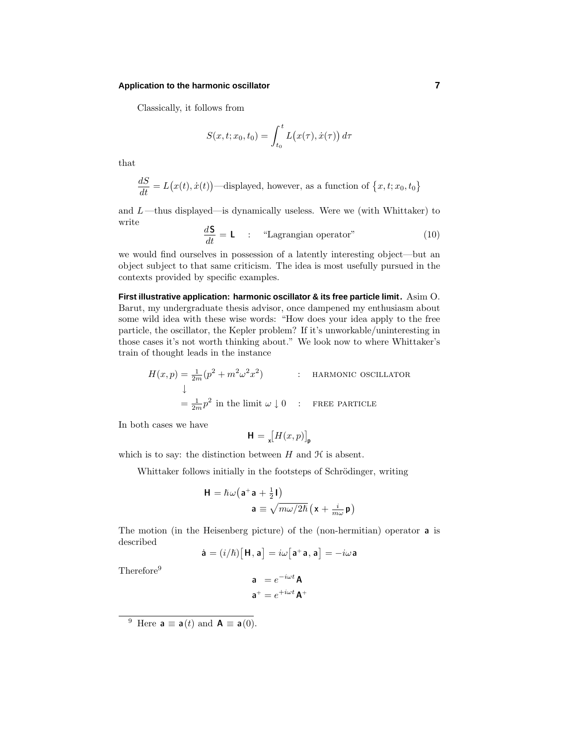Classically, it follows from

$$S(x,t;x_0,t_0) = \int_{t_0}^{t} L\big(x(\tau),\dot{x}(\tau)\big)\,d\tau$$

that

$$\frac{dS}{dt} = L\big(x(t),\dot{x}(t)\big)\text{—displayed, however, as a function of } \big\{x,t;x_0,t_0\big\}$$

and $L$—thus displayed—is dynamically useless. Were we (with Whittaker) to write

$$\frac{d\mathbf{S}}{dt} = \mathbf{L} \quad : \quad \text{“Lagrangian operator”} \tag{10}$$

we would find ourselves in possession of a latently interesting object—but an object subject to that same criticism. The idea is most usefully pursued in the contexts provided by specific examples.

**First illustrative application: harmonic oscillator & its free particle limit.** Asim O. Barut, my undergraduate thesis advisor, once dampened my enthusiasm about some wild idea with these wise words: “How does your idea apply to the free particle, the oscillator, the Kepler problem? If it's unworkable/uninteresting in those cases it's not worth thinking about.” We look now to where Whittaker's train of thought leads in the instance

$$\begin{aligned} H(x,p) &= \tfrac{1}{2m}(p^2 + m^2\omega^2x^2) && : \quad \text{HARMONIC OSCILLATOR} \\ &\downarrow \\ &= \tfrac{1}{2m}p^2 \text{ in the limit } \omega \downarrow 0 && : \quad \text{FREE PARTICLE} \end{aligned}$$

In both cases we have

$$\mathbf{H} = {}_{\mathbf{x}}\big[H(x,p)\big]_{\mathbf{p}}$$

which is to say: the distinction between $H$ and $\mathcal{H}$ is absent.

Whittaker follows initially in the footsteps of Schrödinger, writing

$$\begin{aligned} \mathbf{H} &= \hbar\omega\big(\mathbf{a}^+\mathbf{a} + \tfrac{1}{2}\mathbf{I}\big) \\ \mathbf{a} &\equiv \sqrt{m\omega/2\hbar}\,\big(\mathbf{x} + \tfrac{i}{m\omega}\,\mathbf{p}\big) \end{aligned}$$

The motion (in the Heisenberg picture) of the (non-hermitian) operator $\mathbf{a}$ is described

$$\dot{\mathbf{a}} = (i/\hbar)\big[\mathbf{H},\mathbf{a}\big] = i\omega\big[\mathbf{a}^+\mathbf{a},\mathbf{a}\big] = -i\omega\,\mathbf{a}$$

Therefore[9]

$$\begin{aligned} \mathbf{a} &= e^{-i\omega t}\,\mathbf{A} \\ \mathbf{a}^+ &= e^{+i\omega t}\,\mathbf{A}^+ \end{aligned}$$

---

[9] Here $\mathbf{a} \equiv \mathbf{a}(t)$ and $\mathbf{A} \equiv \mathbf{a}(0)$.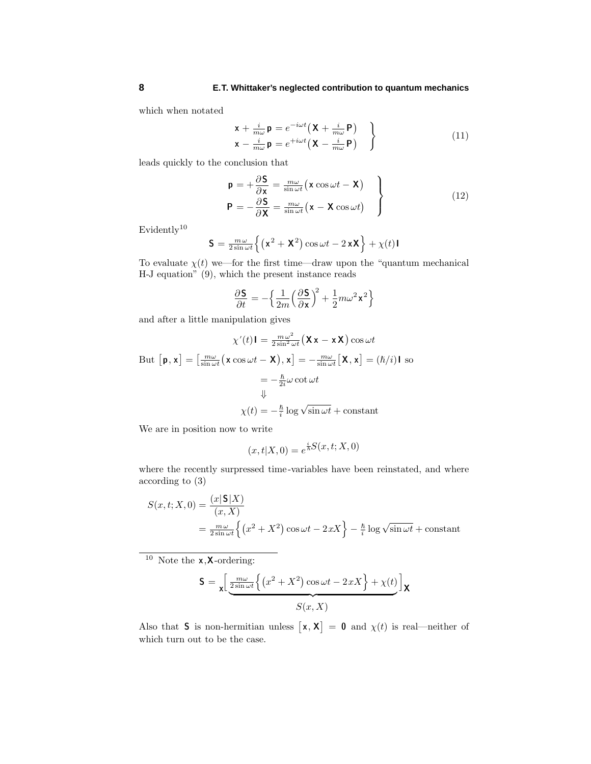which when notated

$$\left.\begin{aligned}\mathsf{x} + \tfrac{i}{m\omega}\,\mathsf{p} &= e^{-i\omega t}\big(\mathsf{X} + \tfrac{i}{m\omega}\,\mathsf{P}\big)\\ \mathsf{x} - \tfrac{i}{m\omega}\,\mathsf{p} &= e^{+i\omega t}\big(\mathsf{X} - \tfrac{i}{m\omega}\,\mathsf{P}\big)\end{aligned}\right\} \tag{11}$$

leads quickly to the conclusion that

$$\left.\begin{aligned}\mathsf{p} &= +\frac{\partial \mathsf{S}}{\partial \mathsf{x}} = \tfrac{m\omega}{\sin\omega t}\big(\mathsf{x}\cos\omega t - \mathsf{X}\big)\\ \mathsf{P} &= -\frac{\partial \mathsf{S}}{\partial \mathsf{X}} = \tfrac{m\omega}{\sin\omega t}\big(\mathsf{x} - \mathsf{X}\cos\omega t\big)\end{aligned}\right\} \tag{12}$$

Evidently[10]

$$\mathsf{S} = \tfrac{m\,\omega}{2\sin\omega t}\Big\{\big(\mathsf{x}^2 + \mathsf{X}^2\big)\cos\omega t - 2\,\mathsf{x}\mathsf{X}\Big\} + \chi(t)\,\mathsf{I}$$

To evaluate $\chi(t)$ we—for the first time—draw upon the "quantum mechanical H-J equation" (9), which the present instance reads

$$\frac{\partial \mathsf{S}}{\partial t} = -\Big\{\frac{1}{2m}\Big(\frac{\partial \mathsf{S}}{\partial \mathsf{x}}\Big)^2 + \frac{1}{2}m\omega^2\mathsf{x}^2\Big\}$$

and after a little manipulation gives

$$\chi'(t)\,\mathsf{I} = \tfrac{m\,\omega^2}{2\sin^2\omega t}\big(\mathsf{X}\,\mathsf{x} - \mathsf{x}\,\mathsf{X}\big)\cos\omega t$$

But $\big[\mathsf{p},\mathsf{x}\big] = \big[\tfrac{m\omega}{\sin\omega t}\big(\mathsf{x}\cos\omega t - \mathsf{X}\big),\mathsf{x}\big] = -\tfrac{m\omega}{\sin\omega t}\big[\mathsf{X},\mathsf{x}\big] = (\hbar/i)\,\mathsf{I}$ so

$$\begin{aligned} &= -\tfrac{\hbar}{2i}\omega\cot\omega t\\ &\Downarrow\\ \chi(t) &= -\tfrac{\hbar}{i}\log\sqrt{\sin\omega t} + \text{constant}\end{aligned}$$

We are in position now to write

$$(x,t|X,0) = e^{\frac{i}{\hbar}S(x,t;X,0)}$$

where the recently surpressed time-variables have been reinstated, and where according to (3)

$$\begin{aligned} S(x,t;X,0) &= \frac{(x|\mathsf{S}|X)}{(x,X)}\\ &= \tfrac{m\,\omega}{2\sin\omega t}\Big\{\big(x^2 + X^2\big)\cos\omega t - 2xX\Big\} - \tfrac{\hbar}{i}\log\sqrt{\sin\omega t} + \text{constant}\end{aligned}$$

---

[10] Note the $\mathsf{x},\mathsf{X}$-ordering:

$$\mathsf{S} = {}_{\mathsf{x}}\Big[\underbrace{\tfrac{m\omega}{2\sin\omega t}\Big\{\big(x^2 + X^2\big)\cos\omega t - 2xX\Big\} + \chi(t)}_{S(x,X)}\Big]_{\mathsf{X}}$$

Also that $\mathsf{S}$ is non-hermitian unless $\big[\mathsf{x},\mathsf{X}\big] = \mathbf{0}$ and $\chi(t)$ is real—neither of which turn out to be the case.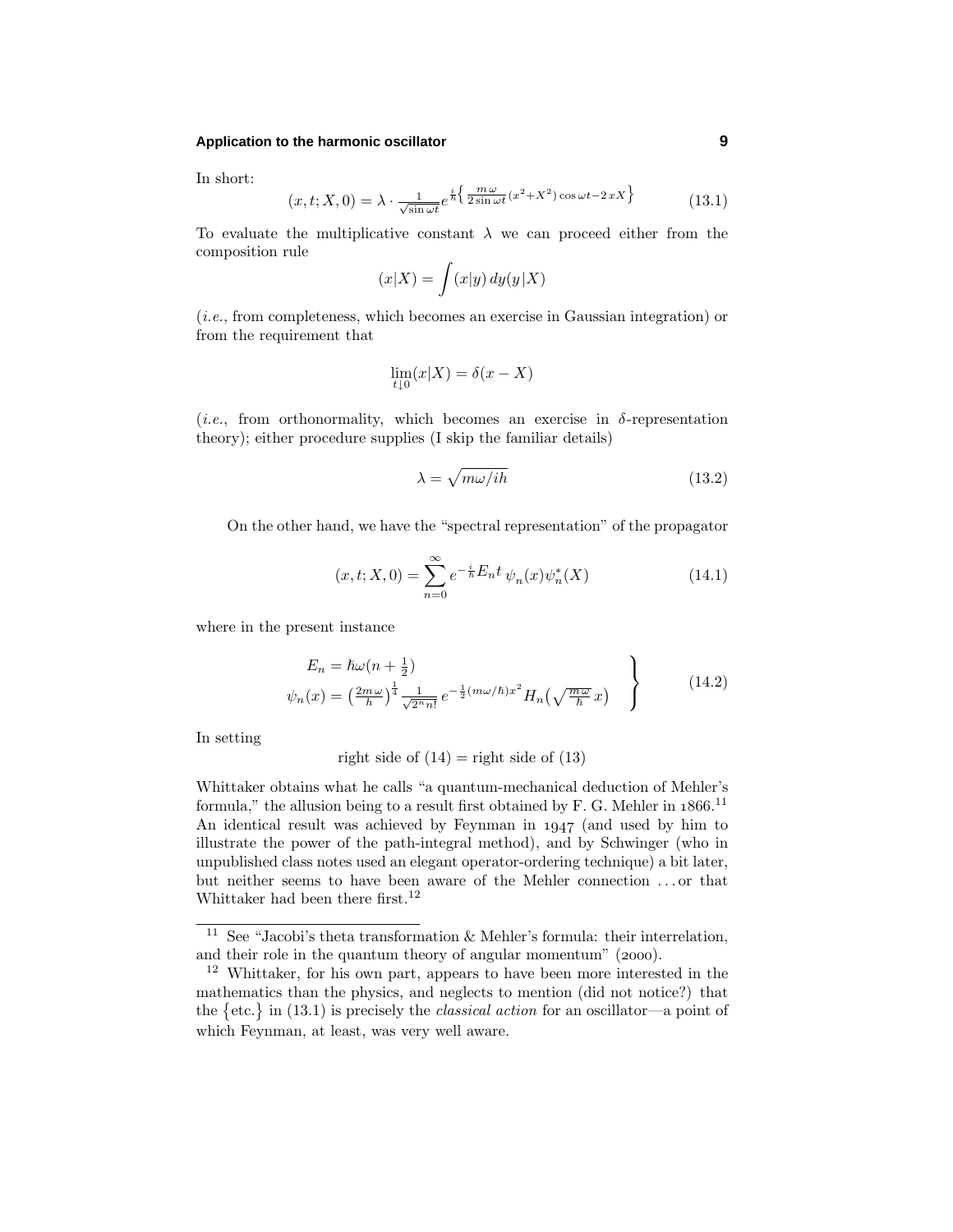In short:

$$(x,t;X,0) = \lambda \cdot \frac{1}{\sqrt{\sin \omega t}} e^{\frac{i}{\hbar}\left\{ \frac{m\omega}{2\sin\omega t}(x^2+X^2)\cos\omega t - 2xX \right\}} \tag{13.1}$$

To evaluate the multiplicative constant $\lambda$ we can proceed either from the composition rule

$$(x|X) = \int (x|y)\,dy(y|X)$$

(*i.e.*, from completeness, which becomes an exercise in Gaussian integration) or from the requirement that

$$\lim_{t\downarrow 0}(x|X) = \delta(x-X)$$

(*i.e.*, from orthonormality, which becomes an exercise in $\delta$-representation theory); either procedure supplies (I skip the familiar details)

$$\lambda = \sqrt{m\omega/ih} \tag{13.2}$$

On the other hand, we have the "spectral representation" of the propagator

$$(x,t;X,0) = \sum_{n=0}^{\infty} e^{-\frac{i}{\hbar}E_n t}\,\psi_n(x)\psi_n^*(X) \tag{14.1}$$

where in the present instance

$$\left.\begin{aligned} E_n &= \hbar\omega(n+\tfrac{1}{2}) \\ \psi_n(x) &= \left(\tfrac{2m\omega}{h}\right)^{\frac{1}{4}} \tfrac{1}{\sqrt{2^n n!}}\, e^{-\frac{1}{2}(m\omega/\hbar)x^2} H_n\left(\sqrt{\tfrac{m\omega}{\hbar}}\,x\right) \end{aligned}\right\} \tag{14.2}$$

In setting

right side of (14) = right side of (13)

Whittaker obtains what he calls "a quantum-mechanical deduction of Mehler's formula," the allusion being to a result first obtained by F. G. Mehler in 1866.[11] An identical result was achieved by Feynman in 1947 (and used by him to illustrate the power of the path-integral method), and by Schwinger (who in unpublished class notes used an elegant operator-ordering technique) a bit later, but neither seems to have been aware of the Mehler connection . . . or that Whittaker had been there first.[12]

---

[11] See "Jacobi's theta transformation & Mehler's formula: their interrelation, and their role in the quantum theory of angular momentum" (2000).

[12] Whittaker, for his own part, appears to have been more interested in the mathematics than the physics, and neglects to mention (did not notice?) that the $\{\text{etc.}\}$ in (13.1) is precisely the *classical action* for an oscillator—a point of which Feynman, at least, was very well aware.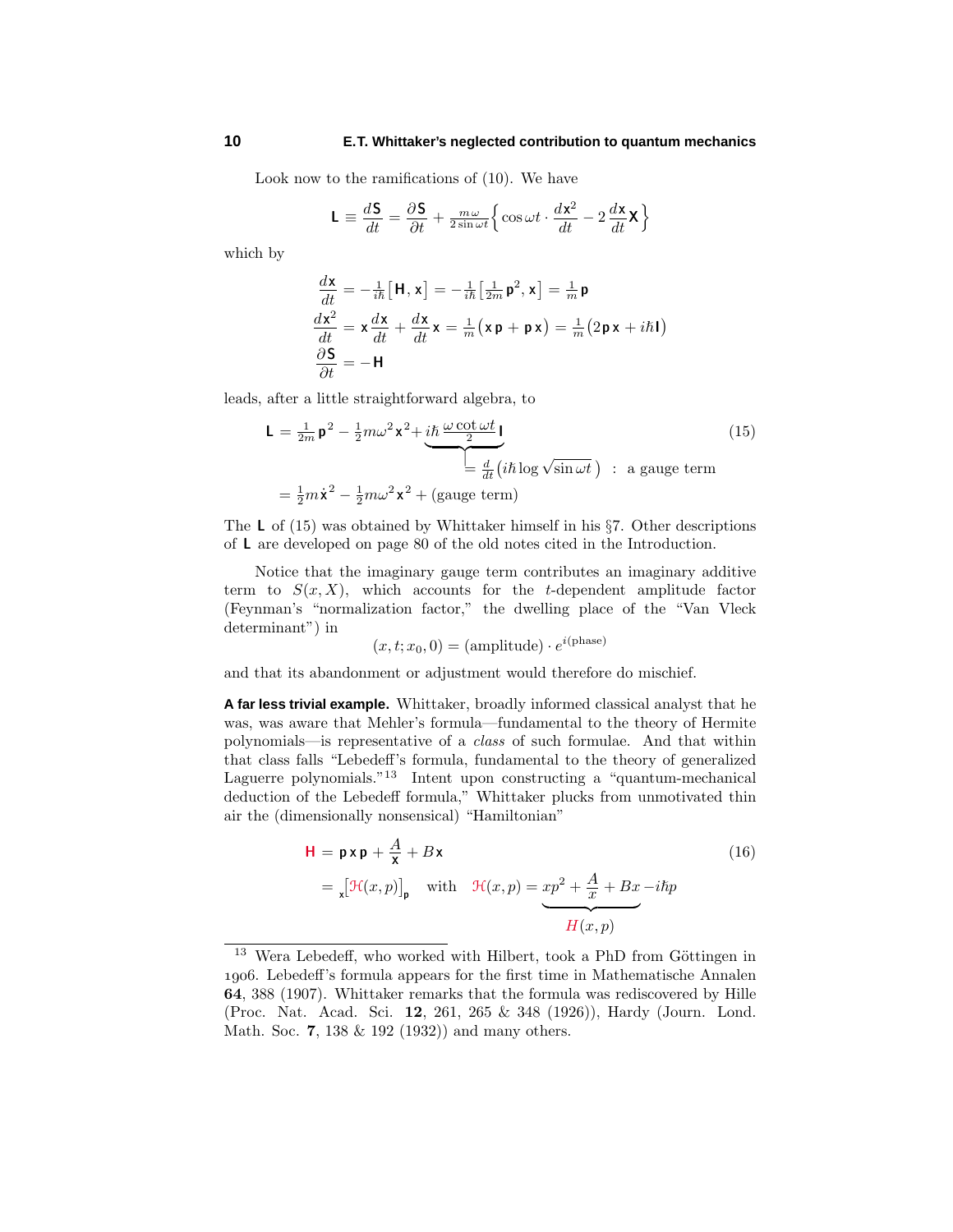Look now to the ramifications of (10). We have

$$\mathbf{L} \equiv \frac{d\mathbf{S}}{dt} = \frac{\partial \mathbf{S}}{\partial t} + \tfrac{m\omega}{2\sin\omega t}\Big\{\cos\omega t\cdot\frac{d\mathbf{x}^2}{dt} - 2\,\frac{d\mathbf{x}}{dt}\mathbf{X}\Big\}$$

which by

$$\begin{aligned}
\frac{d\mathbf{x}}{dt} &= -\tfrac{1}{i\hbar}\big[\mathbf{H},\mathbf{x}\big] = -\tfrac{1}{i\hbar}\big[\tfrac{1}{2m}\mathbf{p}^2,\mathbf{x}\big] = \tfrac{1}{m}\mathbf{p}\\
\frac{d\mathbf{x}^2}{dt} &= \mathbf{x}\frac{d\mathbf{x}}{dt} + \frac{d\mathbf{x}}{dt}\mathbf{x} = \tfrac{1}{m}\big(\mathbf{x}\,\mathbf{p} + \mathbf{p}\,\mathbf{x}\big) = \tfrac{1}{m}\big(2\mathbf{p}\,\mathbf{x} + i\hbar\mathbf{I}\big)\\
\frac{\partial \mathbf{S}}{\partial t} &= -\mathbf{H}
\end{aligned}$$

leads, after a little straightforward algebra, to

$$\begin{aligned}
\mathbf{L} &= \tfrac{1}{2m}\mathbf{p}^2 - \tfrac{1}{2}m\omega^2\mathbf{x}^2 + \underbrace{i\hbar\,\frac{\omega\cot\omega t}{2}\mathbf{I}}_{=\,\frac{d}{dt}\left(i\hbar\log\sqrt{\sin\omega t}\right)\ :\ \text{a gauge term}} \qquad (15)\\
&= \tfrac{1}{2}m\dot{\mathbf{x}}^2 - \tfrac{1}{2}m\omega^2\mathbf{x}^2 + (\text{gauge term})
\end{aligned}$$

The $\mathbf{L}$ of (15) was obtained by Whittaker himself in his §7. Other descriptions of $\mathbf{L}$ are developed on page 80 of the old notes cited in the Introduction.

Notice that the imaginary gauge term contributes an imaginary additive term to $S(x,X)$, which accounts for the $t$-dependent amplitude factor (Feynman's "normalization factor," the dwelling place of the "Van Vleck determinant") in

$$(x,t;x_0,0) = (\text{amplitude})\cdot e^{i(\text{phase})}$$

and that its abandonment or adjustment would therefore do mischief.

**A far less trivial example.** Whittaker, broadly informed classical analyst that he was, was aware that Mehler's formula—fundamental to the theory of Hermite polynomials—is representative of a *class* of such formulae. And that within that class falls "Lebedeff's formula, fundamental to the theory of generalized Laguerre polynomials."[13] Intent upon constructing a "quantum-mechanical deduction of the Lebedeff formula," Whittaker plucks from unmotivated thin air the (dimensionally nonsensical) "Hamiltonian"

$$\begin{aligned}
\mathbf{H} &= \mathbf{p}\,\mathbf{x}\,\mathbf{p} + \frac{A}{\mathbf{x}} + B\,\mathbf{x} \qquad (16)\\
&= {}_{\mathbf{x}}\big[\mathcal{H}(x,p)\big]_{\mathbf{p}} \quad\text{with}\quad \mathcal{H}(x,p) = \underbrace{xp^2 + \frac{A}{x} + Bx}_{H(x,p)} - i\hbar p
\end{aligned}$$

[13] Wera Lebedeff, who worked with Hilbert, took a PhD from Göttingen in 1906. Lebedeff's formula appears for the first time in Mathematische Annalen **64**, 388 (1907). Whittaker remarks that the formula was rediscovered by Hille (Proc. Nat. Acad. Sci. **12**, 261, 265 & 348 (1926)), Hardy (Journ. Lond. Math. Soc. **7**, 138 & 192 (1932)) and many others.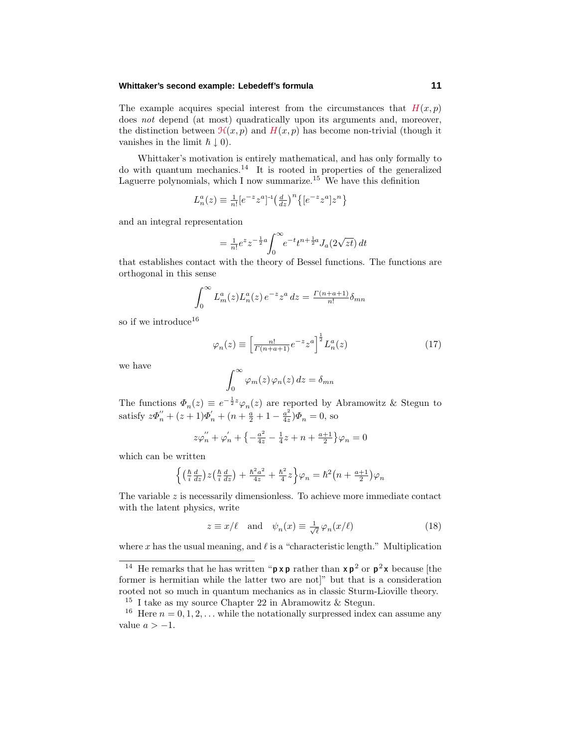The example acquires special interest from the circumstances that $H(x,p)$ does *not* depend (at most) quadratically upon its arguments and, moreover, the distinction between $\mathcal{H}(x,p)$ and $H(x,p)$ has become non-trivial (though it vanishes in the limit $\hbar \downarrow 0$).

Whittaker's motivation is entirely mathematical, and has only formally to do with quantum mechanics.[14] It is rooted in properties of the generalized Laguerre polynomials, which I now summarize.[15] We have this definition

$$L_n^a(z) \equiv \tfrac{1}{n!}[e^{-z}z^a]^{-1}\big(\tfrac{d}{dz}\big)^n\big\{[e^{-z}z^a]z^n\big\}$$

and an integral representation

$$= \tfrac{1}{n!}e^z z^{-\frac{1}{2}a}\int_0^\infty e^{-t}t^{n+\frac{1}{2}a}J_a(2\sqrt{zt})\,dt$$

that establishes contact with the theory of Bessel functions. The functions are orthogonal in this sense

$$\int_0^\infty L_m^a(z)L_n^a(z)\,e^{-z}z^a\,dz = \tfrac{\Gamma(n+a+1)}{n!}\delta_{mn}$$

so if we introduce[16]

$$\varphi_n(z) \equiv \Big[\tfrac{n!}{\Gamma(n+a+1)}e^{-z}z^a\Big]^{\frac{1}{2}}L_n^a(z) \tag{17}$$

we have

$$\int_0^\infty \varphi_m(z)\,\varphi_n(z)\,dz = \delta_{mn}$$

The functions $\Phi_n(z) \equiv e^{-\frac{1}{2}z}\varphi_n(z)$ are reported by Abramowitz & Stegun to satisfy $z\Phi_n'' + (z+1)\Phi_n' + (n + \frac{a}{2} + 1 - \frac{a^2}{4z})\Phi_n = 0$, so

$$z\varphi_n'' + \varphi_n' + \big\{-\tfrac{a^2}{4z} - \tfrac{1}{4}z + n + \tfrac{a+1}{2}\big\}\varphi_n = 0$$

which can be written

$$\Big\{\big(\tfrac{\hbar}{i}\tfrac{d}{dz}\big)z\big(\tfrac{\hbar}{i}\tfrac{d}{dz}\big) + \tfrac{\hbar^2a^2}{4z} + \tfrac{\hbar^2}{4}z\Big\}\varphi_n = \hbar^2\big(n + \tfrac{a+1}{2}\big)\varphi_n$$

The variable $z$ is necessarily dimensionless. To achieve more immediate contact with the latent physics, write

$$z \equiv x/\ell \quad\text{and}\quad \psi_n(x) \equiv \tfrac{1}{\sqrt{\ell}}\,\varphi_n(x/\ell) \tag{18}$$

where $x$ has the usual meaning, and $\ell$ is a "characteristic length." Multiplication

---

[14] He remarks that he has written "$\mathbf{p\,x\,p}$ rather than $\mathbf{x\,p}^2$ or $\mathbf{p}^2\mathbf{x}$ because [the former is hermitian while the latter two are not]" but that is a consideration rooted not so much in quantum mechanics as in classic Sturm-Lioville theory.

[15] I take as my source Chapter 22 in Abramowitz & Stegun.

[16] Here $n = 0, 1, 2, \ldots$ while the notationally surpressed index can assume any value $a > -1$.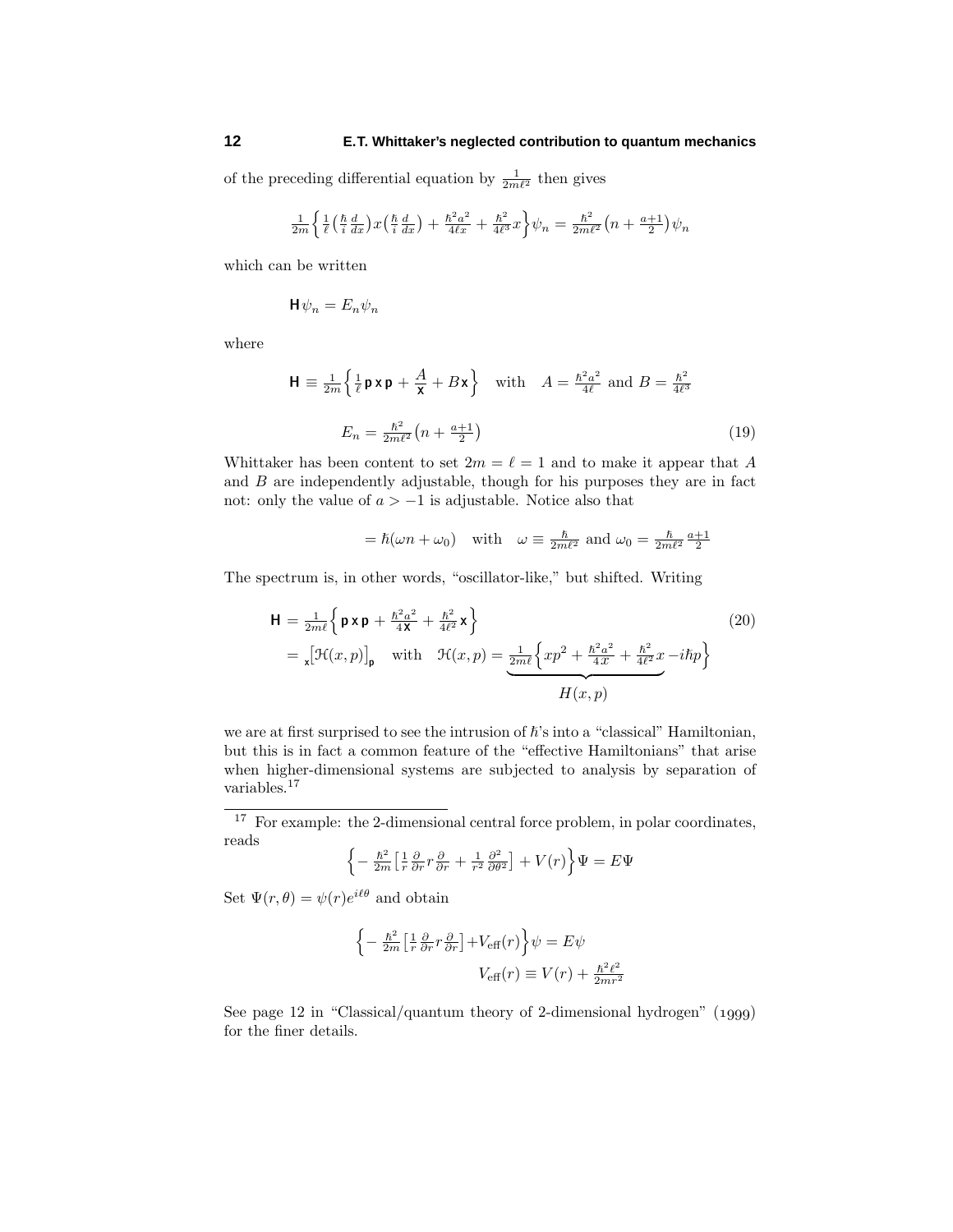of the preceding differential equation by $\frac{1}{2m\ell^2}$ then gives

$$\tfrac{1}{2m}\Big\{\tfrac{1}{\ell}\big(\tfrac{\hbar}{i}\tfrac{d}{dx}\big)x\big(\tfrac{\hbar}{i}\tfrac{d}{dx}\big)+\tfrac{\hbar^2a^2}{4\ell x}+\tfrac{\hbar^2}{4\ell^3}x\Big\}\psi_n=\tfrac{\hbar^2}{2m\ell^2}\big(n+\tfrac{a+1}{2}\big)\psi_n$$

which can be written

$$\mathsf{H}\,\psi_n=E_n\psi_n$$

where

$$\mathsf{H}\equiv\tfrac{1}{2m}\Big\{\tfrac{1}{\ell}\,\mathsf{p\,x\,p}+\frac{A}{\mathsf{x}}+B\,\mathsf{x}\Big\}\quad\text{with}\quad A=\tfrac{\hbar^2a^2}{4\ell}\text{ and }B=\tfrac{\hbar^2}{4\ell^3}$$

$$E_n=\tfrac{\hbar^2}{2m\ell^2}\big(n+\tfrac{a+1}{2}\big)\tag{19}$$

Whittaker has been content to set $2m=\ell=1$ and to make it appear that $A$ and $B$ are independently adjustable, though for his purposes they are in fact not: only the value of $a>-1$ is adjustable. Notice also that

$$=\hbar(\omega n+\omega_0)\quad\text{with}\quad\omega\equiv\tfrac{\hbar}{2m\ell^2}\text{ and }\omega_0=\tfrac{\hbar}{2m\ell^2}\tfrac{a+1}{2}$$

The spectrum is, in other words, "oscillator-like," but shifted. Writing

$$\begin{aligned}\mathsf{H}&=\tfrac{1}{2m\ell}\Big\{\mathsf{p\,x\,p}+\tfrac{\hbar^2a^2}{4\mathsf{X}}+\tfrac{\hbar^2}{4\ell^2}\,\mathsf{x}\Big\}\\&={}_{\mathsf{x}}\big[\mathcal{H}(x,p)\big]_{\mathsf{p}}\quad\text{with}\quad\mathcal{H}(x,p)=\underbrace{\tfrac{1}{2m\ell}\Big\{xp^2+\tfrac{\hbar^2a^2}{4x}+\tfrac{\hbar^2}{4\ell^2}x}_{H(x,p)}-i\hbar p\Big\}\end{aligned}\tag{20}$$

we are at first surprised to see the intrusion of $\hbar$'s into a "classical" Hamiltonian, but this is in fact a common feature of the "effective Hamiltonians" that arise when higher-dimensional systems are subjected to analysis by separation of variables.[17]

---

[17] For example: the 2-dimensional central force problem, in polar coordinates, reads

$$\Big\{-\tfrac{\hbar^2}{2m}\big[\tfrac{1}{r}\tfrac{\partial}{\partial r}r\tfrac{\partial}{\partial r}+\tfrac{1}{r^2}\tfrac{\partial^2}{\partial\theta^2}\big]+V(r)\Big\}\Psi=E\Psi$$

Set $\Psi(r,\theta)=\psi(r)e^{i\ell\theta}$ and obtain

$$\Big\{-\tfrac{\hbar^2}{2m}\big[\tfrac{1}{r}\tfrac{\partial}{\partial r}r\tfrac{\partial}{\partial r}\big]+V_{\text{eff}}(r)\Big\}\psi=E\psi$$

$$V_{\text{eff}}(r)\equiv V(r)+\tfrac{\hbar^2\ell^2}{2mr^2}$$

See page 12 in "Classical/quantum theory of 2-dimensional hydrogen" (1999) for the finer details.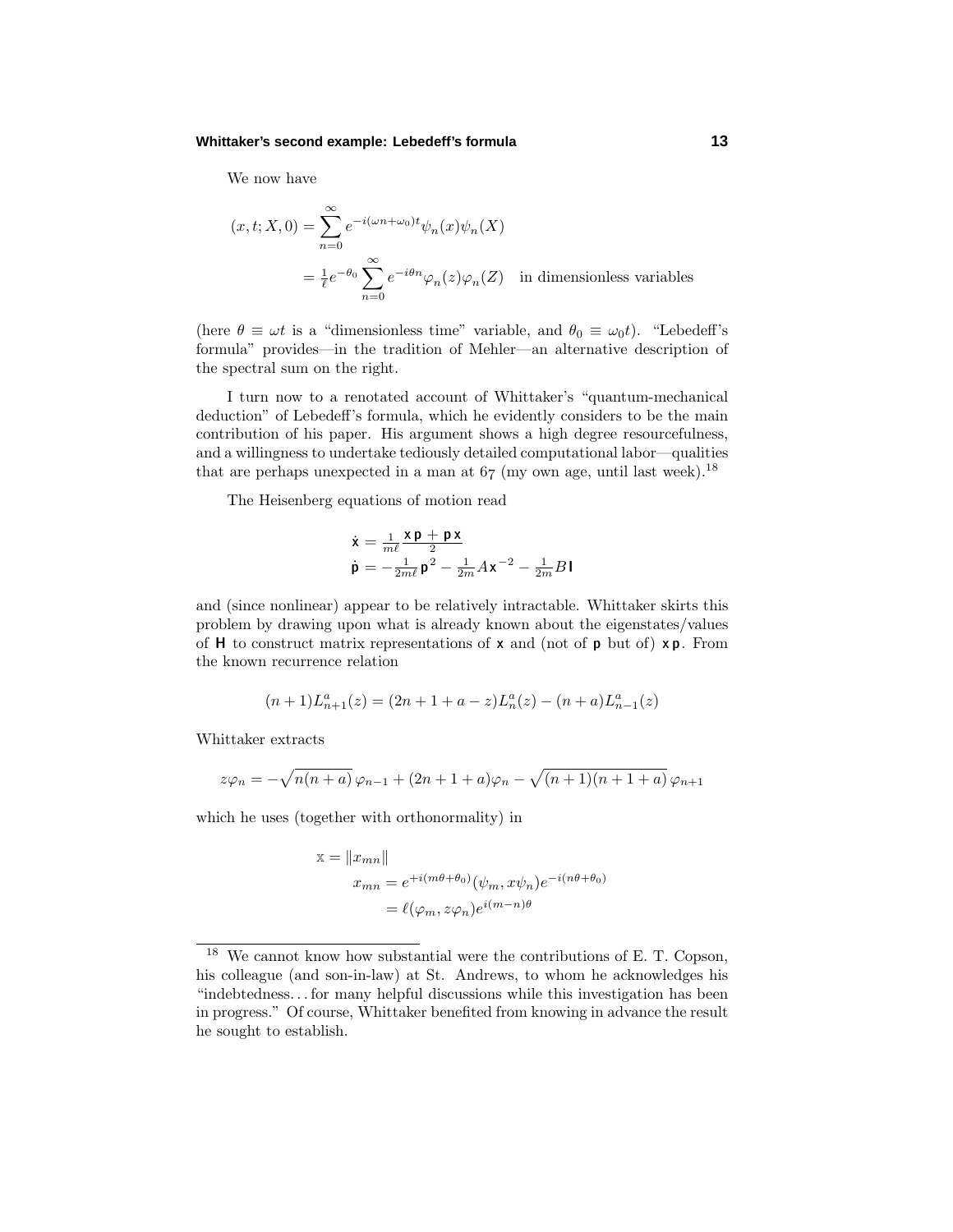We now have

$$
\begin{aligned}
(x,t;X,0) &= \sum_{n=0}^{\infty} e^{-i(\omega n+\omega_0)t}\psi_n(x)\psi_n(X) \\
&= \tfrac{1}{\ell}e^{-\theta_0}\sum_{n=0}^{\infty} e^{-i\theta n}\varphi_n(z)\varphi_n(Z) \quad \text{in dimensionless variables}
\end{aligned}
$$

(here $\theta \equiv \omega t$ is a "dimensionless time" variable, and $\theta_0 \equiv \omega_0 t$). "Lebedeff's formula" provides—in the tradition of Mehler—an alternative description of the spectral sum on the right.

I turn now to a renotated account of Whittaker's "quantum-mechanical deduction" of Lebedeff's formula, which he evidently considers to be the main contribution of his paper. His argument shows a high degree resourcefulness, and a willingness to undertake tediously detailed computational labor—qualities that are perhaps unexpected in a man at 67 (my own age, until last week).[18]

The Heisenberg equations of motion read

$$
\begin{aligned}
\dot{\mathbf{x}} &= \tfrac{1}{m\ell}\frac{\mathbf{x}\,\mathbf{p}+\mathbf{p}\,\mathbf{x}}{2} \\
\dot{\mathbf{p}} &= -\tfrac{1}{2m\ell}\mathbf{p}^2 - \tfrac{1}{2m}A\mathbf{x}^{-2} - \tfrac{1}{2m}B\,\mathbf{I}
\end{aligned}
$$

and (since nonlinear) appear to be relatively intractable. Whittaker skirts this problem by drawing upon what is already known about the eigenstates/values of $\mathbf{H}$ to construct matrix representations of $\mathbf{x}$ and (not of $\mathbf{p}$ but of) $\mathbf{x}\,\mathbf{p}$. From the known recurrence relation

$$
(n+1)L_{n+1}^a(z) = (2n+1+a-z)L_n^a(z) - (n+a)L_{n-1}^a(z)
$$

Whittaker extracts

$$
z\varphi_n = -\sqrt{n(n+a)}\,\varphi_{n-1} + (2n+1+a)\varphi_n - \sqrt{(n+1)(n+1+a)}\,\varphi_{n+1}
$$

which he uses (together with orthonormality) in

$$
\begin{aligned}
\mathbb{x} &= \|x_{mn}\| \\
x_{mn} &= e^{+i(m\theta+\theta_0)}(\psi_m, x\psi_n)e^{-i(n\theta+\theta_0)} \\
&= \ell(\varphi_m, z\varphi_n)e^{i(m-n)\theta}
\end{aligned}
$$

---

[18] We cannot know how substantial were the contributions of E. T. Copson, his colleague (and son-in-law) at St. Andrews, to whom he acknowledges his "indebtedness. . . for many helpful discussions while this investigation has been in progress." Of course, Whittaker benefited from knowing in advance the result he sought to establish.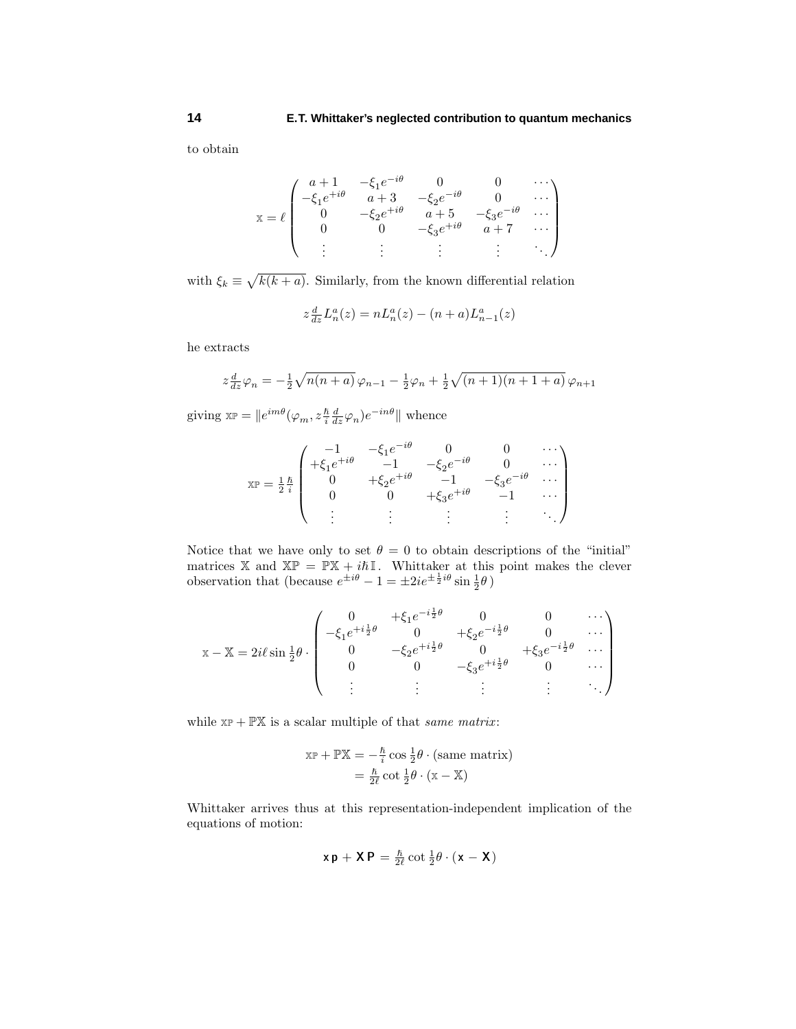to obtain

$$
\mathbb{x} = \ell \begin{pmatrix} a+1 & -\xi_1 e^{-i\theta} & 0 & 0 & \cdots \\ -\xi_1 e^{+i\theta} & a+3 & -\xi_2 e^{-i\theta} & 0 & \cdots \\ 0 & -\xi_2 e^{+i\theta} & a+5 & -\xi_3 e^{-i\theta} & \cdots \\ 0 & 0 & -\xi_3 e^{+i\theta} & a+7 & \cdots \\ \vdots & \vdots & \vdots & \vdots & \ddots \end{pmatrix}
$$

with $\xi_k \equiv \sqrt{k(k+a)}$. Similarly, from the known differential relation

$$
z\tfrac{d}{dz} L_n^a(z) = n L_n^a(z) - (n+a) L_{n-1}^a(z)
$$

he extracts

$$
z\tfrac{d}{dz}\varphi_n = -\tfrac{1}{2}\sqrt{n(n+a)}\,\varphi_{n-1} - \tfrac{1}{2}\varphi_n + \tfrac{1}{2}\sqrt{(n+1)(n+1+a)}\,\varphi_{n+1}
$$

giving $\mathbb{xp} = \| e^{im\theta}(\varphi_m, z\frac{\hbar}{i}\frac{d}{dz}\varphi_n)e^{-in\theta}\|$ whence

$$
\mathbb{xp} = \tfrac{1}{2}\tfrac{\hbar}{i} \begin{pmatrix} -1 & -\xi_1 e^{-i\theta} & 0 & 0 & \cdots \\ +\xi_1 e^{+i\theta} & -1 & -\xi_2 e^{-i\theta} & 0 & \cdots \\ 0 & +\xi_2 e^{+i\theta} & -1 & -\xi_3 e^{-i\theta} & \cdots \\ 0 & 0 & +\xi_3 e^{+i\theta} & -1 & \cdots \\ \vdots & \vdots & \vdots & \vdots & \ddots \end{pmatrix}
$$

Notice that we have only to set $\theta = 0$ to obtain descriptions of the "initial" matrices $\mathbb{X}$ and $\mathbb{XP} = \mathbb{PX} + i\hbar\mathbb{I}$. Whittaker at this point makes the clever observation that (because $e^{\pm i\theta} - 1 = \pm 2ie^{\pm\frac{1}{2}i\theta}\sin\frac{1}{2}\theta$ )

$$
\mathbb{x} - \mathbb{X} = 2i\ell\sin\tfrac{1}{2}\theta \cdot \begin{pmatrix} 0 & +\xi_1 e^{-i\frac{1}{2}\theta} & 0 & 0 & \cdots \\ -\xi_1 e^{+i\frac{1}{2}\theta} & 0 & +\xi_2 e^{-i\frac{1}{2}\theta} & 0 & \cdots \\ 0 & -\xi_2 e^{+i\frac{1}{2}\theta} & 0 & +\xi_3 e^{-i\frac{1}{2}\theta} & \cdots \\ 0 & 0 & -\xi_3 e^{+i\frac{1}{2}\theta} & 0 & \cdots \\ \vdots & \vdots & \vdots & \vdots & \ddots \end{pmatrix}
$$

while $\mathbb{xp} + \mathbb{PX}$ is a scalar multiple of that *same matrix*:

$$
\begin{aligned}
\mathbb{xp} + \mathbb{PX} &= -\tfrac{\hbar}{i}\cos\tfrac{1}{2}\theta \cdot (\text{same matrix}) \\
&= \tfrac{\hbar}{2\ell}\cot\tfrac{1}{2}\theta \cdot (\mathbb{x} - \mathbb{X})
\end{aligned}
$$

Whittaker arrives thus at this representation-independent implication of the equations of motion:

$$
\mathbf{x}\,\mathbf{p} + \mathbf{X}\,\mathbf{P} = \tfrac{\hbar}{2\ell}\cot\tfrac{1}{2}\theta \cdot (\mathbf{x} - \mathbf{X})
$$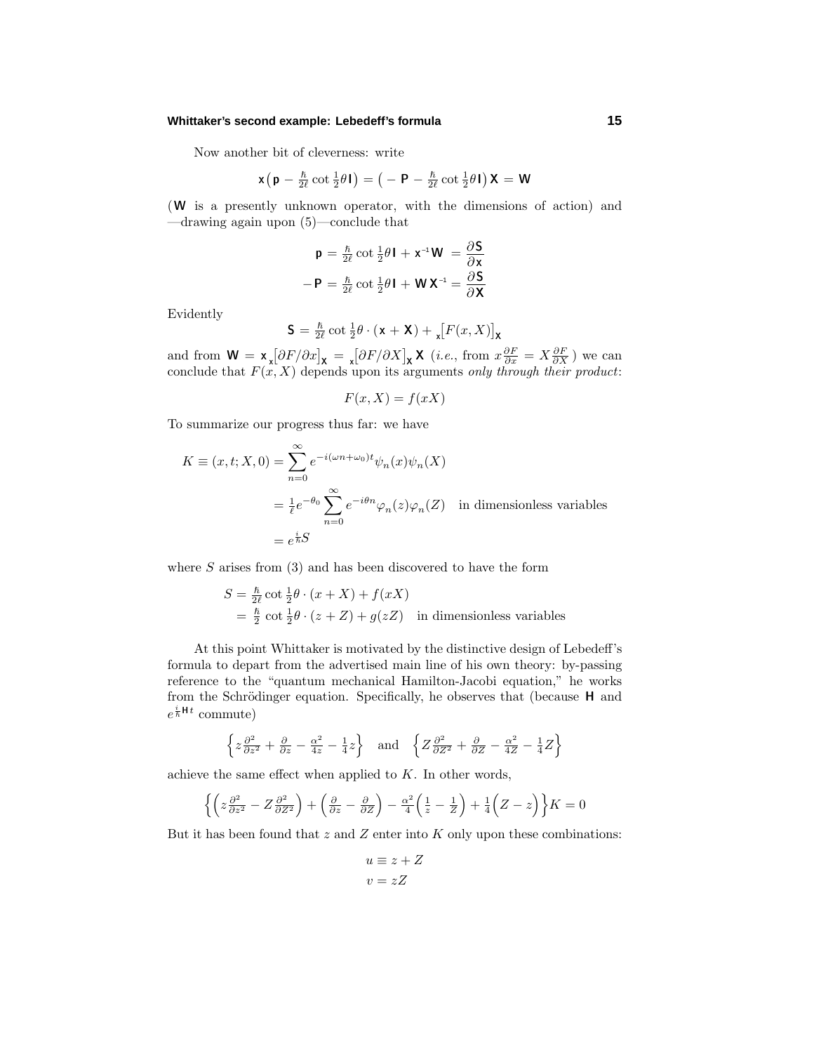Now another bit of cleverness: write

$$\mathbf{x}\big(\mathbf{p} - \tfrac{\hbar}{2\ell}\cot\tfrac{1}{2}\theta\mathbf{I}\big) = \big(-\mathbf{P} - \tfrac{\hbar}{2\ell}\cot\tfrac{1}{2}\theta\mathbf{I}\big)\,\mathbf{X} = \mathbf{W}$$

($\mathbf{W}$ is a presently unknown operator, with the dimensions of action) and —drawing again upon (5)—conclude that

$$\begin{aligned}
\mathbf{p} &= \tfrac{\hbar}{2\ell}\cot\tfrac{1}{2}\theta\mathbf{I} + \mathbf{x}^{-1}\mathbf{W} = \frac{\partial\mathbf{S}}{\partial\mathbf{x}}\\
-\mathbf{P} &= \tfrac{\hbar}{2\ell}\cot\tfrac{1}{2}\theta\mathbf{I} + \mathbf{W}\,\mathbf{X}^{-1} = \frac{\partial\mathbf{S}}{\partial\mathbf{X}}
\end{aligned}$$

Evidently

$$\mathbf{S} = \tfrac{\hbar}{2\ell}\cot\tfrac{1}{2}\theta\cdot(\mathbf{x}+\mathbf{X}) + {}_{\mathbf{x}}\big[F(x,X)\big]_{\mathbf{X}}$$

and from $\mathbf{W} = \mathbf{x}\,{}_{\mathbf{x}}\big[\partial F/\partial x\big]_{\mathbf{X}} = {}_{\mathbf{x}}\big[\partial F/\partial X\big]_{\mathbf{X}}\,\mathbf{X}$ (*i.e.*, from $x\frac{\partial F}{\partial x} = X\frac{\partial F}{\partial X}$) we can conclude that $F(x,X)$ depends upon its arguments *only through their product*:

$$F(x,X) = f(xX)$$

To summarize our progress thus far: we have

$$\begin{aligned}
K \equiv (x,t;X,0) &= \sum_{n=0}^{\infty} e^{-i(\omega n+\omega_0)t}\psi_n(x)\psi_n(X)\\
&= \tfrac{1}{\ell}e^{-\theta_0}\sum_{n=0}^{\infty} e^{-i\theta n}\varphi_n(z)\varphi_n(Z) \quad \text{in dimensionless variables}\\
&= e^{\frac{i}{\hbar}S}
\end{aligned}$$

where $S$ arises from (3) and has been discovered to have the form

$$\begin{aligned}
S &= \tfrac{\hbar}{2\ell}\cot\tfrac{1}{2}\theta\cdot(x+X) + f(xX)\\
&= \tfrac{\hbar}{2}\cot\tfrac{1}{2}\theta\cdot(z+Z) + g(zZ) \quad \text{in dimensionless variables}
\end{aligned}$$

At this point Whittaker is motivated by the distinctive design of Lebedeff's formula to depart from the advertised main line of his own theory: by-passing reference to the "quantum mechanical Hamilton-Jacobi equation," he works from the Schrödinger equation. Specifically, he observes that (because $\mathbf{H}$ and $e^{\frac{i}{\hbar}\mathbf{H}t}$ commute)

$$\Big\{z\tfrac{\partial^2}{\partial z^2} + \tfrac{\partial}{\partial z} - \tfrac{\alpha^2}{4z} - \tfrac{1}{4}z\Big\} \quad \text{and} \quad \Big\{Z\tfrac{\partial^2}{\partial Z^2} + \tfrac{\partial}{\partial Z} - \tfrac{\alpha^2}{4Z} - \tfrac{1}{4}Z\Big\}$$

achieve the same effect when applied to $K$. In other words,

$$\Big\{\Big(z\tfrac{\partial^2}{\partial z^2} - Z\tfrac{\partial^2}{\partial Z^2}\Big) + \Big(\tfrac{\partial}{\partial z} - \tfrac{\partial}{\partial Z}\Big) - \tfrac{\alpha^2}{4}\Big(\tfrac{1}{z} - \tfrac{1}{Z}\Big) + \tfrac{1}{4}\Big(Z - z\Big)\Big\}K = 0$$

But it has been found that $z$ and $Z$ enter into $K$ only upon these combinations:

$$\begin{aligned}
u &\equiv z + Z\\
v &= zZ
\end{aligned}$$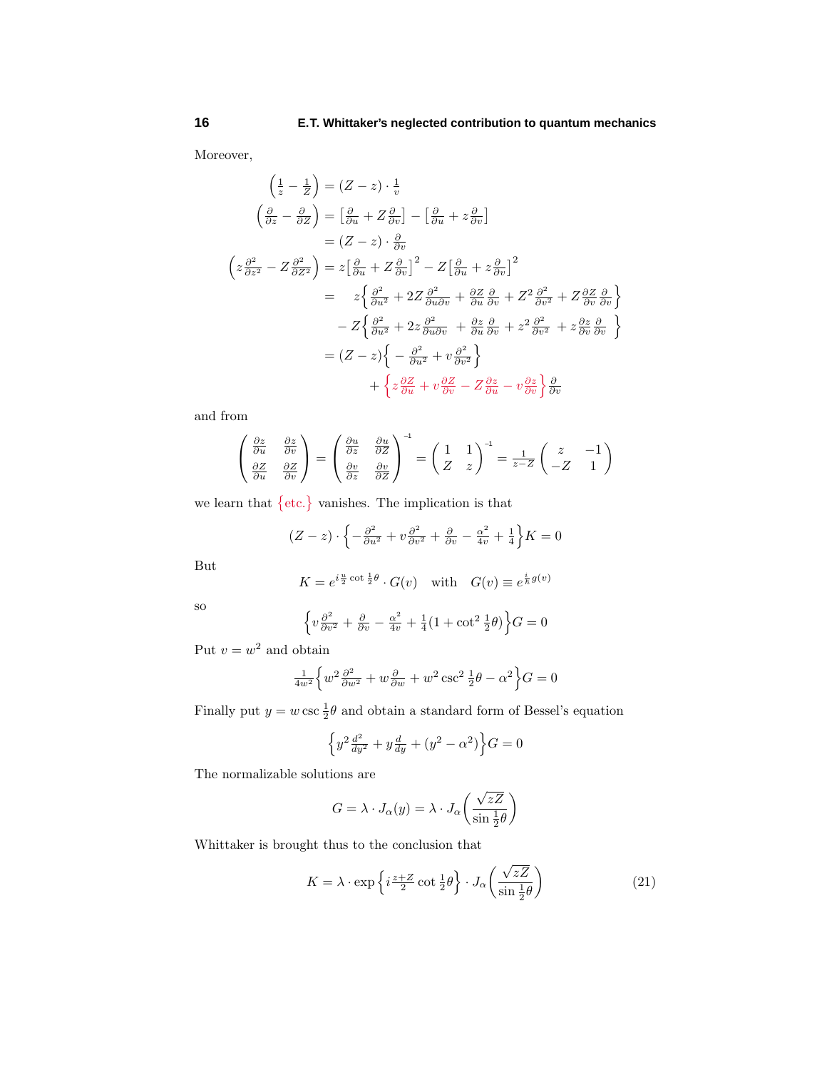Moreover,

$$
\begin{aligned}
\left(\tfrac{1}{z} - \tfrac{1}{Z}\right) &= (Z-z)\cdot\tfrac{1}{v}\\
\left(\tfrac{\partial}{\partial z} - \tfrac{\partial}{\partial Z}\right) &= \left[\tfrac{\partial}{\partial u} + Z\tfrac{\partial}{\partial v}\right] - \left[\tfrac{\partial}{\partial u} + z\tfrac{\partial}{\partial v}\right]\\
&= (Z-z)\cdot\tfrac{\partial}{\partial v}\\
\left(z\tfrac{\partial^2}{\partial z^2} - Z\tfrac{\partial^2}{\partial Z^2}\right) &= z\left[\tfrac{\partial}{\partial u} + Z\tfrac{\partial}{\partial v}\right]^2 - Z\left[\tfrac{\partial}{\partial u} + z\tfrac{\partial}{\partial v}\right]^2\\
&= \quad z\Big\{\tfrac{\partial^2}{\partial u^2} + 2Z\tfrac{\partial^2}{\partial u\partial v} + \tfrac{\partial Z}{\partial u}\tfrac{\partial}{\partial v} + Z^2\tfrac{\partial^2}{\partial v^2} + Z\tfrac{\partial Z}{\partial v}\tfrac{\partial}{\partial v}\Big\}\\
&\quad - Z\Big\{\tfrac{\partial^2}{\partial u^2} + 2z\tfrac{\partial^2}{\partial u\partial v} + \tfrac{\partial z}{\partial u}\tfrac{\partial}{\partial v} + z^2\tfrac{\partial^2}{\partial v^2} + z\tfrac{\partial z}{\partial v}\tfrac{\partial}{\partial v}\Big\}\\
&= (Z-z)\Big\{-\tfrac{\partial^2}{\partial u^2} + v\tfrac{\partial^2}{\partial v^2}\Big\}\\
&\qquad + \Big\{z\tfrac{\partial Z}{\partial u} + v\tfrac{\partial Z}{\partial v} - Z\tfrac{\partial z}{\partial u} - v\tfrac{\partial z}{\partial v}\Big\}\tfrac{\partial}{\partial v}
\end{aligned}
$$

and from

$$
\begin{pmatrix} \frac{\partial z}{\partial u} & \frac{\partial z}{\partial v} \\ \frac{\partial Z}{\partial u} & \frac{\partial Z}{\partial v} \end{pmatrix} = \begin{pmatrix} \frac{\partial u}{\partial z} & \frac{\partial u}{\partial Z} \\ \frac{\partial v}{\partial z} & \frac{\partial v}{\partial Z} \end{pmatrix}^{-1} = \begin{pmatrix} 1 & 1 \\ Z & z \end{pmatrix}^{-1} = \frac{1}{z-Z}\begin{pmatrix} z & -1 \\ -Z & 1 \end{pmatrix}
$$

we learn that $\{\text{etc.}\}$ vanishes. The implication is that

$$
(Z-z)\cdot\Big\{-\tfrac{\partial^2}{\partial u^2} + v\tfrac{\partial^2}{\partial v^2} + \tfrac{\partial}{\partial v} - \tfrac{\alpha^2}{4v} + \tfrac{1}{4}\Big\}K = 0
$$

But

$$
K = e^{i\frac{u}{2}\cot\frac{1}{2}\theta}\cdot G(v) \quad \text{with} \quad G(v) \equiv e^{\frac{i}{\hbar}g(v)}
$$

so

$$
\Big\{v\tfrac{\partial^2}{\partial v^2} + \tfrac{\partial}{\partial v} - \tfrac{\alpha^2}{4v} + \tfrac{1}{4}(1+\cot^2\tfrac{1}{2}\theta)\Big\}G = 0
$$

Put $v = w^2$ and obtain

$$
\tfrac{1}{4w^2}\Big\{w^2\tfrac{\partial^2}{\partial w^2} + w\tfrac{\partial}{\partial w} + w^2\csc^2\tfrac{1}{2}\theta - \alpha^2\Big\}G = 0
$$

Finally put $y = w\csc\frac{1}{2}\theta$ and obtain a standard form of Bessel's equation

$$
\Big\{y^2\tfrac{d^2}{dy^2} + y\tfrac{d}{dy} + (y^2 - \alpha^2)\Big\}G = 0
$$

The normalizable solutions are

$$
G = \lambda\cdot J_\alpha(y) = \lambda\cdot J_\alpha\bigg(\frac{\sqrt{zZ}}{\sin\frac{1}{2}\theta}\bigg)
$$

Whittaker is brought thus to the conclusion that

$$
K = \lambda\cdot\exp\Big\{i\tfrac{z+Z}{2}\cot\tfrac{1}{2}\theta\Big\}\cdot J_\alpha\bigg(\frac{\sqrt{zZ}}{\sin\frac{1}{2}\theta}\bigg) \tag{21}
$$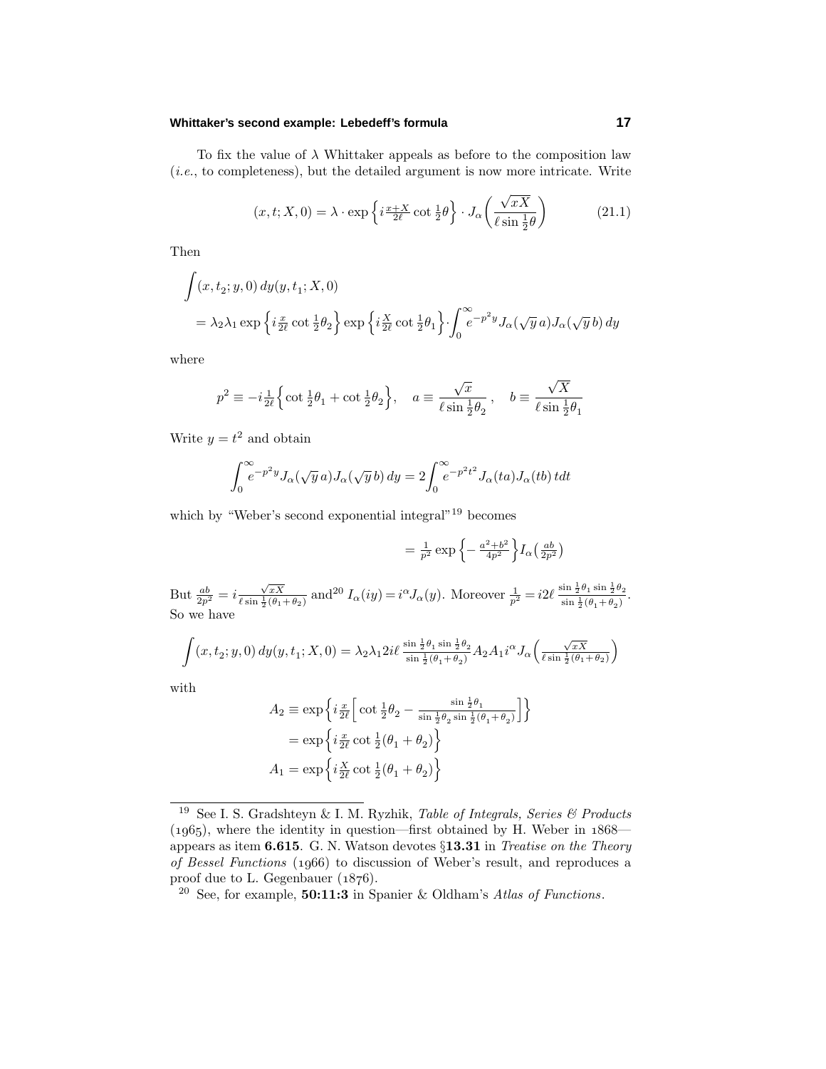To fix the value of $\lambda$ Whittaker appeals as before to the composition law (*i.e.*, to completeness), but the detailed argument is now more intricate. Write

$$(x,t;X,0) = \lambda\cdot\exp\Big\{i\tfrac{x+X}{2\ell}\cot\tfrac{1}{2}\theta\Big\}\cdot J_\alpha\bigg(\frac{\sqrt{xX}}{\ell\sin\frac{1}{2}\theta}\bigg) \tag{21.1}$$

Then

$$\begin{aligned}
&\int(x,t_2;y,0)\,dy(y,t_1;X,0)\\
&= \lambda_2\lambda_1\exp\Big\{i\tfrac{x}{2\ell}\cot\tfrac{1}{2}\theta_2\Big\}\exp\Big\{i\tfrac{X}{2\ell}\cot\tfrac{1}{2}\theta_1\Big\}\cdot\int_0^\infty e^{-p^2 y}J_\alpha(\sqrt{y}\,a)J_\alpha(\sqrt{y}\,b)\,dy
\end{aligned}$$

where

$$p^2 \equiv -i\tfrac{1}{2\ell}\Big\{\cot\tfrac{1}{2}\theta_1+\cot\tfrac{1}{2}\theta_2\Big\},\quad a\equiv\frac{\sqrt{x}}{\ell\sin\frac{1}{2}\theta_2}\,,\quad b\equiv\frac{\sqrt{X}}{\ell\sin\frac{1}{2}\theta_1}$$

Write $y=t^2$ and obtain

$$\int_0^\infty e^{-p^2 y}J_\alpha(\sqrt{y}\,a)J_\alpha(\sqrt{y}\,b)\,dy = 2\int_0^\infty e^{-p^2t^2}J_\alpha(ta)J_\alpha(tb)\,tdt$$

which by "Weber's second exponential integral"[19] becomes

$$= \tfrac{1}{p^2}\exp\Big\{-\tfrac{a^2+b^2}{4p^2}\Big\}I_\alpha\big(\tfrac{ab}{2p^2}\big)$$

But $\frac{ab}{2p^2} = i\frac{\sqrt{xX}}{\ell\sin\frac{1}{2}(\theta_1+\theta_2)}$ and[20] $I_\alpha(iy) = i^\alpha J_\alpha(y)$. Moreover $\frac{1}{p^2} = i2\ell\,\frac{\sin\frac{1}{2}\theta_1\sin\frac{1}{2}\theta_2}{\sin\frac{1}{2}(\theta_1+\theta_2)}$. So we have

$$\int(x,t_2;y,0)\,dy(y,t_1;X,0) = \lambda_2\lambda_1 2i\ell\,\tfrac{\sin\frac{1}{2}\theta_1\sin\frac{1}{2}\theta_2}{\sin\frac{1}{2}(\theta_1+\theta_2)}A_2A_1 i^\alpha J_\alpha\Big(\tfrac{\sqrt{xX}}{\ell\sin\frac{1}{2}(\theta_1+\theta_2)}\Big)$$

with

$$\begin{aligned}
A_2 &\equiv \exp\Big\{i\tfrac{x}{2\ell}\Big[\cot\tfrac{1}{2}\theta_2 - \tfrac{\sin\frac{1}{2}\theta_1}{\sin\frac{1}{2}\theta_2\sin\frac{1}{2}(\theta_1+\theta_2)}\Big]\Big\}\\
&= \exp\Big\{i\tfrac{x}{2\ell}\cot\tfrac{1}{2}(\theta_1+\theta_2)\Big\}\\
A_1 &= \exp\Big\{i\tfrac{X}{2\ell}\cot\tfrac{1}{2}(\theta_1+\theta_2)\Big\}
\end{aligned}$$

---

[19] See I. S. Gradshteyn & I. M. Ryzhik, *Table of Integrals, Series & Products* (1965), where the identity in question—first obtained by H. Weber in 1868—appears as item **6.615**. G. N. Watson devotes §**13.31** in *Treatise on the Theory of Bessel Functions* (1966) to discussion of Weber's result, and reproduces a proof due to L. Gegenbauer (1876).

[20] See, for example, **50:11:3** in Spanier & Oldham's *Atlas of Functions*.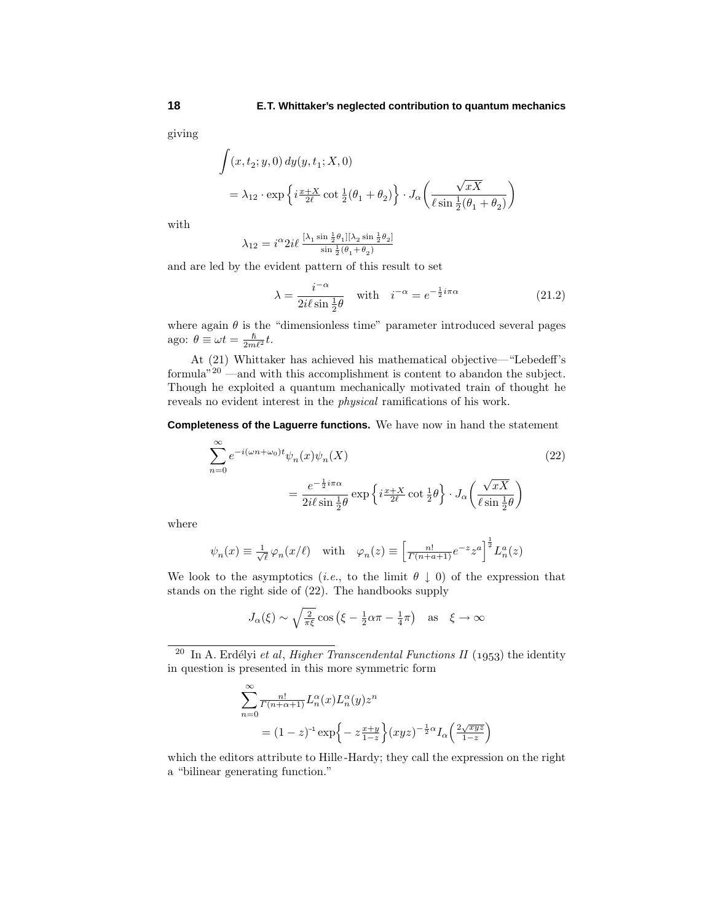giving

$$
\begin{aligned}
&\int (x,t_2;y,0)\,dy(y,t_1;X,0)\\
&\quad = \lambda_{12}\cdot \exp\Big\{ i\tfrac{x+X}{2\ell}\cot\tfrac{1}{2}(\theta_1+\theta_2)\Big\}\cdot J_\alpha\bigg(\frac{\sqrt{xX}}{\ell\sin\frac{1}{2}(\theta_1+\theta_2)}\bigg)
\end{aligned}
$$

with

$$
\lambda_{12} = i^\alpha 2i\ell\,\tfrac{[\lambda_1\sin\frac{1}{2}\theta_1][\lambda_2\sin\frac{1}{2}\theta_2]}{\sin\frac{1}{2}(\theta_1+\theta_2)}
$$

and are led by the evident pattern of this result to set

$$
\lambda = \frac{i^{-\alpha}}{2i\ell\sin\frac{1}{2}\theta}\quad\text{with}\quad i^{-\alpha} = e^{-\frac{1}{2}i\pi\alpha} \tag{21.2}
$$

where again $\theta$ is the "dimensionless time" parameter introduced several pages ago: $\theta\equiv\omega t = \frac{\hbar}{2m\ell^2}t$.

At (21) Whittaker has achieved his mathematical objective—"Lebedeff's formula"[20] —and with this accomplishment is content to abandon the subject. Though he exploited a quantum mechanically motivated train of thought he reveals no evident interest in the *physical* ramifications of his work.

**Completeness of the Laguerre functions.** We have now in hand the statement

$$
\begin{aligned}
&\sum_{n=0}^\infty e^{-i(\omega n+\omega_0)t}\psi_n(x)\psi_n(X) \\
&\qquad\qquad = \frac{e^{-\frac{1}{2}i\pi\alpha}}{2i\ell\sin\frac{1}{2}\theta}\exp\Big\{ i\tfrac{x+X}{2\ell}\cot\tfrac{1}{2}\theta\Big\}\cdot J_\alpha\bigg(\frac{\sqrt{xX}}{\ell\sin\frac{1}{2}\theta}\bigg)
\end{aligned}
\tag{22}
$$

where

$$
\psi_n(x)\equiv\tfrac{1}{\sqrt{\ell}}\,\varphi_n(x/\ell)\quad\text{with}\quad \varphi_n(z)\equiv\Big[\tfrac{n!}{\Gamma(n+a+1)}e^{-z}z^a\Big]^{\frac{1}{2}}L_n^a(z)
$$

We look to the asymptotics (*i.e.*, to the limit $\theta\downarrow 0$) of the expression that stands on the right side of (22). The handbooks supply

$$
J_\alpha(\xi)\sim\sqrt{\tfrac{2}{\pi\xi}}\cos\big(\xi-\tfrac{1}{2}\alpha\pi-\tfrac{1}{4}\pi\big)\quad\text{as}\quad \xi\to\infty
$$

---

[20] In A. Erdélyi *et al*, *Higher Transcendental Functions II* (1953) the identity in question is presented in this more symmetric form

$$
\begin{aligned}
&\sum_{n=0}^\infty \tfrac{n!}{\Gamma(n+\alpha+1)}L_n^\alpha(x)L_n^\alpha(y)z^n\\
&\quad = (1-z)^{-1}\exp\Big\{-z\tfrac{x+y}{1-z}\Big\}(xyz)^{-\frac{1}{2}\alpha}I_\alpha\Big(\tfrac{2\sqrt{xyz}}{1-z}\Big)
\end{aligned}
$$

which the editors attribute to Hille-Hardy; they call the expression on the right a "bilinear generating function."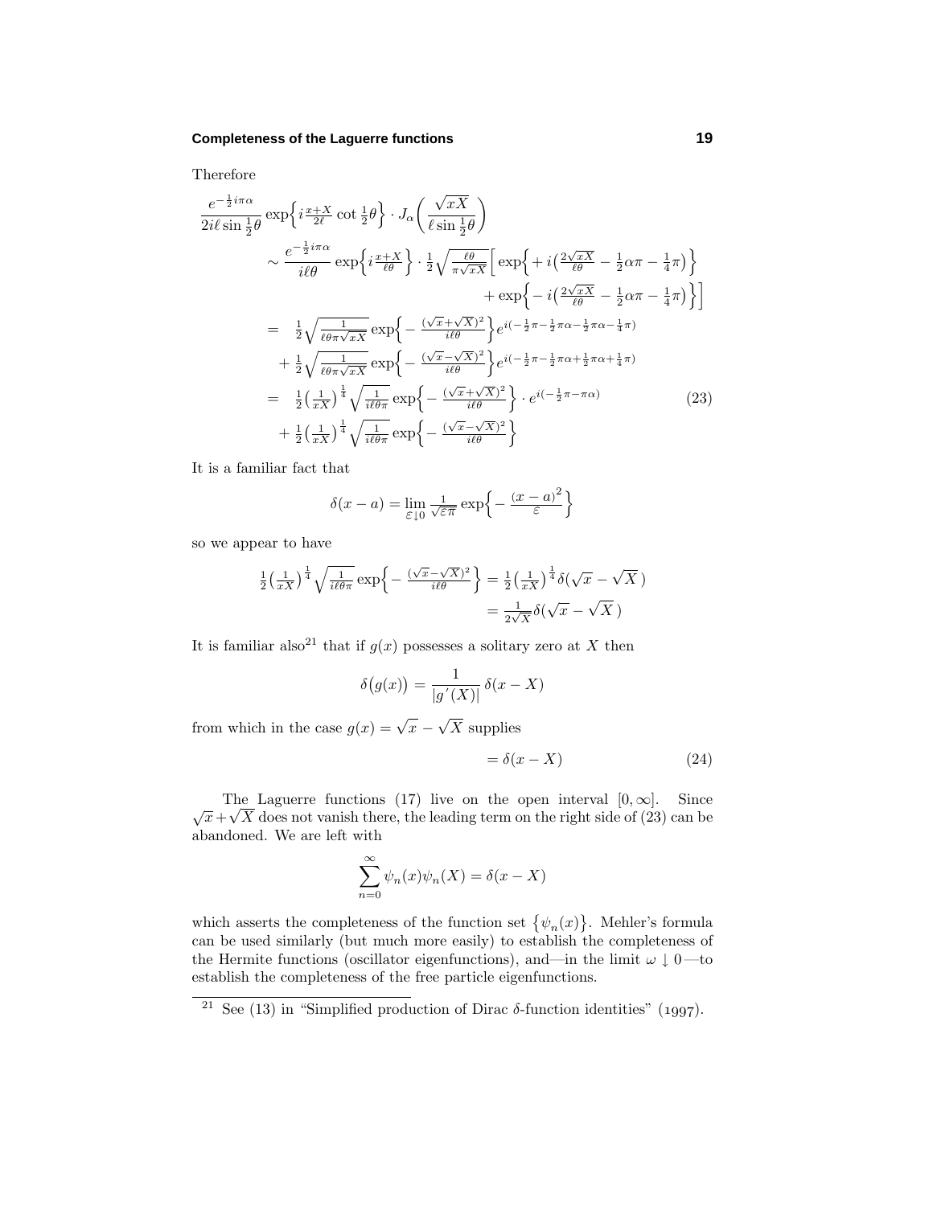Therefore

$$
\begin{aligned}
&\frac{e^{-\frac{1}{2}i\pi\alpha}}{2i\ell\sin\frac{1}{2}\theta}\exp\Big\{i\tfrac{x+X}{2\ell}\cot\tfrac{1}{2}\theta\Big\}\cdot J_\alpha\bigg(\frac{\sqrt{xX}}{\ell\sin\frac{1}{2}\theta}\bigg)\\
&\qquad\sim\frac{e^{-\frac{1}{2}i\pi\alpha}}{i\ell\theta}\exp\Big\{i\tfrac{x+X}{\ell\theta}\Big\}\cdot\tfrac{1}{2}\sqrt{\tfrac{\ell\theta}{\pi\sqrt{xX}}}\Big[\exp\Big\{+i\big(\tfrac{2\sqrt{xX}}{\ell\theta}-\tfrac{1}{2}\alpha\pi-\tfrac{1}{4}\pi\big)\Big\}\\
&\qquad\qquad\qquad\qquad\qquad\qquad\qquad+\exp\Big\{-i\big(\tfrac{2\sqrt{xX}}{\ell\theta}-\tfrac{1}{2}\alpha\pi-\tfrac{1}{4}\pi\big)\Big\}\Big]\\
&\qquad=\ \tfrac{1}{2}\sqrt{\tfrac{1}{\ell\theta\pi\sqrt{xX}}}\exp\Big\{-\tfrac{(\sqrt{x}+\sqrt{X})^2}{i\ell\theta}\Big\}e^{i(-\frac{1}{2}\pi-\frac{1}{2}\pi\alpha-\frac{1}{2}\pi\alpha-\frac{1}{4}\pi)}\\
&\qquad\quad+\tfrac{1}{2}\sqrt{\tfrac{1}{\ell\theta\pi\sqrt{xX}}}\exp\Big\{-\tfrac{(\sqrt{x}-\sqrt{X})^2}{i\ell\theta}\Big\}e^{i(-\frac{1}{2}\pi-\frac{1}{2}\pi\alpha+\frac{1}{2}\pi\alpha+\frac{1}{4}\pi)}\\
&\qquad=\ \tfrac{1}{2}\big(\tfrac{1}{xX}\big)^{\frac{1}{4}}\sqrt{\tfrac{1}{i\ell\theta\pi}}\exp\Big\{-\tfrac{(\sqrt{x}+\sqrt{X})^2}{i\ell\theta}\Big\}\cdot e^{i(-\frac{1}{2}\pi-\pi\alpha)}\\
&\qquad\quad+\tfrac{1}{2}\big(\tfrac{1}{xX}\big)^{\frac{1}{4}}\sqrt{\tfrac{1}{i\ell\theta\pi}}\exp\Big\{-\tfrac{(\sqrt{x}-\sqrt{X})^2}{i\ell\theta}\Big\}
\end{aligned}
\tag{23}
$$

It is a familiar fact that

$$
\delta(x-a)=\lim_{\varepsilon\downarrow 0}\frac{1}{\sqrt{\varepsilon\pi}}\exp\Big\{-\frac{(x-a)^2}{\varepsilon}\Big\}
$$

so we appear to have

$$
\begin{aligned}
\tfrac{1}{2}\big(\tfrac{1}{xX}\big)^{\frac{1}{4}}\sqrt{\tfrac{1}{i\ell\theta\pi}}\exp\Big\{-\tfrac{(\sqrt{x}-\sqrt{X})^2}{i\ell\theta}\Big\}&=\tfrac{1}{2}\big(\tfrac{1}{xX}\big)^{\frac{1}{4}}\delta(\sqrt{x}-\sqrt{X}\,)\\
&=\tfrac{1}{2\sqrt{X}}\delta(\sqrt{x}-\sqrt{X}\,)
\end{aligned}
$$

It is familiar also[21] that if $g(x)$ possesses a solitary zero at $X$ then

$$
\delta\big(g(x)\big)=\frac{1}{|g'(X)|}\,\delta(x-X)
$$

from which in the case $g(x)=\sqrt{x}-\sqrt{X}$ supplies

$$
=\delta(x-X)
\tag{24}
$$

The Laguerre functions (17) live on the open interval $[0,\infty]$. Since $\sqrt{x}+\sqrt{X}$ does not vanish there, the leading term on the right side of (23) can be abandoned. We are left with

$$
\sum_{n=0}^{\infty}\psi_n(x)\psi_n(X)=\delta(x-X)
$$

which asserts the completeness of the function set $\big\{\psi_n(x)\big\}$. Mehler's formula can be used similarly (but much more easily) to establish the completeness of the Hermite functions (oscillator eigenfunctions), and—in the limit $\omega\downarrow 0$—to establish the completeness of the free particle eigenfunctions.

---

[21] See (13) in "Simplified production of Dirac $\delta$-function identities" (1997).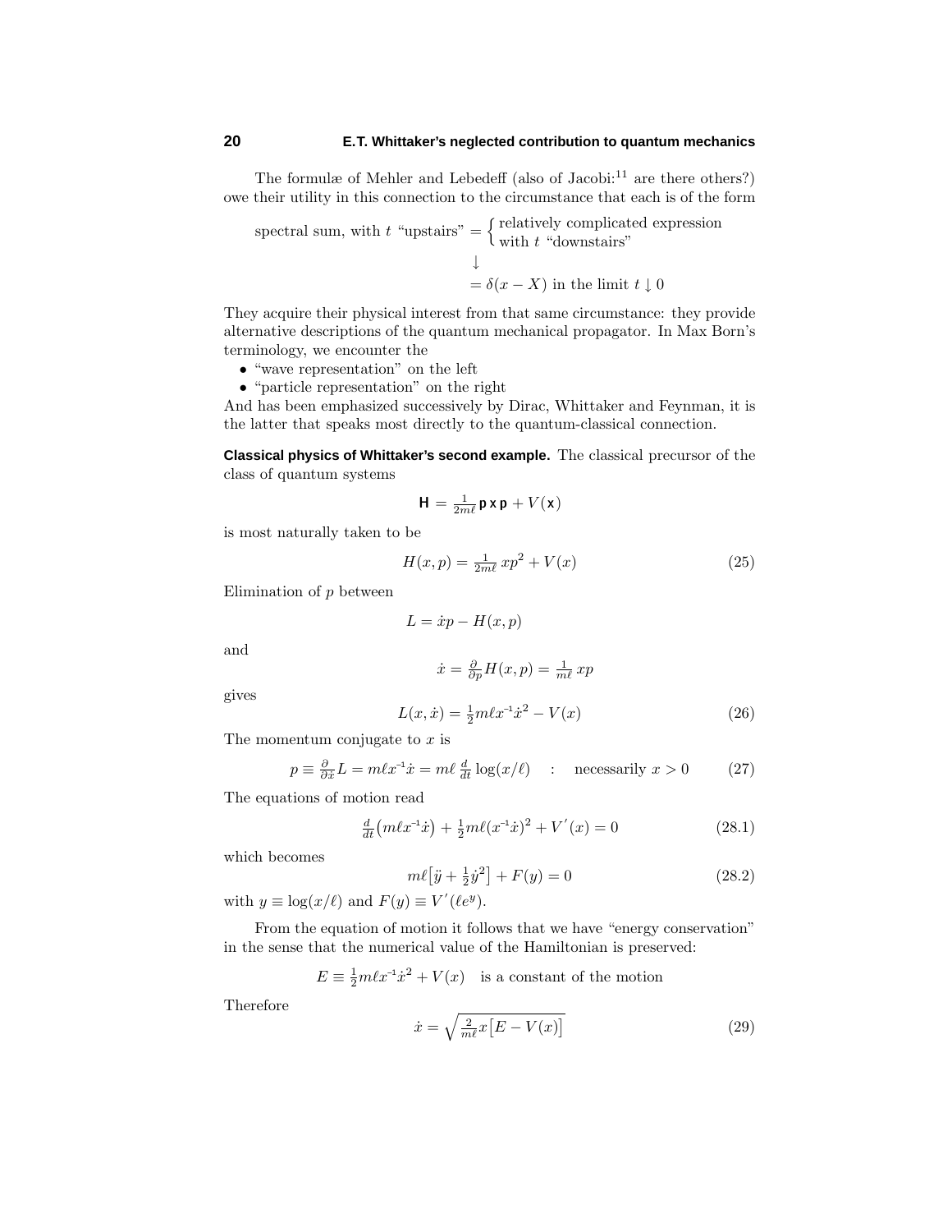The formulæ of Mehler and Lebedeff (also of Jacobi:[11] are there others?) owe their utility in this connection to the circumstance that each is of the form

$$\text{spectral sum, with } t \text{ "upstairs"} = \begin{cases} \text{relatively complicated expression} \\ \text{with } t \text{ "downstairs"} \end{cases}$$
$$\downarrow$$
$$= \delta(x - X) \text{ in the limit } t \downarrow 0$$

They acquire their physical interest from that same circumstance: they provide alternative descriptions of the quantum mechanical propagator. In Max Born's terminology, we encounter the

- "wave representation" on the left
- "particle representation" on the right

And has been emphasized successively by Dirac, Whittaker and Feynman, it is the latter that speaks most directly to the quantum-classical connection.

**Classical physics of Whittaker's second example.** The classical precursor of the class of quantum systems

$$\mathbf{H} = \tfrac{1}{2m\ell}\,\mathbf{p}\,\mathbf{x}\,\mathbf{p} + V(\mathbf{x})$$

is most naturally taken to be

$$H(x,p) = \tfrac{1}{2m\ell}\,xp^2 + V(x) \tag{25}$$

Elimination of $p$ between

$$L = \dot{x}p - H(x,p)$$

and

$$\dot{x} = \tfrac{\partial}{\partial p}H(x,p) = \tfrac{1}{m\ell}\,xp$$

gives

$$L(x,\dot{x}) = \tfrac{1}{2}m\ell x^{-1}\dot{x}^2 - V(x) \tag{26}$$

The momentum conjugate to $x$ is

$$p \equiv \tfrac{\partial}{\partial \dot{x}}L = m\ell x^{-1}\dot{x} = m\ell\,\tfrac{d}{dt}\log(x/\ell) \quad : \quad \text{necessarily } x > 0 \tag{27}$$

The equations of motion read

$$\tfrac{d}{dt}\big(m\ell x^{-1}\dot{x}\big) + \tfrac{1}{2}m\ell(x^{-1}\dot{x})^2 + V^{\prime}(x) = 0 \tag{28.1}$$

which becomes

$$m\ell\big[\ddot{y} + \tfrac{1}{2}\dot{y}^2\big] + F(y) = 0 \tag{28.2}$$

with $y \equiv \log(x/\ell)$ and $F(y) \equiv V^{\prime}(\ell e^y)$.

From the equation of motion it follows that we have "energy conservation" in the sense that the numerical value of the Hamiltonian is preserved:

$$E \equiv \tfrac{1}{2}m\ell x^{-1}\dot{x}^2 + V(x) \quad \text{is a constant of the motion}$$

Therefore

$$\dot{x} = \sqrt{\tfrac{2}{m\ell}x\big[E - V(x)\big]} \tag{29}$$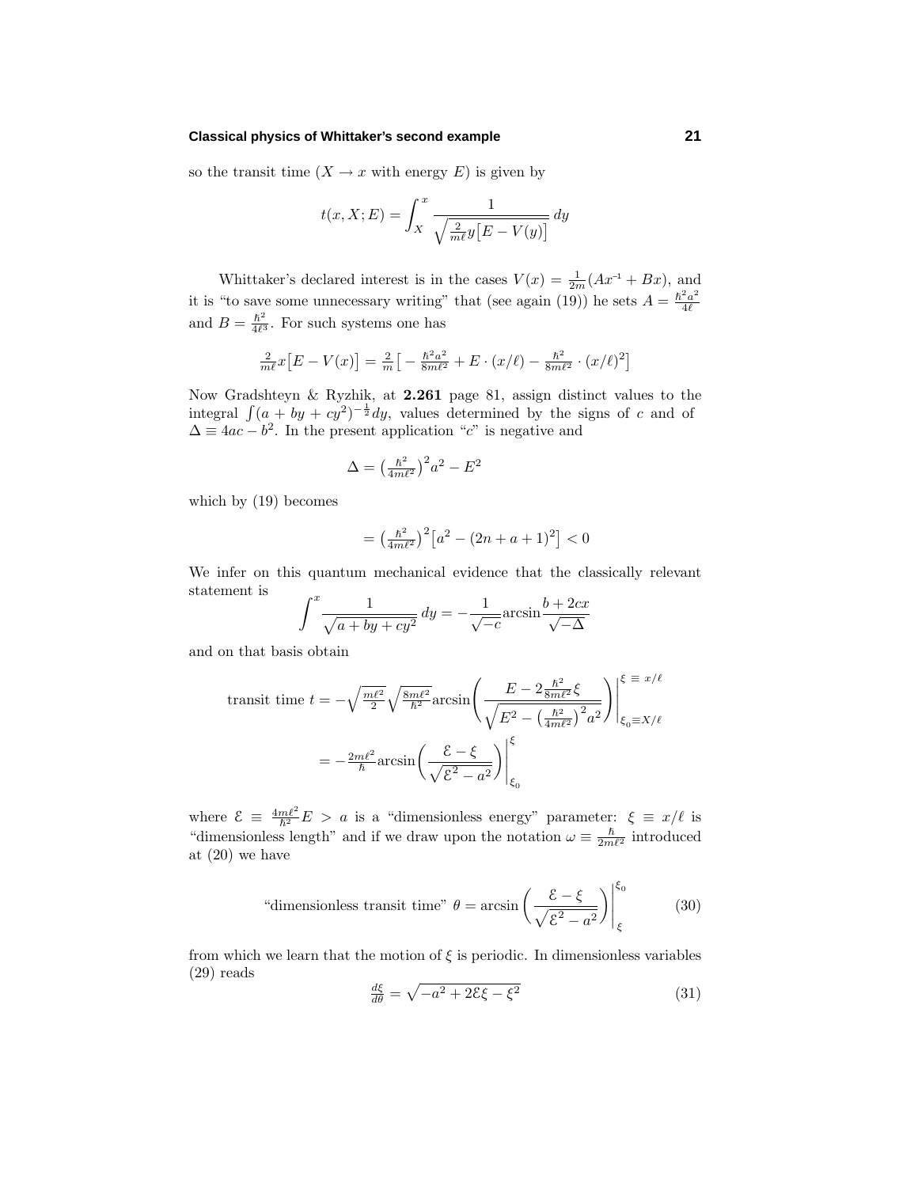so the transit time ($X \to x$ with energy $E$) is given by

$$t(x, X; E) = \int_X^x \frac{1}{\sqrt{\frac{2}{m\ell} y\big[E - V(y)\big]}}\, dy$$

Whittaker's declared interest is in the cases $V(x) = \frac{1}{2m}(Ax^{-1} + Bx)$, and it is "to save some unnecessary writing" that (see again (19)) he sets $A = \frac{\hbar^2 a^2}{4\ell}$ and $B = \frac{\hbar^2}{4\ell^3}$. For such systems one has

$$\tfrac{2}{m\ell} x\big[E - V(x)\big] = \tfrac{2}{m}\big[-\tfrac{\hbar^2 a^2}{8m\ell^2} + E\cdot(x/\ell) - \tfrac{\hbar^2}{8m\ell^2}\cdot(x/\ell)^2\big]$$

Now Gradshteyn & Ryzhik, at **2.261** page 81, assign distinct values to the integral $\int (a + by + cy^2)^{-\frac{1}{2}} dy$, values determined by the signs of $c$ and of $\Delta \equiv 4ac - b^2$. In the present application "$c$" is negative and

$$\Delta = \big(\tfrac{\hbar^2}{4m\ell^2}\big)^2 a^2 - E^2$$

which by (19) becomes

$$= \big(\tfrac{\hbar^2}{4m\ell^2}\big)^2\big[a^2 - (2n + a + 1)^2\big] < 0$$

We infer on this quantum mechanical evidence that the classically relevant statement is

$$\int^x \frac{1}{\sqrt{a + by + cy^2}}\, dy = -\frac{1}{\sqrt{-c}}\text{arcsin}\frac{b + 2cx}{\sqrt{-\Delta}}$$

and on that basis obtain

$$\begin{aligned}
\text{transit time } t &= -\sqrt{\tfrac{m\ell^2}{2}}\sqrt{\tfrac{8m\ell^2}{\hbar^2}}\text{arcsin}\left(\frac{E - 2\frac{\hbar^2}{8m\ell^2}\xi}{\sqrt{E^2 - \big(\frac{\hbar^2}{4m\ell^2}\big)^2 a^2}}\right)\Bigg|_{\xi_0 \equiv X/\ell}^{\xi\,\equiv\, x/\ell} \\
&= -\tfrac{2m\ell^2}{\hbar}\text{arcsin}\left(\frac{\mathcal{E} - \xi}{\sqrt{\mathcal{E}^2 - a^2}}\right)\Bigg|_{\xi_0}^{\xi}
\end{aligned}$$

where $\mathcal{E} \equiv \frac{4m\ell^2}{\hbar^2}E > a$ is a "dimensionless energy" parameter: $\xi \equiv x/\ell$ is "dimensionless length" and if we draw upon the notation $\omega \equiv \frac{\hbar}{2m\ell^2}$ introduced at (20) we have

$$\text{"dimensionless transit time" } \theta = \text{arcsin}\left(\frac{\mathcal{E} - \xi}{\sqrt{\mathcal{E}^2 - a^2}}\right)\Bigg|_{\xi}^{\xi_0} \tag{30}$$

from which we learn that the motion of $\xi$ is periodic. In dimensionless variables (29) reads

$$\tfrac{d\xi}{d\theta} = \sqrt{-a^2 + 2\mathcal{E}\xi - \xi^2} \tag{31}$$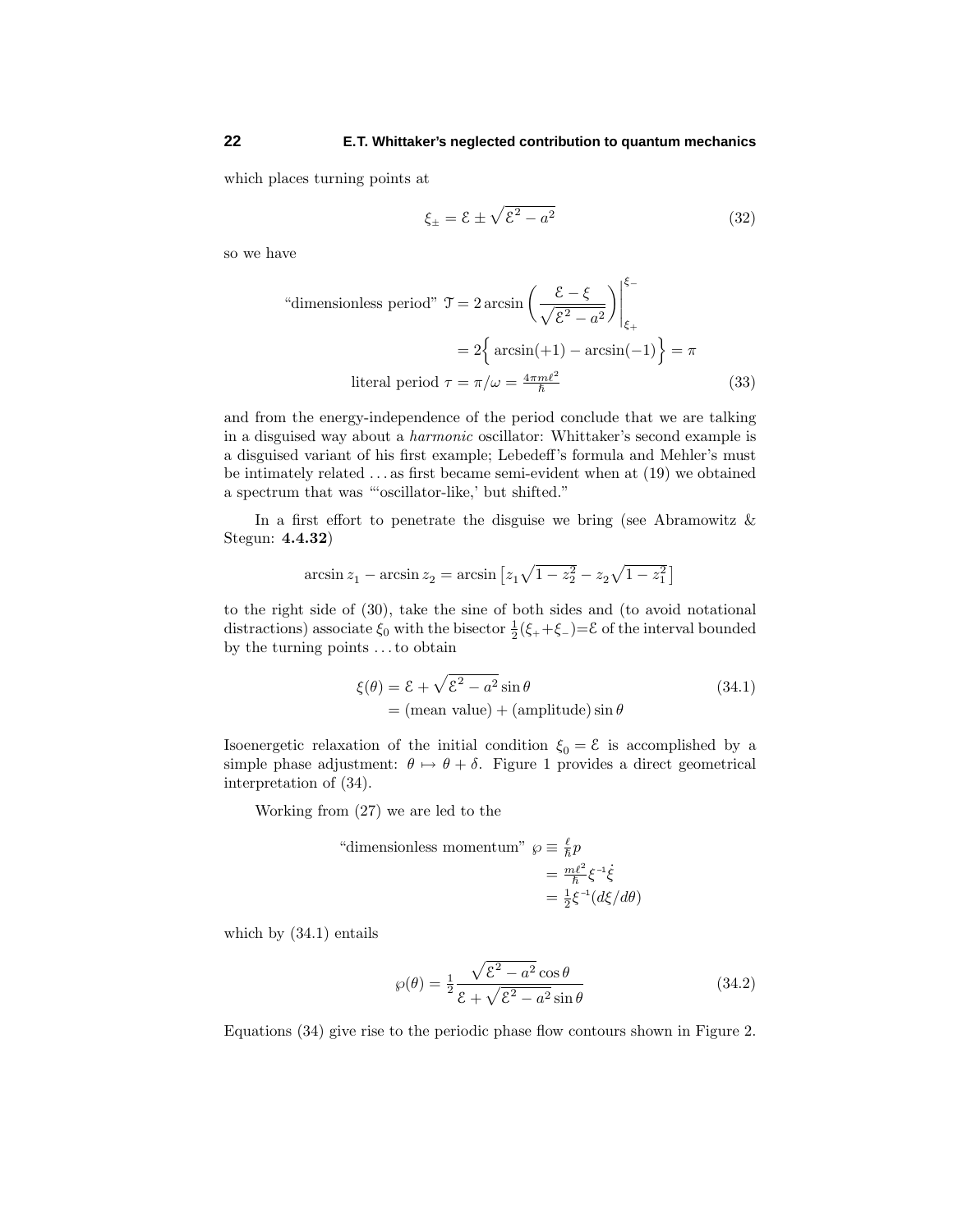which places turning points at

$$\xi_{\pm} = \mathcal{E} \pm \sqrt{\mathcal{E}^2 - a^2} \tag{32}$$

so we have

$$\begin{aligned}
\text{“dimensionless period” } \mathcal{T} &= 2\arcsin\left(\frac{\mathcal{E}-\xi}{\sqrt{\mathcal{E}^2-a^2}}\right)\Bigg|_{\xi_+}^{\xi_-} \\
&= 2\Big\{\arcsin(+1) - \arcsin(-1)\Big\} = \pi \\
\text{literal period } \tau &= \pi/\omega = \tfrac{4\pi m\ell^2}{\hbar}
\end{aligned} \tag{33}$$

and from the energy-independence of the period conclude that we are talking in a disguised way about a *harmonic* oscillator: Whittaker's second example is a disguised variant of his first example; Lebedeff's formula and Mehler's must be intimately related . . . as first became semi-evident when at (19) we obtained a spectrum that was "'oscillator-like,' but shifted."

In a first effort to penetrate the disguise we bring (see Abramowitz & Stegun: **4.4.32**)

$$\arcsin z_1 - \arcsin z_2 = \arcsin\left[z_1\sqrt{1-z_2^2} - z_2\sqrt{1-z_1^2}\,\right]$$

to the right side of (30), take the sine of both sides and (to avoid notational distractions) associate $\xi_0$ with the bisector $\frac{1}{2}(\xi_+ + \xi_-) = \mathcal{E}$ of the interval bounded by the turning points . . . to obtain

$$\begin{aligned}
\xi(\theta) &= \mathcal{E} + \sqrt{\mathcal{E}^2 - a^2}\,\sin\theta \\
&= (\text{mean value}) + (\text{amplitude})\sin\theta
\end{aligned} \tag{34.1}$$

Isoenergetic relaxation of the initial condition $\xi_0 = \mathcal{E}$ is accomplished by a simple phase adjustment: $\theta \mapsto \theta + \delta$. Figure 1 provides a direct geometrical interpretation of (34).

Working from (27) we are led to the

$$\begin{aligned}
\text{“dimensionless momentum” } \wp &\equiv \tfrac{\ell}{\hbar}p \\
&= \tfrac{m\ell^2}{\hbar}\xi^{-1}\dot{\xi} \\
&= \tfrac{1}{2}\xi^{-1}(d\xi/d\theta)
\end{aligned}$$

which by (34.1) entails

$$\wp(\theta) = \tfrac{1}{2}\frac{\sqrt{\mathcal{E}^2 - a^2}\,\cos\theta}{\mathcal{E} + \sqrt{\mathcal{E}^2 - a^2}\,\sin\theta} \tag{34.2}$$

Equations (34) give rise to the periodic phase flow contours shown in Figure 2.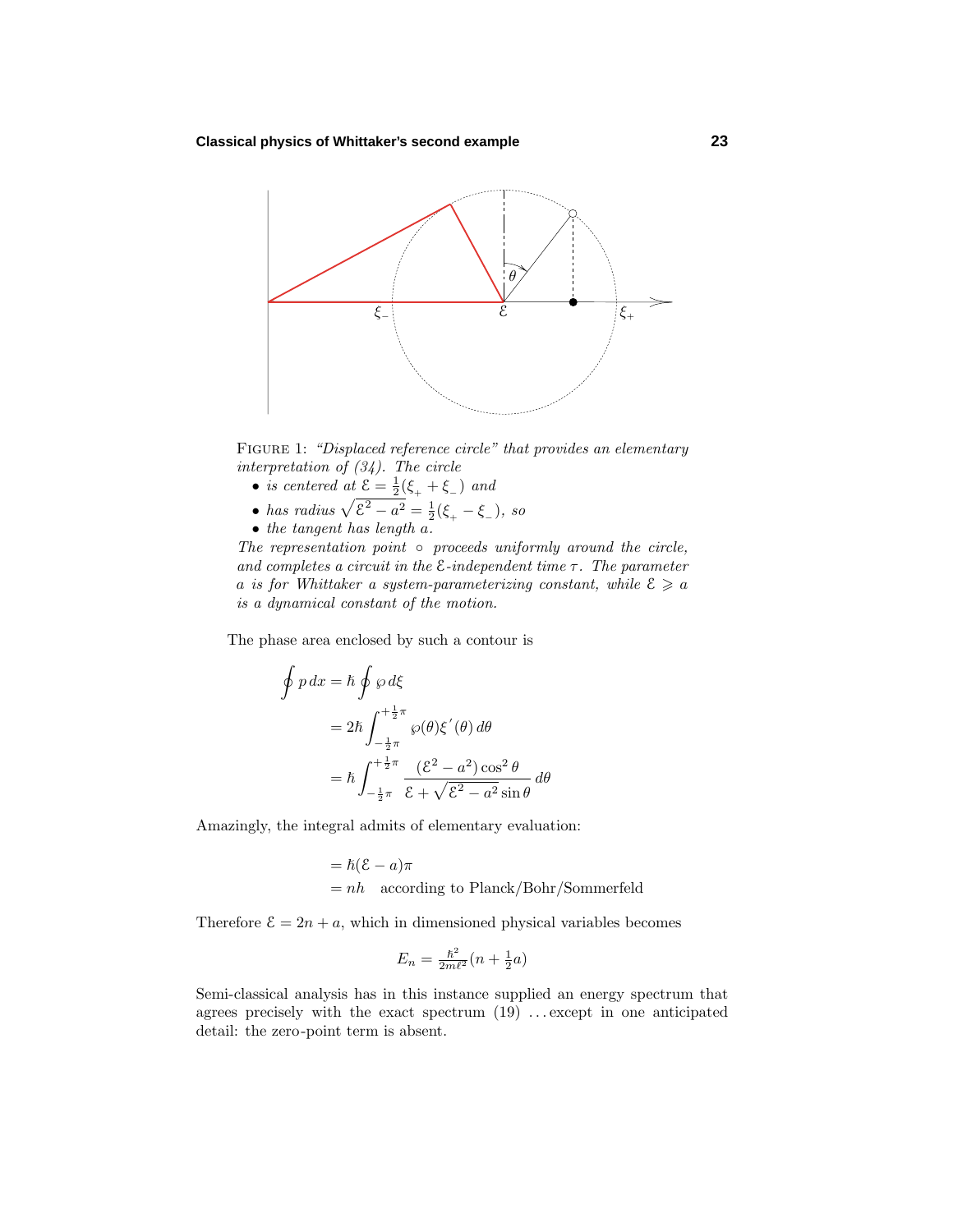FIGURE 1: *"Displaced reference circle" that provides an elementary interpretation of (34). The circle*

- *is centered at* $\mathcal{E} = \frac{1}{2}(\xi_+ + \xi_-)$ *and*
- *has radius* $\sqrt{\mathcal{E}^2 - a^2} = \frac{1}{2}(\xi_+ - \xi_-)$, *so*
- *the tangent has length* $a$.

*The representation point* $\circ$ *proceeds uniformly around the circle, and completes a circuit in the* $\mathcal{E}$*-independent time* $\tau$. *The parameter* $a$ *is for Whittaker a system-parameterizing constant, while* $\mathcal{E} \geqslant a$ *is a dynamical constant of the motion.*

The phase area enclosed by such a contour is

$$
\begin{aligned}
\oint p\,dx &= \hbar \oint \wp\,d\xi \\
&= 2\hbar \int_{-\frac{1}{2}\pi}^{+\frac{1}{2}\pi} \wp(\theta)\xi'(\theta)\,d\theta \\
&= \hbar \int_{-\frac{1}{2}\pi}^{+\frac{1}{2}\pi} \frac{(\mathcal{E}^2 - a^2)\cos^2\theta}{\mathcal{E} + \sqrt{\mathcal{E}^2 - a^2}\sin\theta}\,d\theta
\end{aligned}
$$

Amazingly, the integral admits of elementary evaluation:

$$
\begin{aligned}
&= \hbar(\mathcal{E} - a)\pi \\
&= nh \quad \text{according to Planck/Bohr/Sommerfeld}
\end{aligned}
$$

Therefore $\mathcal{E} = 2n + a$, which in dimensioned physical variables becomes

$$
E_n = \tfrac{\hbar^2}{2m\ell^2}(n + \tfrac{1}{2}a)
$$

Semi-classical analysis has in this instance supplied an energy spectrum that agrees precisely with the exact spectrum (19) ...except in one anticipated detail: the zero-point term is absent.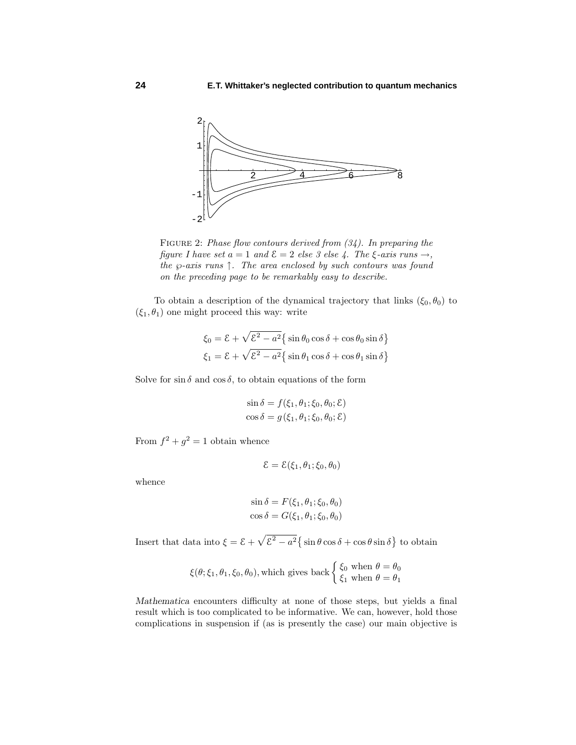FIGURE 2: *Phase flow contours derived from (34). In preparing the figure I have set $a = 1$ and $\mathcal{E} = 2$ else 3 else 4. The $\xi$-axis runs $\rightarrow$, the $\wp$-axis runs $\uparrow$. The area enclosed by such contours was found on the preceding page to be remarkably easy to describe.*

To obtain a description of the dynamical trajectory that links $(\xi_0, \theta_0)$ to $(\xi_1, \theta_1)$ one might proceed this way: write

$$\xi_0 = \mathcal{E} + \sqrt{\mathcal{E}^2 - a^2}\big\{\sin\theta_0 \cos\delta + \cos\theta_0 \sin\delta\big\}$$

$$\xi_1 = \mathcal{E} + \sqrt{\mathcal{E}^2 - a^2}\big\{\sin\theta_1 \cos\delta + \cos\theta_1 \sin\delta\big\}$$

Solve for $\sin\delta$ and $\cos\delta$, to obtain equations of the form

$$\sin\delta = f(\xi_1, \theta_1; \xi_0, \theta_0; \mathcal{E})$$

$$\cos\delta = g(\xi_1, \theta_1; \xi_0, \theta_0; \mathcal{E})$$

From $f^2 + g^2 = 1$ obtain whence

$$\mathcal{E} = \mathcal{E}(\xi_1, \theta_1; \xi_0, \theta_0)$$

whence

$$\sin\delta = F(\xi_1, \theta_1; \xi_0, \theta_0)$$

$$\cos\delta = G(\xi_1, \theta_1; \xi_0, \theta_0)$$

Insert that data into $\xi = \mathcal{E} + \sqrt{\mathcal{E}^2 - a^2}\big\{\sin\theta \cos\delta + \cos\theta \sin\delta\big\}$ to obtain

$$\xi(\theta; \xi_1, \theta_1, \xi_0, \theta_0), \text{which gives back} \begin{cases} \xi_0 \text{ when } \theta = \theta_0 \\ \xi_1 \text{ when } \theta = \theta_1 \end{cases}$$

*Mathematica* encounters difficulty at none of those steps, but yields a final result which is too complicated to be informative. We can, however, hold those complications in suspension if (as is presently the case) our main objective is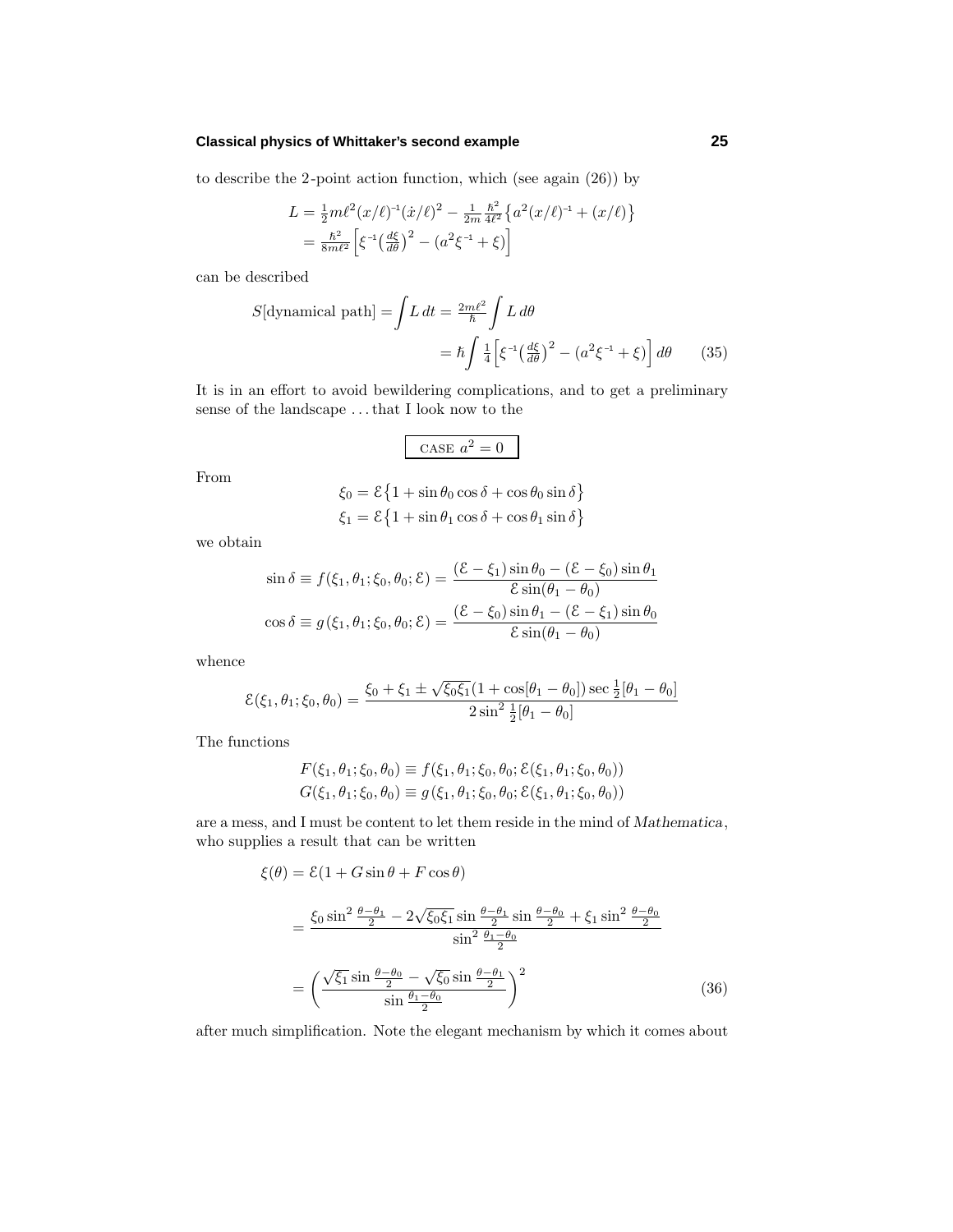to describe the 2-point action function, which (see again (26)) by

$$
\begin{aligned}
L &= \tfrac{1}{2}m\ell^2(x/\ell)^{-1}(\dot{x}/\ell)^2 - \tfrac{1}{2m}\tfrac{\hbar^2}{4\ell^2}\big\{a^2(x/\ell)^{-1} + (x/\ell)\big\}\\
&= \tfrac{\hbar^2}{8m\ell^2}\Big[\xi^{-1}\big(\tfrac{d\xi}{d\theta}\big)^2 - (a^2\xi^{-1} + \xi)\Big]
\end{aligned}
$$

can be described

$$
\begin{aligned}
S[\text{dynamical path}] = \int L\,dt &= \tfrac{2m\ell^2}{\hbar}\int L\,d\theta\\
&= \hbar\int \tfrac{1}{4}\Big[\xi^{-1}\big(\tfrac{d\xi}{d\theta}\big)^2 - (a^2\xi^{-1} + \xi)\Big]\,d\theta \qquad (35)
\end{aligned}
$$

It is in an effort to avoid bewildering complications, and to get a preliminary sense of the landscape . . . that I look now to the

$$
\boxed{\text{CASE } a^2 = 0}
$$

From

$$
\begin{aligned}
\xi_0 &= \mathcal{E}\big\{1 + \sin\theta_0\cos\delta + \cos\theta_0\sin\delta\big\}\\
\xi_1 &= \mathcal{E}\big\{1 + \sin\theta_1\cos\delta + \cos\theta_1\sin\delta\big\}
\end{aligned}
$$

we obtain

$$
\begin{aligned}
\sin\delta \equiv f(\xi_1,\theta_1;\xi_0,\theta_0;\mathcal{E}) &= \frac{(\mathcal{E}-\xi_1)\sin\theta_0 - (\mathcal{E}-\xi_0)\sin\theta_1}{\mathcal{E}\sin(\theta_1-\theta_0)}\\
\cos\delta \equiv g(\xi_1,\theta_1;\xi_0,\theta_0;\mathcal{E}) &= \frac{(\mathcal{E}-\xi_0)\sin\theta_1 - (\mathcal{E}-\xi_1)\sin\theta_0}{\mathcal{E}\sin(\theta_1-\theta_0)}
\end{aligned}
$$

whence

$$
\mathcal{E}(\xi_1,\theta_1;\xi_0,\theta_0) = \frac{\xi_0 + \xi_1 \pm \sqrt{\xi_0\xi_1}(1+\cos[\theta_1-\theta_0])\sec\tfrac{1}{2}[\theta_1-\theta_0]}{2\sin^2\tfrac{1}{2}[\theta_1-\theta_0]}
$$

The functions

$$
\begin{aligned}
F(\xi_1,\theta_1;\xi_0,\theta_0) &\equiv f(\xi_1,\theta_1;\xi_0,\theta_0;\mathcal{E}(\xi_1,\theta_1;\xi_0,\theta_0))\\
G(\xi_1,\theta_1;\xi_0,\theta_0) &\equiv g(\xi_1,\theta_1;\xi_0,\theta_0;\mathcal{E}(\xi_1,\theta_1;\xi_0,\theta_0))
\end{aligned}
$$

are a mess, and I must be content to let them reside in the mind of *Mathematica*, who supplies a result that can be written

$$
\begin{aligned}
\xi(\theta) &= \mathcal{E}(1 + G\sin\theta + F\cos\theta)\\
&= \frac{\xi_0\sin^2\frac{\theta-\theta_1}{2} - 2\sqrt{\xi_0\xi_1}\sin\frac{\theta-\theta_1}{2}\sin\frac{\theta-\theta_0}{2} + \xi_1\sin^2\frac{\theta-\theta_0}{2}}{\sin^2\frac{\theta_1-\theta_0}{2}}\\
&= \left(\frac{\sqrt{\xi_1}\sin\frac{\theta-\theta_0}{2} - \sqrt{\xi_0}\sin\frac{\theta-\theta_1}{2}}{\sin\frac{\theta_1-\theta_0}{2}}\right)^2 \qquad (36)
\end{aligned}
$$

after much simplification. Note the elegant mechanism by which it comes about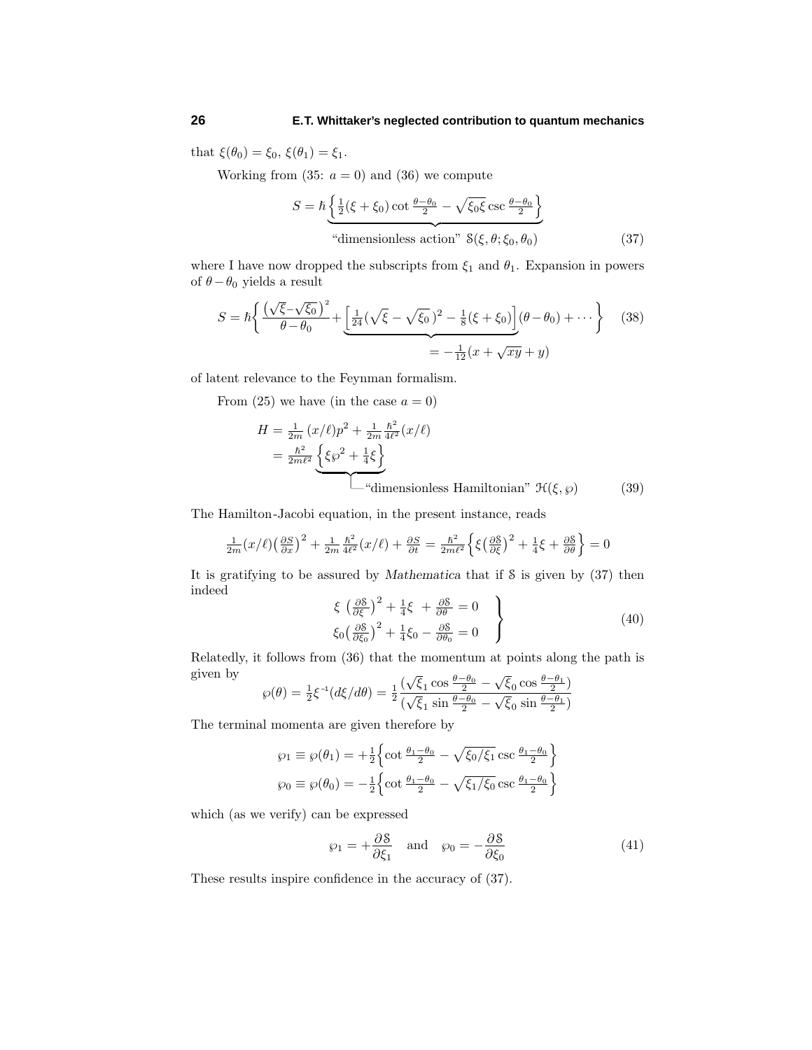that $\xi(\theta_0) = \xi_0$, $\xi(\theta_1) = \xi_1$.

Working from (35: $a = 0$) and (36) we compute

$$S = \hbar \underbrace{\Big\{ \tfrac{1}{2}(\xi + \xi_0)\cot\tfrac{\theta-\theta_0}{2} - \sqrt{\xi_0 \xi}\,\csc\tfrac{\theta-\theta_0}{2}\Big\}}_{\text{"dimensionless action" } \mathcal{S}(\xi,\theta;\xi_0,\theta_0)} \tag{37}$$

where I have now dropped the subscripts from $\xi_1$ and $\theta_1$. Expansion in powers of $\theta - \theta_0$ yields a result

$$S = \hbar\bigg\{ \frac{\big(\sqrt{\xi}-\sqrt{\xi_0}\,\big)^2}{\theta-\theta_0} + \underbrace{\Big[\tfrac{1}{24}(\sqrt{\xi}-\sqrt{\xi_0}\,)^2 - \tfrac{1}{8}(\xi+\xi_0)\Big]}_{= -\frac{1}{12}(x+\sqrt{xy}+y)}(\theta-\theta_0) + \cdots\bigg\} \tag{38}$$

of latent relevance to the Feynman formalism.

From (25) we have (in the case $a = 0$)

$$\begin{aligned} H &= \tfrac{1}{2m}\,(x/\ell)p^2 + \tfrac{1}{2m}\tfrac{\hbar^2}{4\ell^2}(x/\ell) \\ &= \tfrac{\hbar^2}{2m\ell^2}\underbrace{\Big\{\xi\wp^2 + \tfrac{1}{4}\xi\Big\}}_{\text{"dimensionless Hamiltonian" } \mathcal{H}(\xi,\wp)} \end{aligned} \tag{39}$$

The Hamilton-Jacobi equation, in the present instance, reads

$$\tfrac{1}{2m}(x/\ell)\big(\tfrac{\partial S}{\partial x}\big)^2 + \tfrac{1}{2m}\tfrac{\hbar^2}{4\ell^2}(x/\ell) + \tfrac{\partial S}{\partial t} = \tfrac{\hbar^2}{2m\ell^2}\Big\{\xi\big(\tfrac{\partial \mathcal{S}}{\partial \xi}\big)^2 + \tfrac{1}{4}\xi + \tfrac{\partial \mathcal{S}}{\partial \theta}\Big\} = 0$$

It is gratifying to be assured by *Mathematica* that if $\mathcal{S}$ is given by (37) then indeed

$$\left.\begin{aligned} \xi\,\big(\tfrac{\partial \mathcal{S}}{\partial \xi}\big)^2 + \tfrac{1}{4}\xi \,+ \tfrac{\partial \mathcal{S}}{\partial \theta} &= 0 \\ \xi_0\big(\tfrac{\partial \mathcal{S}}{\partial \xi_0}\big)^2 + \tfrac{1}{4}\xi_0 - \tfrac{\partial \mathcal{S}}{\partial \theta_0} &= 0 \end{aligned}\right\} \tag{40}$$

Relatedly, it follows from (36) that the momentum at points along the path is given by

$$\wp(\theta) = \tfrac{1}{2}\xi^{-1}(d\xi/d\theta) = \tfrac{1}{2}\frac{(\sqrt{\xi_1}\cos\frac{\theta-\theta_0}{2} - \sqrt{\xi_0}\cos\frac{\theta-\theta_1}{2})}{(\sqrt{\xi_1}\sin\frac{\theta-\theta_0}{2} - \sqrt{\xi_0}\sin\frac{\theta-\theta_1}{2})}$$

The terminal momenta are given therefore by

$$\begin{aligned} \wp_1 \equiv \wp(\theta_1) &= +\tfrac{1}{2}\Big\{\cot\tfrac{\theta_1-\theta_0}{2} - \sqrt{\xi_0/\xi_1}\,\csc\tfrac{\theta_1-\theta_0}{2}\Big\} \\ \wp_0 \equiv \wp(\theta_0) &= -\tfrac{1}{2}\Big\{\cot\tfrac{\theta_1-\theta_0}{2} - \sqrt{\xi_1/\xi_0}\,\csc\tfrac{\theta_1-\theta_0}{2}\Big\} \end{aligned}$$

which (as we verify) can be expressed

$$\wp_1 = +\frac{\partial \mathcal{S}}{\partial \xi_1} \quad \text{and} \quad \wp_0 = -\frac{\partial \mathcal{S}}{\partial \xi_0} \tag{41}$$

These results inspire confidence in the accuracy of (37).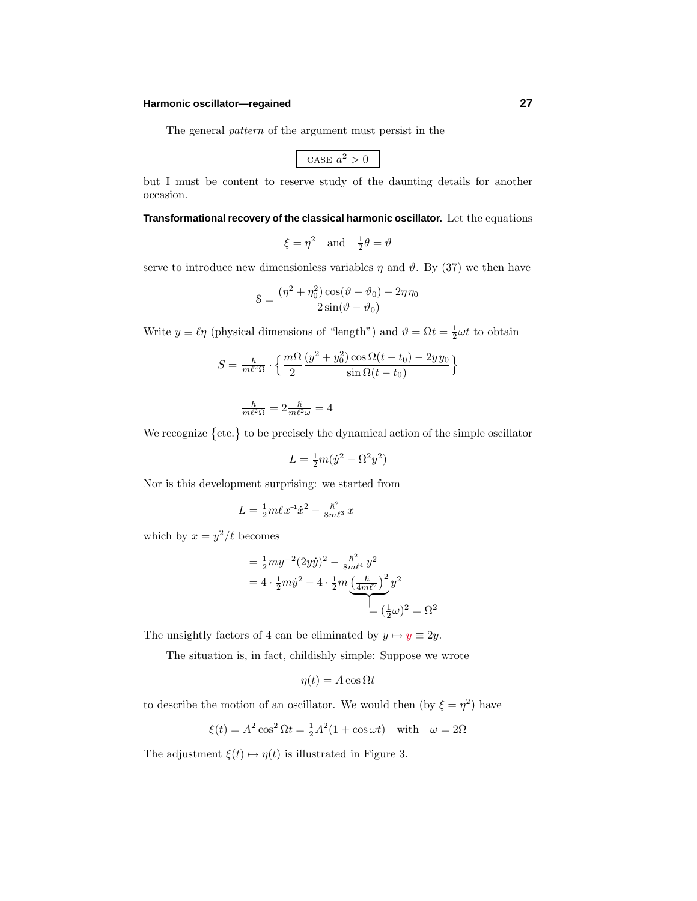The general *pattern* of the argument must persist in the

$$\boxed{\text{CASE } a^2 > 0}$$

but I must be content to reserve study of the daunting details for another occasion.

**Transformational recovery of the classical harmonic oscillator.** Let the equations

$$\xi = \eta^2 \quad \text{and} \quad \tfrac{1}{2}\theta = \vartheta$$

serve to introduce new dimensionless variables $\eta$ and $\vartheta$. By (37) we then have

$$\mathcal{S} = \frac{(\eta^2 + \eta_0^2)\cos(\vartheta - \vartheta_0) - 2\eta\,\eta_0}{2\sin(\vartheta - \vartheta_0)}$$

Write $y \equiv \ell\eta$ (physical dimensions of "length") and $\vartheta = \Omega t = \frac{1}{2}\omega t$ to obtain

$$S = \tfrac{\hbar}{m\ell^2\Omega} \cdot \Big\{ \frac{m\Omega}{2} \frac{(y^2 + y_0^2)\cos\Omega(t - t_0) - 2y\,y_0}{\sin\Omega(t - t_0)} \Big\}$$

$$\tfrac{\hbar}{m\ell^2\Omega} = 2\tfrac{\hbar}{m\ell^2\omega} = 4$$

We recognize $\{\text{etc.}\}$ to be precisely the dynamical action of the simple oscillator

$$L = \tfrac{1}{2}m(\dot{y}^2 - \Omega^2 y^2)$$

Nor is this development surprising: we started from

$$L = \tfrac{1}{2}m\ell\, x^{-1}\dot{x}^2 - \tfrac{\hbar^2}{8m\ell^3}\,x$$

which by $x = y^2/\ell$ becomes

$$\begin{aligned}
&= \tfrac{1}{2}my^{-2}(2y\dot{y})^2 - \tfrac{\hbar^2}{8m\ell^4}\,y^2 \\
&= 4\cdot\tfrac{1}{2}m\dot{y}^2 - 4\cdot\tfrac{1}{2}m\underbrace{\big(\tfrac{\hbar}{4m\ell^2}\big)^2}_{=\,(\frac{1}{2}\omega)^2\,=\,\Omega^2}y^2
\end{aligned}$$

The unsightly factors of 4 can be eliminated by $y \mapsto y \equiv 2y$.

The situation is, in fact, childishly simple: Suppose we wrote

$$\eta(t) = A\cos\Omega t$$

to describe the motion of an oscillator. We would then (by $\xi = \eta^2$) have

$$\xi(t) = A^2\cos^2\Omega t = \tfrac{1}{2}A^2(1 + \cos\omega t) \quad \text{with} \quad \omega = 2\Omega$$

The adjustment $\xi(t) \mapsto \eta(t)$ is illustrated in Figure 3.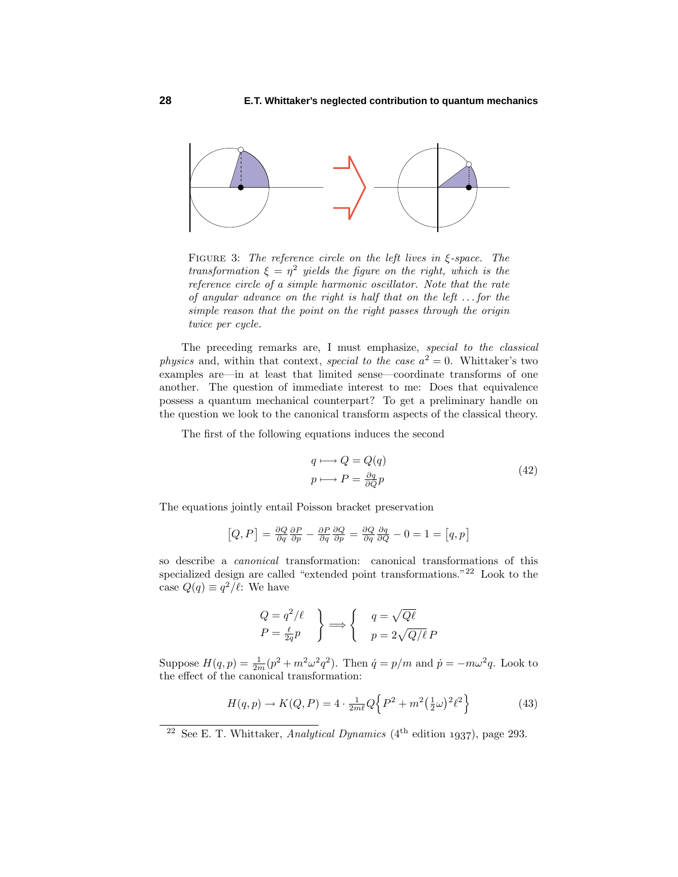FIGURE 3: *The reference circle on the left lives in $\xi$-space. The transformation $\xi = \eta^2$ yields the figure on the right, which is the reference circle of a simple harmonic oscillator. Note that the rate of angular advance on the right is half that on the left . . . for the simple reason that the point on the right passes through the origin twice per cycle.*

The preceding remarks are, I must emphasize, *special to the classical physics* and, within that context, *special to the case* $a^2 = 0$. Whittaker's two examples are—in at least that limited sense—coordinate transforms of one another. The question of immediate interest to me: Does that equivalence possess a quantum mechanical counterpart? To get a preliminary handle on the question we look to the canonical transform aspects of the classical theory.

The first of the following equations induces the second

$$
\begin{aligned}
q &\longmapsto Q = Q(q) \\
p &\longmapsto P = \tfrac{\partial q}{\partial Q} p
\end{aligned}
\tag{42}
$$

The equations jointly entail Poisson bracket preservation

$$
\big[Q, P\big] = \tfrac{\partial Q}{\partial q}\tfrac{\partial P}{\partial p} - \tfrac{\partial P}{\partial q}\tfrac{\partial Q}{\partial p} = \tfrac{\partial Q}{\partial q}\tfrac{\partial q}{\partial Q} - 0 = 1 = \big[q, p\big]
$$

so describe a *canonical* transformation: canonical transformations of this specialized design are called "extended point transformations."[22] Look to the case $Q(q) \equiv q^2/\ell$: We have

$$
\left.
\begin{aligned}
Q &= q^2/\ell \\
P &= \tfrac{\ell}{2q} p
\end{aligned}
\right\} \Longrightarrow
\left\{
\begin{aligned}
q &= \sqrt{Q\ell} \\
p &= 2\sqrt{Q/\ell}\, P
\end{aligned}
\right.
$$

Suppose $H(q,p) = \frac{1}{2m}(p^2 + m^2\omega^2 q^2)$. Then $\dot q = p/m$ and $\dot p = -m\omega^2 q$. Look to the effect of the canonical transformation:

$$
H(q,p) \to K(Q,P) = 4 \cdot \tfrac{1}{2m\ell} Q\Big\{P^2 + m^2\big(\tfrac{1}{2}\omega\big)^2\ell^2\Big\}
\tag{43}
$$

[22] See E. T. Whittaker, *Analytical Dynamics* (4th edition 1937), page 293.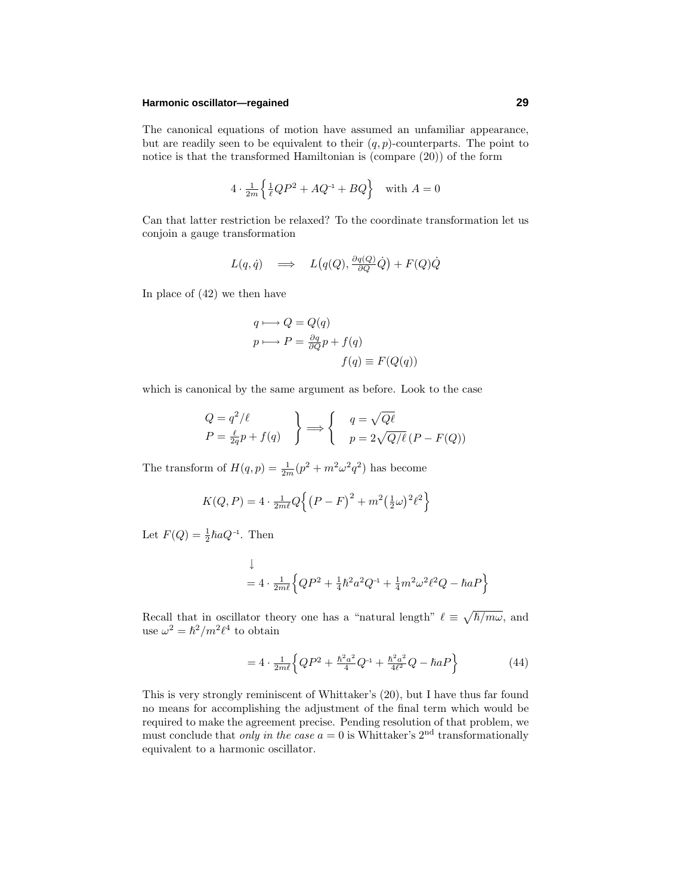The canonical equations of motion have assumed an unfamiliar appearance, but are readily seen to be equivalent to their $(q, p)$-counterparts. The point to notice is that the transformed Hamiltonian is (compare (20)) of the form

$$4 \cdot \tfrac{1}{2m}\Big\{\tfrac{1}{\ell}QP^2 + AQ^{-1} + BQ\Big\} \quad \text{with } A = 0$$

Can that latter restriction be relaxed? To the coordinate transformation let us conjoin a gauge transformation

$$L(q, \dot{q}) \quad \Longrightarrow \quad L\big(q(Q), \tfrac{\partial q(Q)}{\partial Q}\dot{Q}\big) + F(Q)\dot{Q}$$

In place of (42) we then have

$$\begin{aligned} q &\longmapsto Q = Q(q) \\ p &\longmapsto P = \tfrac{\partial q}{\partial Q}p + f(q) \\ &\qquad\qquad f(q) \equiv F(Q(q)) \end{aligned}$$

which is canonical by the same argument as before. Look to the case

$$\left.\begin{aligned} Q &= q^2/\ell \\ P &= \tfrac{\ell}{2q}p + f(q) \end{aligned}\right\} \Longrightarrow \left\{\begin{aligned} q &= \sqrt{Q\ell} \\ p &= 2\sqrt{Q/\ell}\,(P - F(Q)) \end{aligned}\right.$$

The transform of $H(q, p) = \frac{1}{2m}(p^2 + m^2\omega^2 q^2)$ has become

$$K(Q, P) = 4 \cdot \tfrac{1}{2m\ell}Q\Big\{\big(P - F\big)^2 + m^2\big(\tfrac{1}{2}\omega\big)^2\ell^2\Big\}$$

Let $F(Q) = \frac{1}{2}\hbar a Q^{-1}$. Then

$$\begin{aligned} &\downarrow \\ &= 4 \cdot \tfrac{1}{2m\ell}\Big\{QP^2 + \tfrac{1}{4}\hbar^2 a^2 Q^{-1} + \tfrac{1}{4}m^2\omega^2\ell^2 Q - \hbar a P\Big\} \end{aligned}$$

Recall that in oscillator theory one has a "natural length" $\ell \equiv \sqrt{\hbar/m\omega}$, and use $\omega^2 = \hbar^2/m^2\ell^4$ to obtain

$$= 4 \cdot \tfrac{1}{2m\ell}\Big\{QP^2 + \tfrac{\hbar^2 a^2}{4}Q^{-1} + \tfrac{\hbar^2 a^2}{4\ell^2}Q - \hbar a P\Big\} \tag{44}$$

This is very strongly reminiscent of Whittaker's (20), but I have thus far found no means for accomplishing the adjustment of the final term which would be required to make the agreement precise. Pending resolution of that problem, we must conclude that *only in the case* $a = 0$ is Whittaker's 2nd transformationally equivalent to a harmonic oscillator.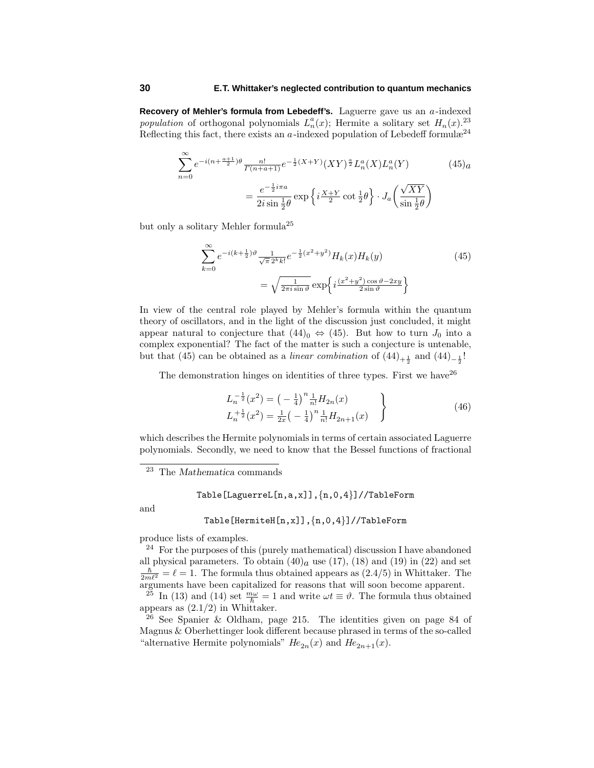**Recovery of Mehler's formula from Lebedeff's.** Laguerre gave us an $a$-indexed *population* of orthogonal polynomials $L_n^a(x)$; Hermite a solitary set $H_n(x)$.[23] Reflecting this fact, there exists an $a$-indexed population of Lebedeff formulæ[24]

$$\sum_{n=0}^{\infty} e^{-i(n+\frac{a+1}{2})\theta} \tfrac{n!}{\Gamma(n+a+1)} e^{-\frac{1}{2}(X+Y)}(XY)^{\frac{a}{2}} L_n^a(X)L_n^a(Y) \tag{45$_a$}$$
$$= \frac{e^{-\frac{1}{2}i\pi a}}{2i\sin\frac{1}{2}\theta}\exp\left\{i\tfrac{X+Y}{2}\cot\tfrac{1}{2}\theta\right\}\cdot J_a\left(\frac{\sqrt{XY}}{\sin\frac{1}{2}\theta}\right)$$

but only a solitary Mehler formula[25]

$$\sum_{k=0}^{\infty} e^{-i(k+\frac{1}{2})\vartheta} \tfrac{1}{\sqrt{\pi}\,2^k k!} e^{-\frac{1}{2}(x^2+y^2)} H_k(x)H_k(y) \tag{45}$$
$$= \sqrt{\tfrac{1}{2\pi i\sin\vartheta}}\exp\left\{i\tfrac{(x^2+y^2)\cos\vartheta - 2xy}{2\sin\vartheta}\right\}$$

In view of the central role played by Mehler's formula within the quantum theory of oscillators, and in the light of the discussion just concluded, it might appear natural to conjecture that $(44)_0 \Leftrightarrow (45)$. But how to turn $J_0$ into a complex exponential? The fact of the matter is such a conjecture is untenable, but that (45) can be obtained as a *linear combination* of $(44)_{+\frac{1}{2}}$ and $(44)_{-\frac{1}{2}}$!

The demonstration hinges on identities of three types. First we have[26]

$$\left.\begin{aligned} L_n^{-\frac{1}{2}}(x^2) &= \left(-\tfrac{1}{4}\right)^n \tfrac{1}{n!} H_{2n}(x) \\ L_n^{+\frac{1}{2}}(x^2) &= \tfrac{1}{2x}\left(-\tfrac{1}{4}\right)^n \tfrac{1}{n!} H_{2n+1}(x) \end{aligned}\right\} \tag{46}$$

which describes the Hermite polynomials in terms of certain associated Laguerre polynomials. Secondly, we need to know that the Bessel functions of fractional

---

[23] The *Mathematica* commands

```
Table[LaguerreL[n,a,x]],{n,0,4}]//TableForm
```

and

```
Table[HermiteH[n,x]],{n,0,4}]//TableForm
```

produce lists of examples.

[24] For the purposes of this (purely mathematical) discussion I have abandoned all physical parameters. To obtain $(40)_a$ use (17), (18) and (19) in (22) and set $\frac{\hbar}{2m\ell^2} = \ell = 1$. The formula thus obtained appears as (2.4/5) in Whittaker. The arguments have been capitalized for reasons that will soon become apparent.

[25] In (13) and (14) set $\frac{m\omega}{\hbar} = 1$ and write $\omega t \equiv \vartheta$. The formula thus obtained appears as (2.1/2) in Whittaker.

[26] See Spanier & Oldham, page 215. The identities given on page 84 of Magnus & Oberhettinger look different because phrased in terms of the so-called "alternative Hermite polynomials" $He_{2n}(x)$ and $He_{2n+1}(x)$.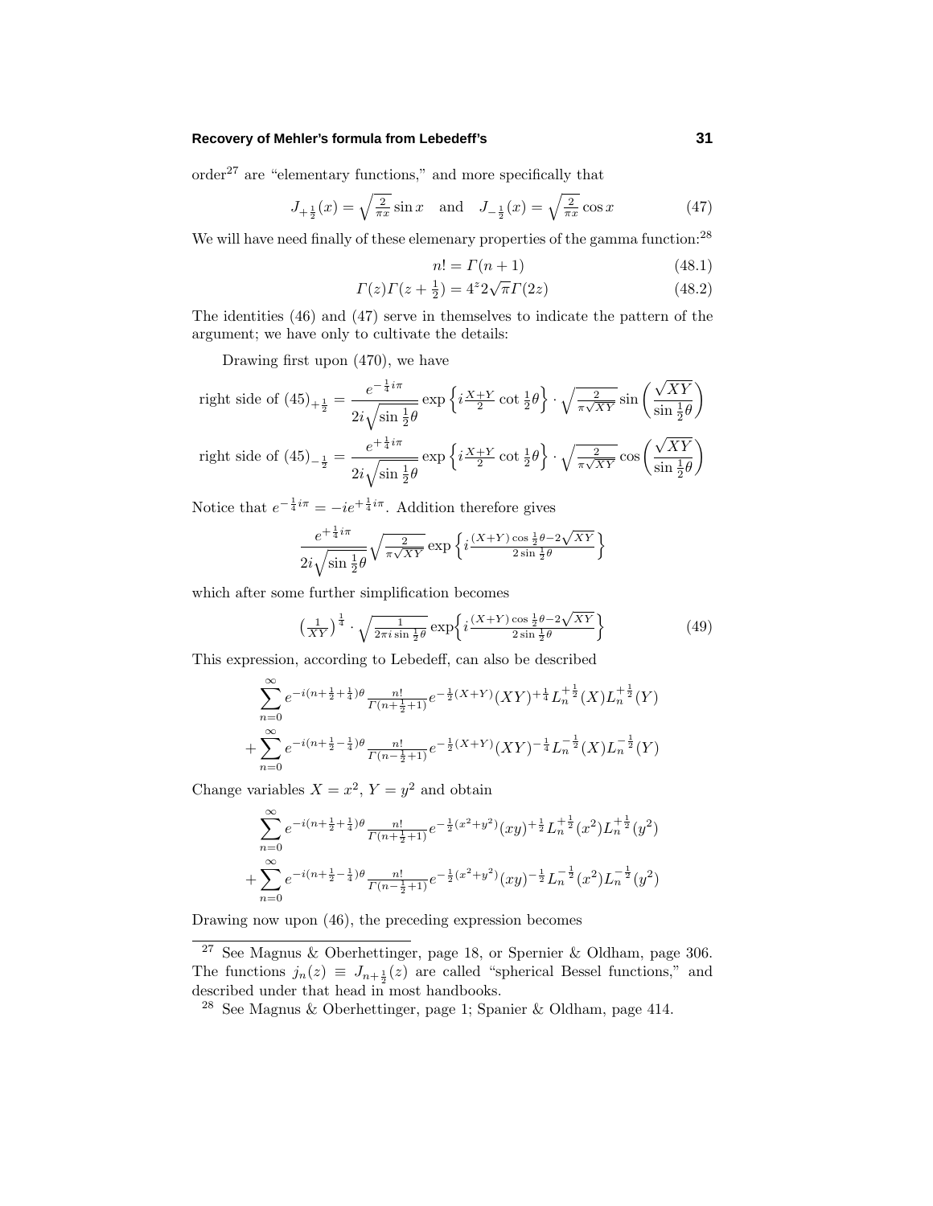order[27] are "elementary functions," and more specifically that

$$J_{+\frac{1}{2}}(x) = \sqrt{\tfrac{2}{\pi x}}\sin x \quad \text{and} \quad J_{-\frac{1}{2}}(x) = \sqrt{\tfrac{2}{\pi x}}\cos x \tag{47}$$

We will have need finally of these elemenary properties of the gamma function:[28]

$$n! = \Gamma(n+1) \tag{48.1}$$

$$\Gamma(z)\Gamma(z+\tfrac{1}{2}) = 4^z 2\sqrt{\pi}\,\Gamma(2z) \tag{48.2}$$

The identities (46) and (47) serve in themselves to indicate the pattern of the argument; we have only to cultivate the details:

Drawing first upon (470), we have

$$\text{right side of } (45)_{+\frac{1}{2}} = \frac{e^{-\frac{1}{4}i\pi}}{2i\sqrt{\sin\frac{1}{2}\theta}}\exp\left\{i\tfrac{X+Y}{2}\cot\tfrac{1}{2}\theta\right\}\cdot\sqrt{\tfrac{2}{\pi\sqrt{XY}}}\sin\left(\frac{\sqrt{XY}}{\sin\frac{1}{2}\theta}\right)$$

$$\text{right side of } (45)_{-\frac{1}{2}} = \frac{e^{+\frac{1}{4}i\pi}}{2i\sqrt{\sin\frac{1}{2}\theta}}\exp\left\{i\tfrac{X+Y}{2}\cot\tfrac{1}{2}\theta\right\}\cdot\sqrt{\tfrac{2}{\pi\sqrt{XY}}}\cos\left(\frac{\sqrt{XY}}{\sin\frac{1}{2}\theta}\right)$$

Notice that $e^{-\frac{1}{4}i\pi} = -ie^{+\frac{1}{4}i\pi}$. Addition therefore gives

$$\frac{e^{+\frac{1}{4}i\pi}}{2i\sqrt{\sin\frac{1}{2}\theta}}\sqrt{\tfrac{2}{\pi\sqrt{XY}}}\exp\left\{i\tfrac{(X+Y)\cos\frac{1}{2}\theta - 2\sqrt{XY}}{2\sin\frac{1}{2}\theta}\right\}$$

which after some further simplification becomes

$$\left(\tfrac{1}{XY}\right)^{\frac{1}{4}}\cdot\sqrt{\tfrac{1}{2\pi i\sin\frac{1}{2}\theta}}\exp\left\{i\tfrac{(X+Y)\cos\frac{1}{2}\theta - 2\sqrt{XY}}{2\sin\frac{1}{2}\theta}\right\} \tag{49}$$

This expression, according to Lebedeff, can also be described

$$\sum_{n=0}^{\infty} e^{-i(n+\frac{1}{2}+\frac{1}{4})\theta}\tfrac{n!}{\Gamma(n+\frac{1}{2}+1)}e^{-\frac{1}{2}(X+Y)}(XY)^{+\frac{1}{4}}L_n^{+\frac{1}{2}}(X)L_n^{+\frac{1}{2}}(Y)$$

$$+\sum_{n=0}^{\infty} e^{-i(n+\frac{1}{2}-\frac{1}{4})\theta}\tfrac{n!}{\Gamma(n-\frac{1}{2}+1)}e^{-\frac{1}{2}(X+Y)}(XY)^{-\frac{1}{4}}L_n^{-\frac{1}{2}}(X)L_n^{-\frac{1}{2}}(Y)$$

Change variables $X = x^2$, $Y = y^2$ and obtain

$$\sum_{n=0}^{\infty} e^{-i(n+\frac{1}{2}+\frac{1}{4})\theta}\tfrac{n!}{\Gamma(n+\frac{1}{2}+1)}e^{-\frac{1}{2}(x^2+y^2)}(xy)^{+\frac{1}{2}}L_n^{+\frac{1}{2}}(x^2)L_n^{+\frac{1}{2}}(y^2)$$

$$+\sum_{n=0}^{\infty} e^{-i(n+\frac{1}{2}-\frac{1}{4})\theta}\tfrac{n!}{\Gamma(n-\frac{1}{2}+1)}e^{-\frac{1}{2}(x^2+y^2)}(xy)^{-\frac{1}{2}}L_n^{-\frac{1}{2}}(x^2)L_n^{-\frac{1}{2}}(y^2)$$

Drawing now upon (46), the preceding expression becomes

---

[27] See Magnus & Oberhettinger, page 18, or Spernier & Oldham, page 306. The functions $j_n(z) \equiv J_{n+\frac{1}{2}}(z)$ are called "spherical Bessel functions," and described under that head in most handbooks.

[28] See Magnus & Oberhettinger, page 1; Spanier & Oldham, page 414.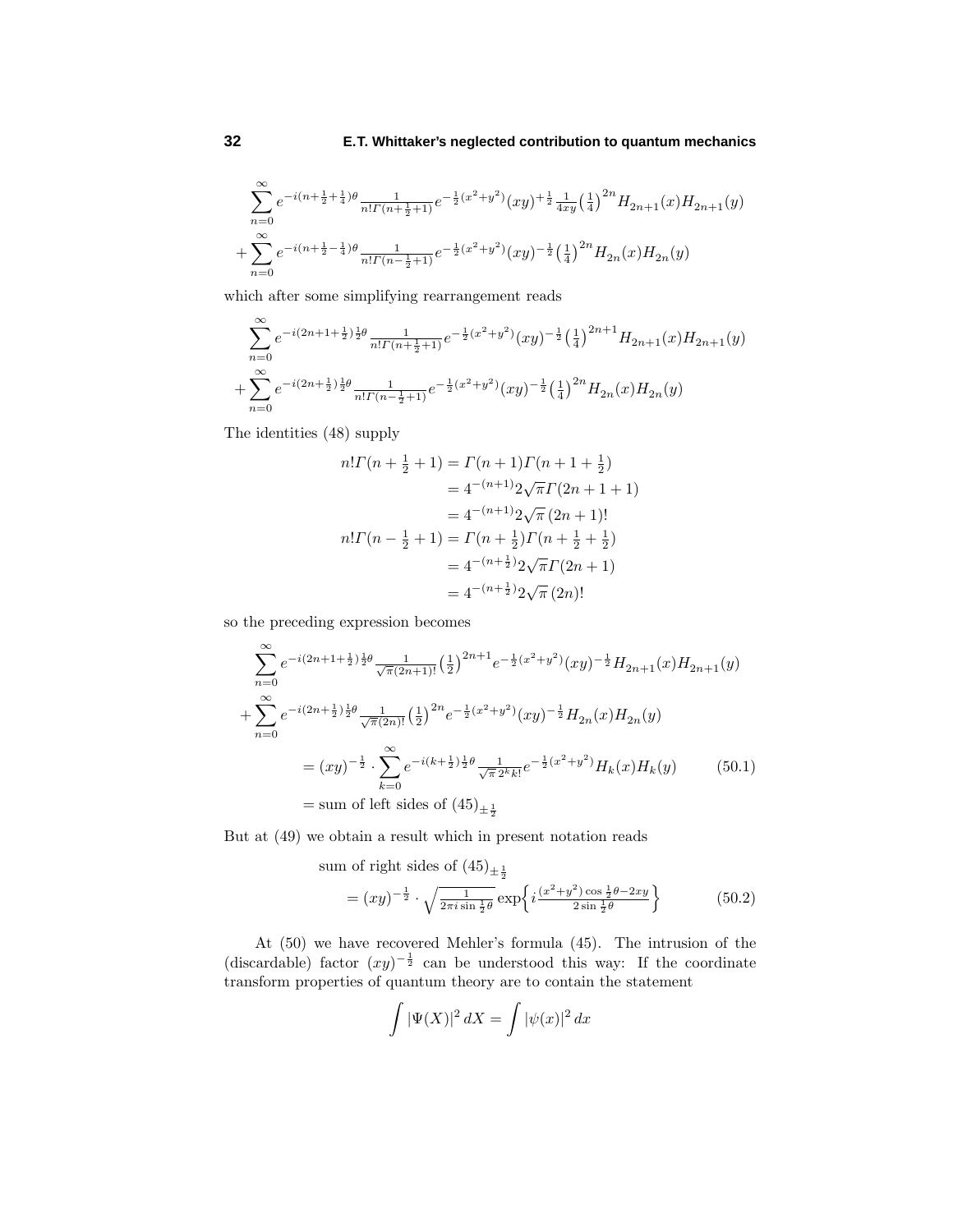$$
\sum_{n=0}^{\infty} e^{-i(n+\frac{1}{2}+\frac{1}{4})\theta} \tfrac{1}{n!\Gamma(n+\frac{1}{2}+1)} e^{-\frac{1}{2}(x^2+y^2)}(xy)^{+\frac{1}{2}} \tfrac{1}{4xy}\big(\tfrac{1}{4}\big)^{2n} H_{2n+1}(x)H_{2n+1}(y)
$$
$$
+\sum_{n=0}^{\infty} e^{-i(n+\frac{1}{2}-\frac{1}{4})\theta} \tfrac{1}{n!\Gamma(n-\frac{1}{2}+1)} e^{-\frac{1}{2}(x^2+y^2)}(xy)^{-\frac{1}{2}} \big(\tfrac{1}{4}\big)^{2n} H_{2n}(x)H_{2n}(y)
$$

which after some simplifying rearrangement reads

$$
\sum_{n=0}^{\infty} e^{-i(2n+1+\frac{1}{2})\frac{1}{2}\theta} \tfrac{1}{n!\Gamma(n+\frac{1}{2}+1)} e^{-\frac{1}{2}(x^2+y^2)}(xy)^{-\frac{1}{2}} \big(\tfrac{1}{4}\big)^{2n+1} H_{2n+1}(x)H_{2n+1}(y)
$$
$$
+\sum_{n=0}^{\infty} e^{-i(2n+\frac{1}{2})\frac{1}{2}\theta} \tfrac{1}{n!\Gamma(n-\frac{1}{2}+1)} e^{-\frac{1}{2}(x^2+y^2)}(xy)^{-\frac{1}{2}} \big(\tfrac{1}{4}\big)^{2n} H_{2n}(x)H_{2n}(y)
$$

The identities (48) supply

$$
\begin{aligned}
n!\Gamma(n+\tfrac{1}{2}+1) &= \Gamma(n+1)\Gamma(n+1+\tfrac{1}{2}) \\
&= 4^{-(n+1)} 2\sqrt{\pi}\,\Gamma(2n+1+1) \\
&= 4^{-(n+1)} 2\sqrt{\pi}\,(2n+1)! \\
n!\Gamma(n-\tfrac{1}{2}+1) &= \Gamma(n+\tfrac{1}{2})\Gamma(n+\tfrac{1}{2}+\tfrac{1}{2}) \\
&= 4^{-(n+\frac{1}{2})} 2\sqrt{\pi}\,\Gamma(2n+1) \\
&= 4^{-(n+\frac{1}{2})} 2\sqrt{\pi}\,(2n)!
\end{aligned}
$$

so the preceding expression becomes

$$
\sum_{n=0}^{\infty} e^{-i(2n+1+\frac{1}{2})\frac{1}{2}\theta} \tfrac{1}{\sqrt{\pi}(2n+1)!} \big(\tfrac{1}{2}\big)^{2n+1} e^{-\frac{1}{2}(x^2+y^2)}(xy)^{-\frac{1}{2}} H_{2n+1}(x)H_{2n+1}(y)
$$
$$
+\sum_{n=0}^{\infty} e^{-i(2n+\frac{1}{2})\frac{1}{2}\theta} \tfrac{1}{\sqrt{\pi}(2n)!} \big(\tfrac{1}{2}\big)^{2n} e^{-\frac{1}{2}(x^2+y^2)}(xy)^{-\frac{1}{2}} H_{2n}(x)H_{2n}(y)
$$
$$
= (xy)^{-\frac{1}{2}} \cdot \sum_{k=0}^{\infty} e^{-i(k+\frac{1}{2})\frac{1}{2}\theta} \tfrac{1}{\sqrt{\pi}\,2^k k!} e^{-\frac{1}{2}(x^2+y^2)} H_k(x)H_k(y) \tag{50.1}
$$
$$
= \text{sum of left sides of } (45)_{\pm\frac{1}{2}}
$$

But at (49) we obtain a result which in present notation reads

$$
\begin{aligned}
&\text{sum of right sides of } (45)_{\pm\frac{1}{2}} \\
&\quad = (xy)^{-\frac{1}{2}} \cdot \sqrt{\tfrac{1}{2\pi i \sin\frac{1}{2}\theta}}\,\exp\Big\{ i\tfrac{(x^2+y^2)\cos\frac{1}{2}\theta - 2xy}{2\sin\frac{1}{2}\theta}\Big\}
\end{aligned} \tag{50.2}
$$

At (50) we have recovered Mehler's formula (45). The intrusion of the (discardable) factor $(xy)^{-\frac{1}{2}}$ can be understood this way: If the coordinate transform properties of quantum theory are to contain the statement

$$
\int |\Psi(X)|^2\,dX = \int |\psi(x)|^2\,dx
$$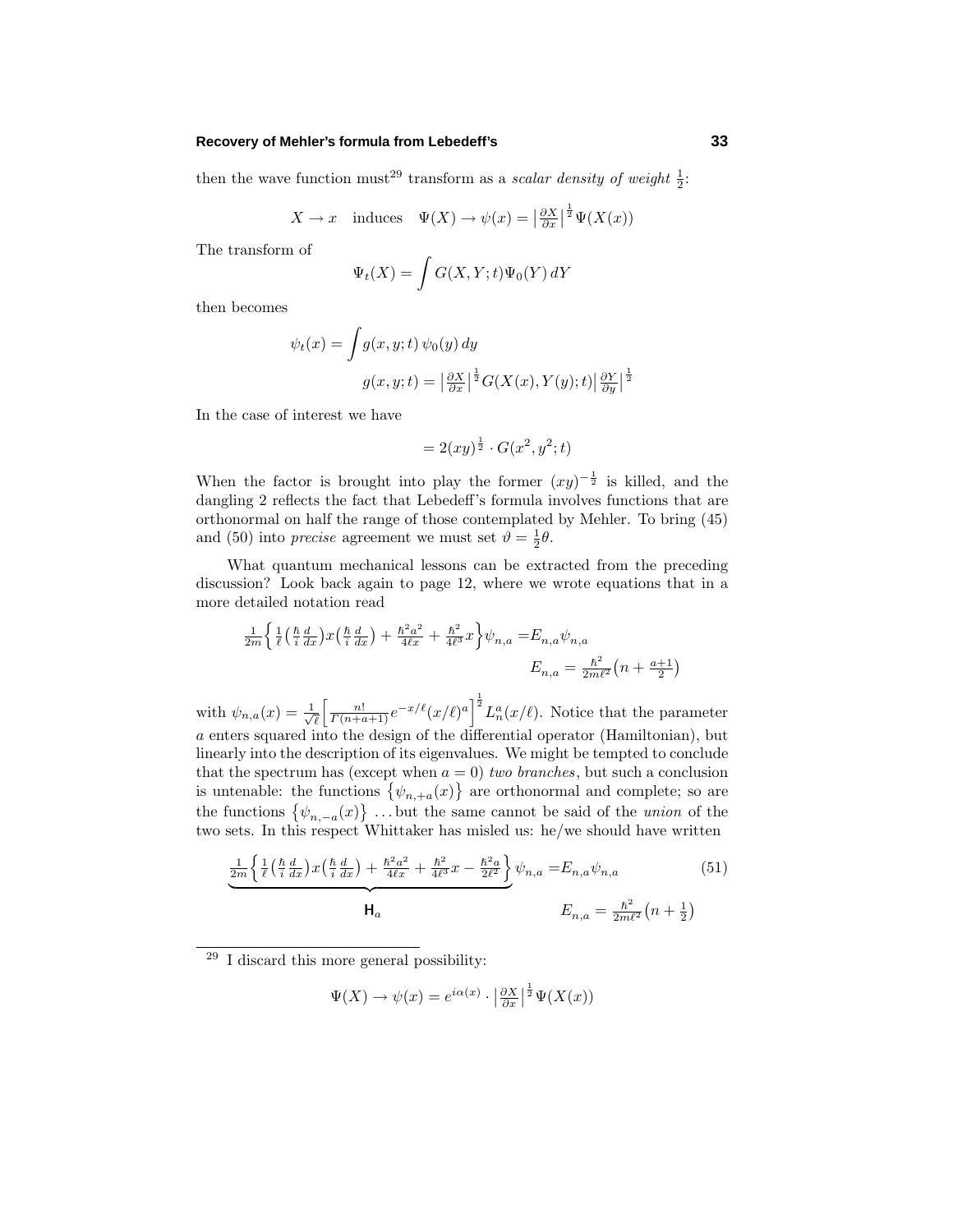then the wave function must[29] transform as a *scalar density of weight* $\frac{1}{2}$:

$$X \to x \quad \text{induces} \quad \Psi(X) \to \psi(x) = \left|\tfrac{\partial X}{\partial x}\right|^{\frac{1}{2}} \Psi(X(x))$$

The transform of

$$\Psi_t(X) = \int G(X,Y;t)\Psi_0(Y)\,dY$$

then becomes

$$\psi_t(x) = \int g(x,y;t)\,\psi_0(y)\,dy$$

$$g(x,y;t) = \left|\tfrac{\partial X}{\partial x}\right|^{\frac{1}{2}} G(X(x),Y(y);t)\left|\tfrac{\partial Y}{\partial y}\right|^{\frac{1}{2}}$$

In the case of interest we have

$$= 2(xy)^{\frac{1}{2}} \cdot G(x^2,y^2;t)$$

When the factor is brought into play the former $(xy)^{-\frac{1}{2}}$ is killed, and the dangling 2 reflects the fact that Lebedeff's formula involves functions that are orthonormal on half the range of those contemplated by Mehler. To bring (45) and (50) into *precise* agreement we must set $\vartheta = \frac{1}{2}\theta$.

What quantum mechanical lessons can be extracted from the preceding discussion? Look back again to page 12, where we wrote equations that in a more detailed notation read

$$\tfrac{1}{2m}\Big\{\tfrac{1}{\ell}\big(\tfrac{\hbar}{i}\tfrac{d}{dx}\big)x\big(\tfrac{\hbar}{i}\tfrac{d}{dx}\big) + \tfrac{\hbar^2 a^2}{4\ell x} + \tfrac{\hbar^2}{4\ell^3}x\Big\}\psi_{n,a} = E_{n,a}\psi_{n,a}$$

$$E_{n,a} = \tfrac{\hbar^2}{2m\ell^2}\big(n + \tfrac{a+1}{2}\big)$$

with $\psi_{n,a}(x) = \frac{1}{\sqrt{\ell}}\Big[\frac{n!}{\Gamma(n+a+1)}e^{-x/\ell}(x/\ell)^a\Big]^{\frac{1}{2}} L_n^a(x/\ell)$. Notice that the parameter $a$ enters squared into the design of the differential operator (Hamiltonian), but linearly into the description of its eigenvalues. We might be tempted to conclude that the spectrum has (except when $a = 0$) *two branches*, but such a conclusion is untenable: the functions $\{\psi_{n,+a}(x)\}$ are orthonormal and complete; so are the functions $\{\psi_{n,-a}(x)\}$ ...but the same cannot be said of the *union* of the two sets. In this respect Whittaker has misled us: he/we should have written

$$\underbrace{\tfrac{1}{2m}\Big\{\tfrac{1}{\ell}\big(\tfrac{\hbar}{i}\tfrac{d}{dx}\big)x\big(\tfrac{\hbar}{i}\tfrac{d}{dx}\big) + \tfrac{\hbar^2 a^2}{4\ell x} + \tfrac{\hbar^2}{4\ell^3}x - \tfrac{\hbar^2 a}{2\ell^2}\Big\}}_{\mathsf{H}_a}\psi_{n,a} = E_{n,a}\psi_{n,a} \tag{51}$$

$$E_{n,a} = \tfrac{\hbar^2}{2m\ell^2}\big(n + \tfrac{1}{2}\big)$$

[29] I discard this more general possibility:

$$\Psi(X) \to \psi(x) = e^{i\alpha(x)} \cdot \left|\tfrac{\partial X}{\partial x}\right|^{\frac{1}{2}} \Psi(X(x))$$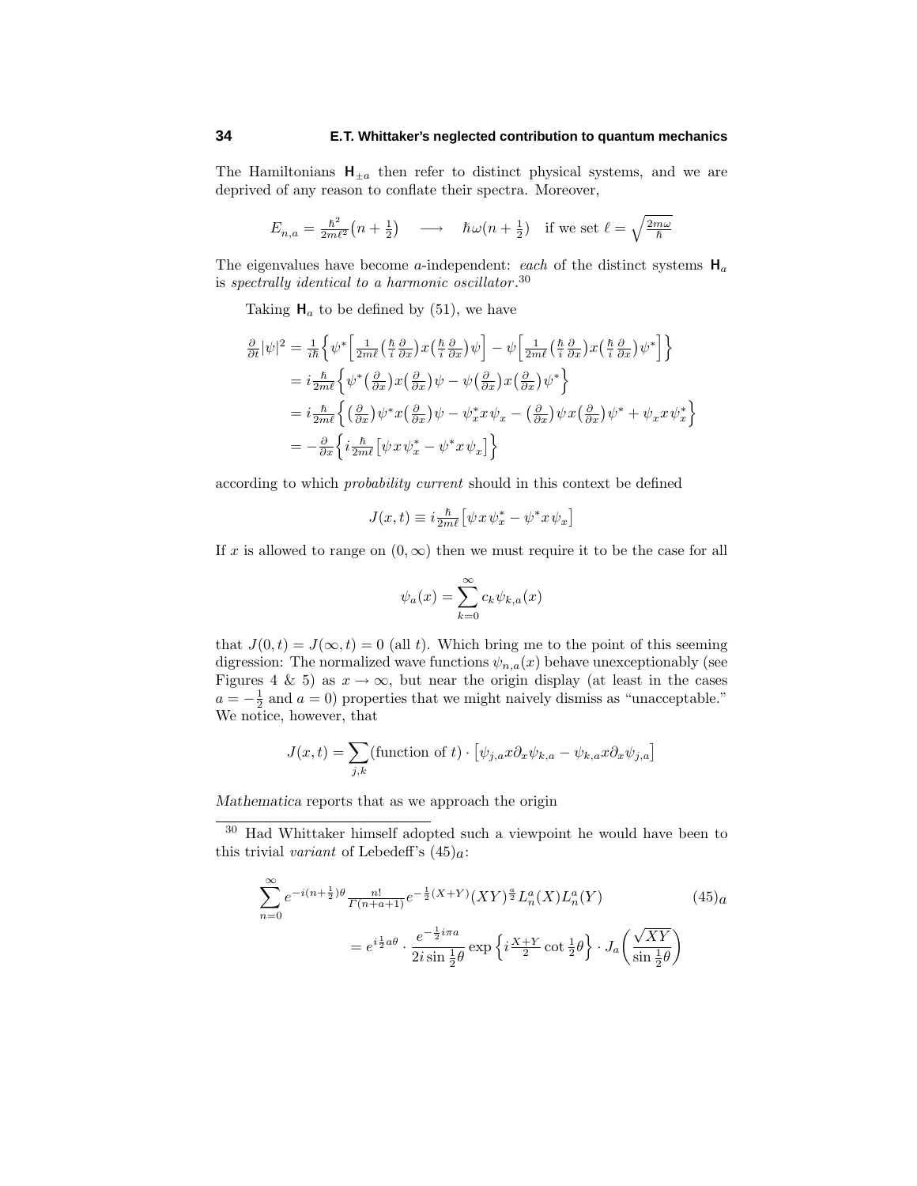The Hamiltonians $\mathsf{H}_{\pm a}$ then refer to distinct physical systems, and we are deprived of any reason to conflate their spectra. Moreover,

$$E_{n,a} = \tfrac{\hbar^2}{2m\ell^2}\big(n+\tfrac{1}{2}\big) \quad \longrightarrow \quad \hbar\omega(n+\tfrac{1}{2}) \quad \text{if we set } \ell = \sqrt{\tfrac{2m\omega}{\hbar}}$$

The eigenvalues have become $a$-independent: *each* of the distinct systems $\mathsf{H}_a$ is *spectrally identical to a harmonic oscillator*.[30]

Taking $\mathsf{H}_a$ to be defined by (51), we have

$$\begin{aligned}
\tfrac{\partial}{\partial t}|\psi|^2 &= \tfrac{1}{i\hbar}\Big\{\psi^*\Big[\tfrac{1}{2m\ell}\big(\tfrac{\hbar}{i}\tfrac{\partial}{\partial x}\big)x\big(\tfrac{\hbar}{i}\tfrac{\partial}{\partial x}\big)\psi\Big] - \psi\Big[\tfrac{1}{2m\ell}\big(\tfrac{\hbar}{i}\tfrac{\partial}{\partial x}\big)x\big(\tfrac{\hbar}{i}\tfrac{\partial}{\partial x}\big)\psi^*\Big]\Big\} \\
&= i\tfrac{\hbar}{2m\ell}\Big\{\psi^*\big(\tfrac{\partial}{\partial x}\big)x\big(\tfrac{\partial}{\partial x}\big)\psi - \psi\big(\tfrac{\partial}{\partial x}\big)x\big(\tfrac{\partial}{\partial x}\big)\psi^*\Big\} \\
&= i\tfrac{\hbar}{2m\ell}\Big\{\big(\tfrac{\partial}{\partial x}\big)\psi^* x\big(\tfrac{\partial}{\partial x}\big)\psi - \psi^*_x x\psi_x - \big(\tfrac{\partial}{\partial x}\big)\psi x\big(\tfrac{\partial}{\partial x}\big)\psi^* + \psi_x x\psi^*_x\Big\} \\
&= -\tfrac{\partial}{\partial x}\Big\{i\tfrac{\hbar}{2m\ell}\big[\psi x\psi^*_x - \psi^* x\psi_x\big]\Big\}
\end{aligned}$$

according to which *probability current* should in this context be defined

$$J(x,t) \equiv i\tfrac{\hbar}{2m\ell}\big[\psi x\psi^*_x - \psi^* x\psi_x\big]$$

If $x$ is allowed to range on $(0,\infty)$ then we must require it to be the case for all

$$\psi_a(x) = \sum_{k=0}^{\infty} c_k\psi_{k,a}(x)$$

that $J(0,t) = J(\infty,t) = 0$ (all $t$). Which bring me to the point of this seeming digression: The normalized wave functions $\psi_{n,a}(x)$ behave unexceptionably (see Figures 4 & 5) as $x \to \infty$, but near the origin display (at least in the cases $a = -\frac{1}{2}$ and $a = 0$) properties that we might naively dismiss as "unacceptable." We notice, however, that

$$J(x,t) = \sum_{j,k}(\text{function of } t)\cdot\big[\psi_{j,a}x\partial_x\psi_{k,a} - \psi_{k,a}x\partial_x\psi_{j,a}\big]$$

*Mathematica* reports that as we approach the origin

---

[30] Had Whittaker himself adopted such a viewpoint he would have been to this trivial *variant* of Lebedeff's $(45)_a$:

$$\begin{aligned}
\sum_{n=0}^{\infty} e^{-i(n+\frac{1}{2})\theta}\tfrac{n!}{\Gamma(n+a+1)}e^{-\frac{1}{2}(X+Y)}(XY)^{\frac{a}{2}}L_n^a(X)L_n^a(Y) \qquad\qquad (45)_a \\
= e^{i\frac{1}{2}a\theta}\cdot\frac{e^{-\frac{1}{2}i\pi a}}{2i\sin\frac{1}{2}\theta}\exp\Big\{i\tfrac{X+Y}{2}\cot\tfrac{1}{2}\theta\Big\}\cdot J_a\bigg(\frac{\sqrt{XY}}{\sin\frac{1}{2}\theta}\bigg)
\end{aligned}$$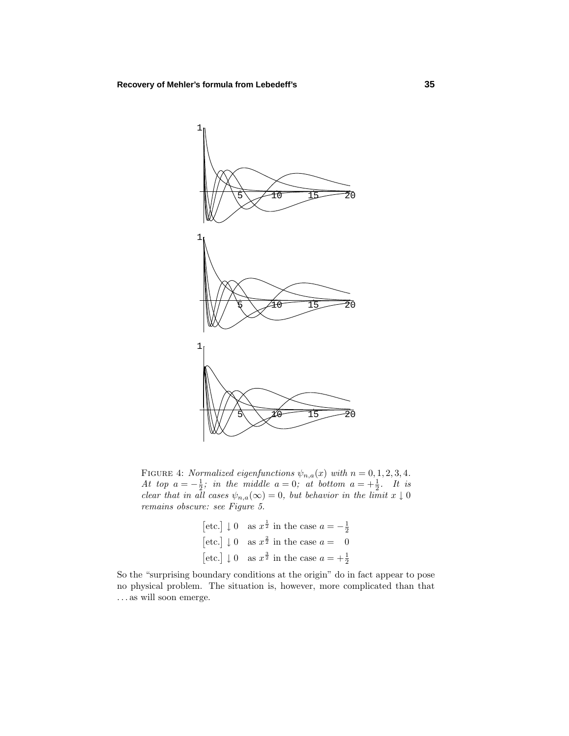FIGURE 4: *Normalized eigenfunctions $\psi_{n,a}(x)$ with $n = 0, 1, 2, 3, 4$. At top $a = -\frac{1}{2}$; in the middle $a = 0$; at bottom $a = +\frac{1}{2}$. It is clear that in all cases $\psi_{n,a}(\infty) = 0$, but behavior in the limit $x \downarrow 0$ remains obscure: see Figure 5.*

$$\begin{aligned}
\big[\text{etc.}\big] \downarrow 0 \quad &\text{as } x^{\frac{1}{2}} \text{ in the case } a = -\tfrac{1}{2}\\
\big[\text{etc.}\big] \downarrow 0 \quad &\text{as } x^{\frac{2}{2}} \text{ in the case } a = \quad 0\\
\big[\text{etc.}\big] \downarrow 0 \quad &\text{as } x^{\frac{3}{2}} \text{ in the case } a = +\tfrac{1}{2}
\end{aligned}$$

So the "surprising boundary conditions at the origin" do in fact appear to pose no physical problem. The situation is, however, more complicated than that . . . as will soon emerge.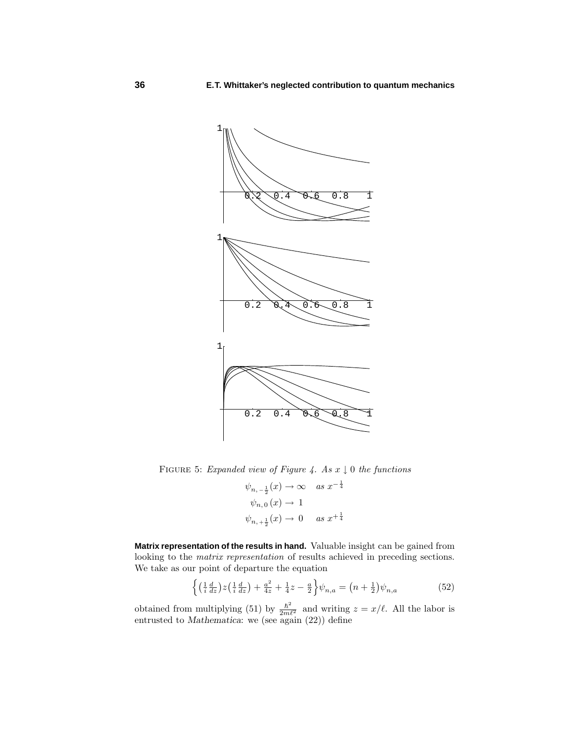FIGURE 5: *Expanded view of Figure 4. As $x \downarrow 0$ the functions*

$$\begin{aligned}
\psi_{n,-\frac{1}{2}}(x) &\to \infty \quad \textit{as } x^{-\frac{1}{4}} \\
\psi_{n,0}(x) &\to 1 \\
\psi_{n,+\frac{1}{2}}(x) &\to 0 \quad \textit{as } x^{+\frac{1}{4}}
\end{aligned}$$

**Matrix representation of the results in hand.** Valuable insight can be gained from looking to the *matrix representation* of results achieved in preceding sections. We take as our point of departure the equation

$$\Big\{\big(\tfrac{1}{i}\tfrac{d}{dz}\big)z\big(\tfrac{1}{i}\tfrac{d}{dz}\big) + \tfrac{a^2}{4z} + \tfrac{1}{4}z - \tfrac{a}{2}\Big\}\psi_{n,a} = \big(n + \tfrac{1}{2}\big)\psi_{n,a} \tag{52}$$

obtained from multiplying (51) by $\frac{\hbar^2}{2m\ell^2}$ and writing $z = x/\ell$. All the labor is entrusted to *Mathematica*: we (see again (22)) define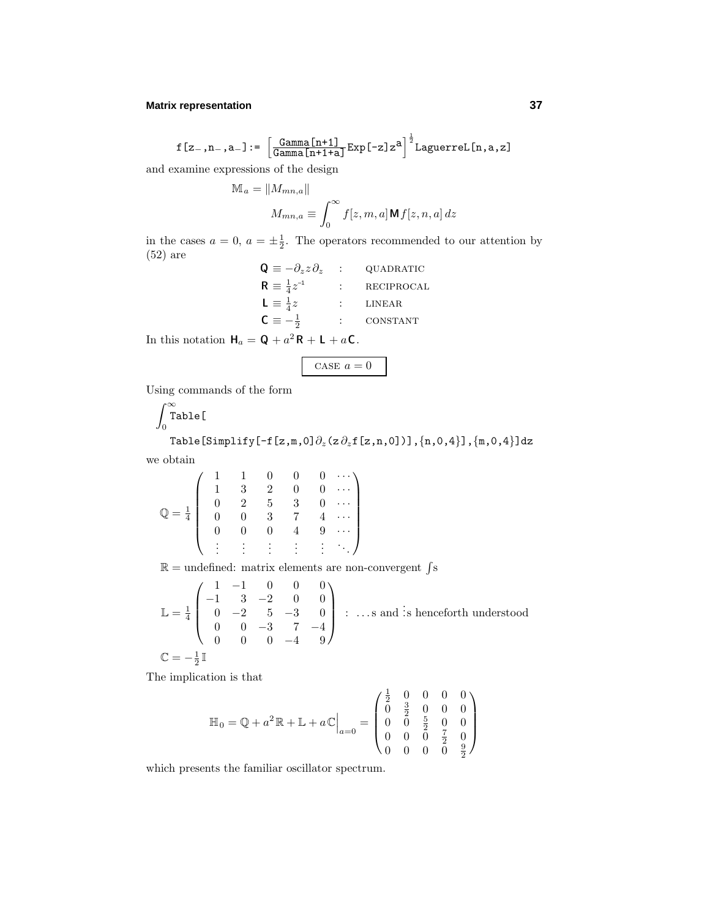```
f[z_,n_,a_]:= [Gamma[n+1]/Gamma[n+1+a] Exp[-z]z^a]^(1/2) LaguerreL[n,a,z]
```

and examine expressions of the design

$$\mathbb{M}_a = \|M_{mn,a}\|$$

$$M_{mn,a} \equiv \int_0^\infty f[z,m,a]\,\mathsf{M}\,f[z,n,a]\,dz$$

in the cases $a = 0$, $a = \pm\frac{1}{2}$. The operators recommended to our attention by (52) are

$$\begin{aligned}
\mathsf{Q} &\equiv -\partial_z z\,\partial_z &&: \quad \text{QUADRATIC}\\
\mathsf{R} &\equiv \tfrac{1}{4}z^{-1} &&: \quad \text{RECIPROCAL}\\
\mathsf{L} &\equiv \tfrac{1}{4}z &&: \quad \text{LINEAR}\\
\mathsf{C} &\equiv -\tfrac{1}{2} &&: \quad \text{CONSTANT}
\end{aligned}$$

In this notation $\mathsf{H}_a = \mathsf{Q} + a^2\,\mathsf{R} + \mathsf{L} + a\,\mathsf{C}$.

**CASE $a = 0$**

Using commands of the form

$$\int_0^\infty \texttt{Table[}$$
$$\texttt{Table[Simplify[-f[z,m,0]}\partial_z\texttt{(z}\,\partial_z\texttt{f[z,n,0])],\{n,0,4\}],\{m,0,4\}]dz}$$

we obtain

$$\mathbb{Q} = \tfrac{1}{4}\begin{pmatrix} 1 & 1 & 0 & 0 & 0 & \cdots\\ 1 & 3 & 2 & 0 & 0 & \cdots\\ 0 & 2 & 5 & 3 & 0 & \cdots\\ 0 & 0 & 3 & 7 & 4 & \cdots\\ 0 & 0 & 0 & 4 & 9 & \cdots\\ \vdots & \vdots & \vdots & \vdots & \vdots & \ddots \end{pmatrix}$$

$\mathbb{R} =$ undefined: matrix elements are non-convergent $\int$s

$$\mathbb{L} = \tfrac{1}{4}\begin{pmatrix} 1 & -1 & 0 & 0 & 0\\ -1 & 3 & -2 & 0 & 0\\ 0 & -2 & 5 & -3 & 0\\ 0 & 0 & -3 & 7 & -4\\ 0 & 0 & 0 & -4 & 9 \end{pmatrix} \quad : \ \ldots\text{s and } \vdots\text{s henceforth understood}$$

$$\mathbb{C} = -\tfrac{1}{2}\,\mathbb{I}$$

The implication is that

$$\mathbb{H}_0 = \mathbb{Q} + a^2\,\mathbb{R} + \mathbb{L} + a\,\mathbb{C}\Big|_{a=0} = \begin{pmatrix} \frac{1}{2} & 0 & 0 & 0 & 0\\ 0 & \frac{3}{2} & 0 & 0 & 0\\ 0 & 0 & \frac{5}{2} & 0 & 0\\ 0 & 0 & 0 & \frac{7}{2} & 0\\ 0 & 0 & 0 & 0 & \frac{9}{2} \end{pmatrix}$$

which presents the familiar oscillator spectrum.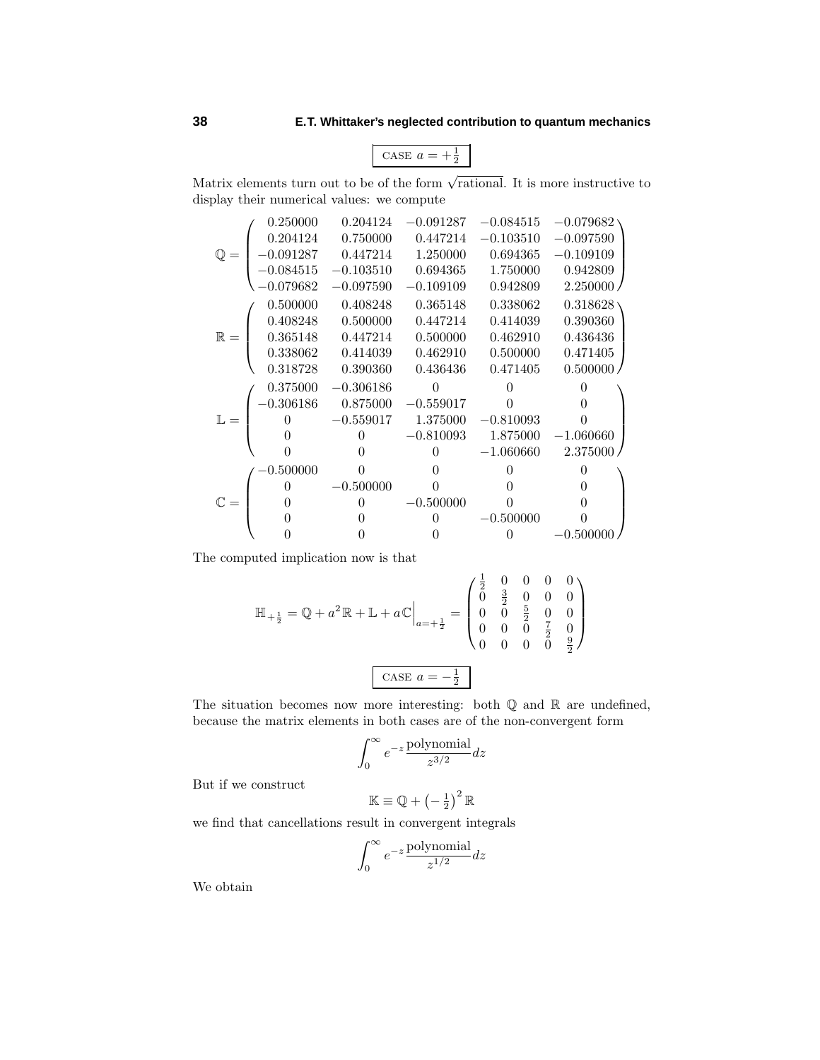$$\boxed{\text{CASE } a = +\tfrac{1}{2}}$$

Matrix elements turn out to be of the form $\sqrt{\text{rational}}$. It is more instructive to display their numerical values: we compute

$$\mathbb{Q} = \begin{pmatrix} 0.250000 & 0.204124 & -0.091287 & -0.084515 & -0.079682 \\ 0.204124 & 0.750000 & 0.447214 & -0.103510 & -0.097590 \\ -0.091287 & 0.447214 & 1.250000 & 0.694365 & -0.109109 \\ -0.084515 & -0.103510 & 0.694365 & 1.750000 & 0.942809 \\ -0.079682 & -0.097590 & -0.109109 & 0.942809 & 2.250000 \end{pmatrix}$$

$$\mathbb{R} = \begin{pmatrix} 0.500000 & 0.408248 & 0.365148 & 0.338062 & 0.318628 \\ 0.408248 & 0.500000 & 0.447214 & 0.414039 & 0.390360 \\ 0.365148 & 0.447214 & 0.500000 & 0.462910 & 0.436436 \\ 0.338062 & 0.414039 & 0.462910 & 0.500000 & 0.471405 \\ 0.318728 & 0.390360 & 0.436436 & 0.471405 & 0.500000 \end{pmatrix}$$

$$\mathbb{L} = \begin{pmatrix} 0.375000 & -0.306186 & 0 & 0 & 0 \\ -0.306186 & 0.875000 & -0.559017 & 0 & 0 \\ 0 & -0.559017 & 1.375000 & -0.810093 & 0 \\ 0 & 0 & -0.810093 & 1.875000 & -1.060660 \\ 0 & 0 & 0 & -1.060660 & 2.375000 \end{pmatrix}$$

$$\mathbb{C} = \begin{pmatrix} -0.500000 & 0 & 0 & 0 & 0 \\ 0 & -0.500000 & 0 & 0 & 0 \\ 0 & 0 & -0.500000 & 0 & 0 \\ 0 & 0 & 0 & -0.500000 & 0 \\ 0 & 0 & 0 & 0 & -0.500000 \end{pmatrix}$$

The computed implication now is that

$$\mathbb{H}_{+\frac{1}{2}} = \mathbb{Q} + a^2\mathbb{R} + \mathbb{L} + a\,\mathbb{C}\Big|_{a=+\frac{1}{2}} = \begin{pmatrix} \frac{1}{2} & 0 & 0 & 0 & 0 \\ 0 & \frac{3}{2} & 0 & 0 & 0 \\ 0 & 0 & \frac{5}{2} & 0 & 0 \\ 0 & 0 & 0 & \frac{7}{2} & 0 \\ 0 & 0 & 0 & 0 & \frac{9}{2} \end{pmatrix}$$

$$\boxed{\text{CASE } a = -\tfrac{1}{2}}$$

The situation becomes now more interesting: both $\mathbb{Q}$ and $\mathbb{R}$ are undefined, because the matrix elements in both cases are of the non-convergent form

$$\int_0^\infty e^{-z}\frac{\text{polynomial}}{z^{3/2}}dz$$

But if we construct

$$\mathbb{K} \equiv \mathbb{Q} + \left(-\tfrac{1}{2}\right)^2\mathbb{R}$$

we find that cancellations result in convergent integrals

$$\int_0^\infty e^{-z}\frac{\text{polynomial}}{z^{1/2}}dz$$

We obtain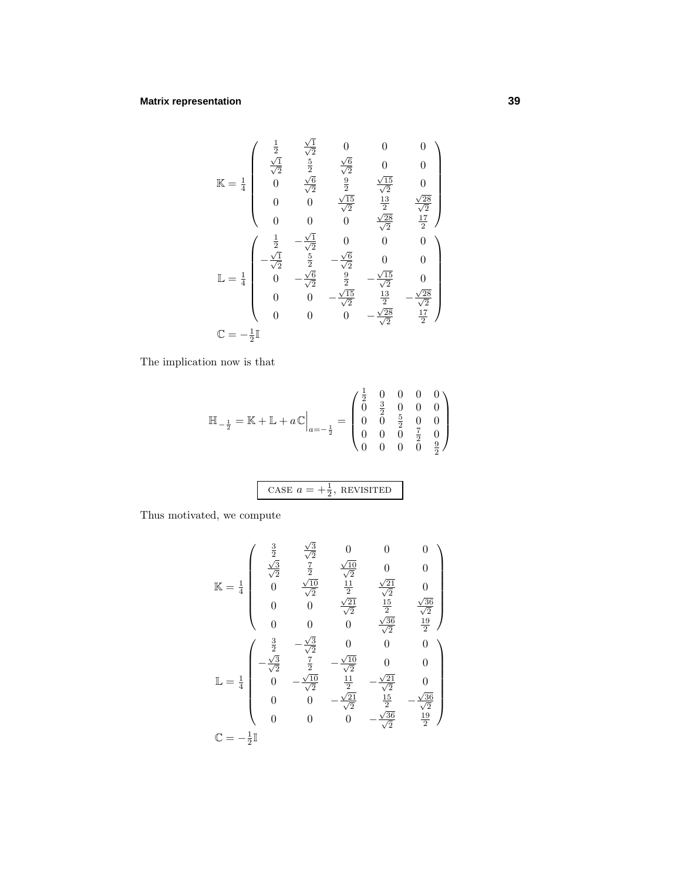$$\mathbb{K} = \frac{1}{4}\begin{pmatrix} \frac{1}{2} & \frac{\sqrt{1}}{\sqrt{2}} & 0 & 0 & 0 \\ \frac{\sqrt{1}}{\sqrt{2}} & \frac{5}{2} & \frac{\sqrt{6}}{\sqrt{2}} & 0 & 0 \\ 0 & \frac{\sqrt{6}}{\sqrt{2}} & \frac{9}{2} & \frac{\sqrt{15}}{\sqrt{2}} & 0 \\ 0 & 0 & \frac{\sqrt{15}}{\sqrt{2}} & \frac{13}{2} & \frac{\sqrt{28}}{\sqrt{2}} \\ 0 & 0 & 0 & \frac{\sqrt{28}}{\sqrt{2}} & \frac{17}{2} \end{pmatrix}$$

$$\mathbb{L} = \frac{1}{4}\begin{pmatrix} \frac{1}{2} & -\frac{\sqrt{1}}{\sqrt{2}} & 0 & 0 & 0 \\ -\frac{\sqrt{1}}{\sqrt{2}} & \frac{5}{2} & -\frac{\sqrt{6}}{\sqrt{2}} & 0 & 0 \\ 0 & -\frac{\sqrt{6}}{\sqrt{2}} & \frac{9}{2} & -\frac{\sqrt{15}}{\sqrt{2}} & 0 \\ 0 & 0 & -\frac{\sqrt{15}}{\sqrt{2}} & \frac{13}{2} & -\frac{\sqrt{28}}{\sqrt{2}} \\ 0 & 0 & 0 & -\frac{\sqrt{28}}{\sqrt{2}} & \frac{17}{2} \end{pmatrix}$$

$$\mathbb{C} = -\tfrac{1}{2}\mathbb{I}$$

The implication now is that

$$\mathbb{H}_{-\frac{1}{2}} = \mathbb{K} + \mathbb{L} + a\,\mathbb{C}\Big|_{a=-\frac{1}{2}} = \begin{pmatrix} \frac{1}{2} & 0 & 0 & 0 & 0 \\ 0 & \frac{3}{2} & 0 & 0 & 0 \\ 0 & 0 & \frac{5}{2} & 0 & 0 \\ 0 & 0 & 0 & \frac{7}{2} & 0 \\ 0 & 0 & 0 & 0 & \frac{9}{2} \end{pmatrix}$$

CASE $a = +\frac{1}{2}$, REVISITED

Thus motivated, we compute

$$\mathbb{K} = \frac{1}{4}\begin{pmatrix} \frac{3}{2} & \frac{\sqrt{3}}{\sqrt{2}} & 0 & 0 & 0 \\ \frac{\sqrt{3}}{\sqrt{2}} & \frac{7}{2} & \frac{\sqrt{10}}{\sqrt{2}} & 0 & 0 \\ 0 & \frac{\sqrt{10}}{\sqrt{2}} & \frac{11}{2} & \frac{\sqrt{21}}{\sqrt{2}} & 0 \\ 0 & 0 & \frac{\sqrt{21}}{\sqrt{2}} & \frac{15}{2} & \frac{\sqrt{36}}{\sqrt{2}} \\ 0 & 0 & 0 & \frac{\sqrt{36}}{\sqrt{2}} & \frac{19}{2} \end{pmatrix}$$

$$\mathbb{L} = \frac{1}{4}\begin{pmatrix} \frac{3}{2} & -\frac{\sqrt{3}}{\sqrt{2}} & 0 & 0 & 0 \\ -\frac{\sqrt{3}}{\sqrt{2}} & \frac{7}{2} & -\frac{\sqrt{10}}{\sqrt{2}} & 0 & 0 \\ 0 & -\frac{\sqrt{10}}{\sqrt{2}} & \frac{11}{2} & -\frac{\sqrt{21}}{\sqrt{2}} & 0 \\ 0 & 0 & -\frac{\sqrt{21}}{\sqrt{2}} & \frac{15}{2} & -\frac{\sqrt{36}}{\sqrt{2}} \\ 0 & 0 & 0 & -\frac{\sqrt{36}}{\sqrt{2}} & \frac{19}{2} \end{pmatrix}$$

$$\mathbb{C} = -\tfrac{1}{2}\mathbb{I}$$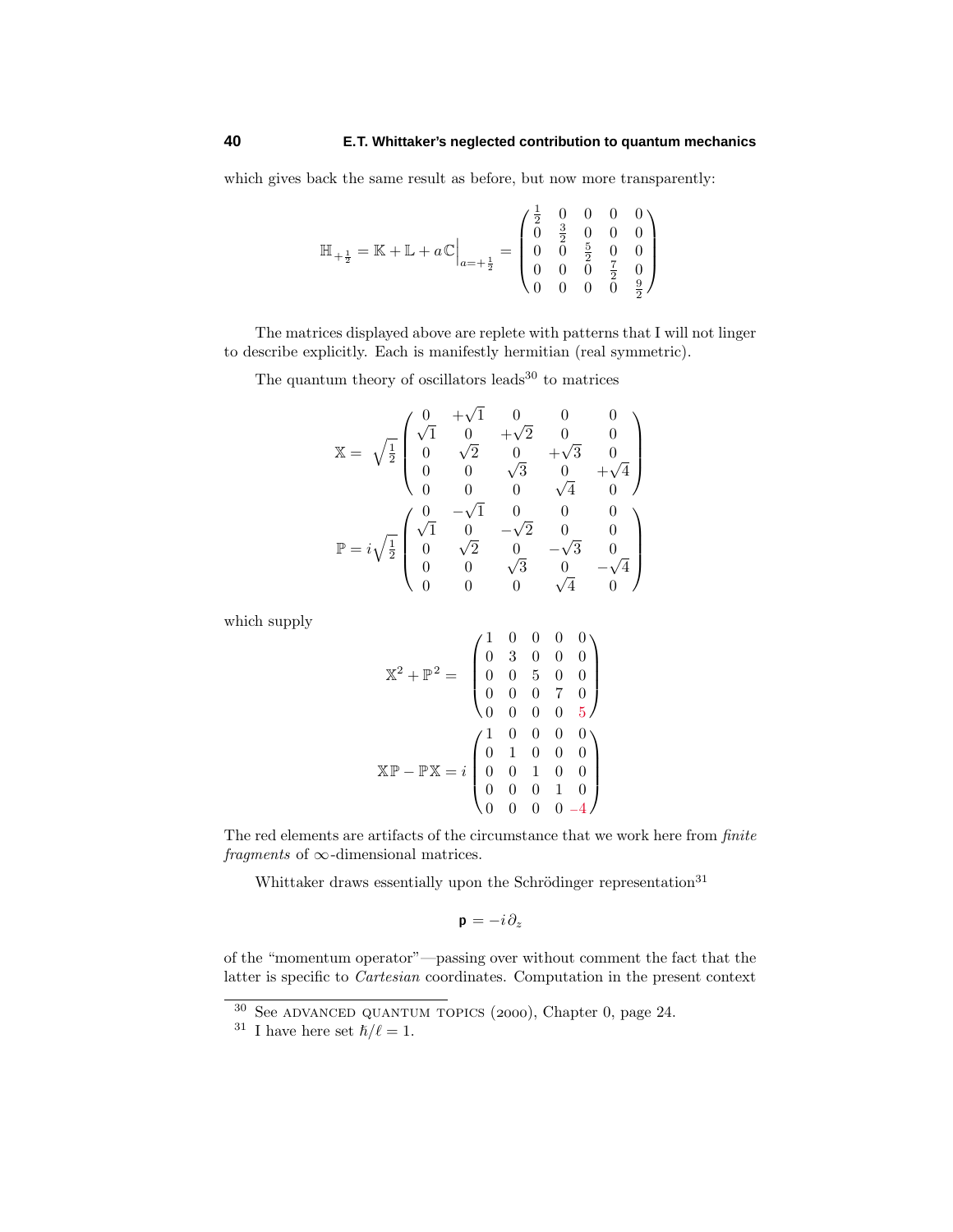which gives back the same result as before, but now more transparently:

$$\mathbb{H}_{+\frac{1}{2}} = \mathbb{K} + \mathbb{L} + a\,\mathbb{C}\Big|_{a=+\frac{1}{2}} = \begin{pmatrix} \frac{1}{2} & 0 & 0 & 0 & 0 \\ 0 & \frac{3}{2} & 0 & 0 & 0 \\ 0 & 0 & \frac{5}{2} & 0 & 0 \\ 0 & 0 & 0 & \frac{7}{2} & 0 \\ 0 & 0 & 0 & 0 & \frac{9}{2} \end{pmatrix}$$

The matrices displayed above are replete with patterns that I will not linger to describe explicitly. Each is manifestly hermitian (real symmetric).

The quantum theory of oscillators leads[30] to matrices

$$\mathbb{X} = \sqrt{\tfrac{1}{2}} \begin{pmatrix} 0 & +\sqrt{1} & 0 & 0 & 0 \\ \sqrt{1} & 0 & +\sqrt{2} & 0 & 0 \\ 0 & \sqrt{2} & 0 & +\sqrt{3} & 0 \\ 0 & 0 & \sqrt{3} & 0 & +\sqrt{4} \\ 0 & 0 & 0 & \sqrt{4} & 0 \end{pmatrix}$$

$$\mathbb{P} = i\sqrt{\tfrac{1}{2}} \begin{pmatrix} 0 & -\sqrt{1} & 0 & 0 & 0 \\ \sqrt{1} & 0 & -\sqrt{2} & 0 & 0 \\ 0 & \sqrt{2} & 0 & -\sqrt{3} & 0 \\ 0 & 0 & \sqrt{3} & 0 & -\sqrt{4} \\ 0 & 0 & 0 & \sqrt{4} & 0 \end{pmatrix}$$

which supply

$$\mathbb{X}^2 + \mathbb{P}^2 = \begin{pmatrix} 1 & 0 & 0 & 0 & 0 \\ 0 & 3 & 0 & 0 & 0 \\ 0 & 0 & 5 & 0 & 0 \\ 0 & 0 & 0 & 7 & 0 \\ 0 & 0 & 0 & 0 & \color{red}{5} \end{pmatrix}$$

$$\mathbb{X}\mathbb{P} - \mathbb{P}\mathbb{X} = i \begin{pmatrix} 1 & 0 & 0 & 0 & 0 \\ 0 & 1 & 0 & 0 & 0 \\ 0 & 0 & 1 & 0 & 0 \\ 0 & 0 & 0 & 1 & 0 \\ 0 & 0 & 0 & 0 & \color{red}{-4} \end{pmatrix}$$

The red elements are artifacts of the circumstance that we work here from *finite fragments* of $\infty$-dimensional matrices.

Whittaker draws essentially upon the Schrödinger representation[31]

$$\mathsf{p} = -i\partial_z$$

of the "momentum operator"—passing over without comment the fact that the latter is specific to *Cartesian* coordinates. Computation in the present context

---

[30] See ADVANCED QUANTUM TOPICS (2000), Chapter 0, page 24.

[31] I have here set $\hbar/\ell = 1$.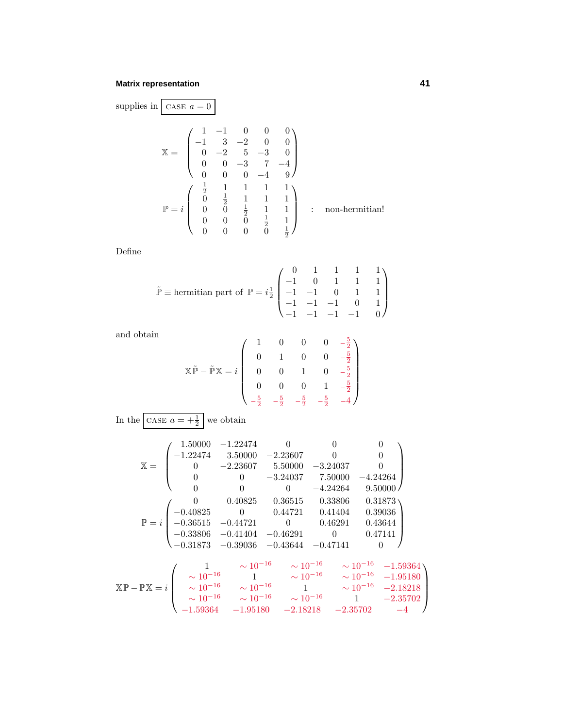supplies in $\boxed{\text{CASE } a = 0}$

$$\mathbb{X} = \begin{pmatrix} 1 & -1 & 0 & 0 & 0 \\ -1 & 3 & -2 & 0 & 0 \\ 0 & -2 & 5 & -3 & 0 \\ 0 & 0 & -3 & 7 & -4 \\ 0 & 0 & 0 & -4 & 9 \end{pmatrix}$$

$$\mathbb{P} = i \begin{pmatrix} \frac{1}{2} & 1 & 1 & 1 & 1 \\ 0 & \frac{1}{2} & 1 & 1 & 1 \\ 0 & 0 & \frac{1}{2} & 1 & 1 \\ 0 & 0 & 0 & \frac{1}{2} & 1 \\ 0 & 0 & 0 & 0 & \frac{1}{2} \end{pmatrix} \quad : \quad \text{non-hermitian!}$$

Define

$$\tilde{\mathbb{P}} \equiv \text{hermitian part of } \mathbb{P} = i\tfrac{1}{2} \begin{pmatrix} 0 & 1 & 1 & 1 & 1 \\ -1 & 0 & 1 & 1 & 1 \\ -1 & -1 & 0 & 1 & 1 \\ -1 & -1 & -1 & 0 & 1 \\ -1 & -1 & -1 & -1 & 0 \end{pmatrix}$$

and obtain

$$\mathbb{X}\tilde{\mathbb{P}} - \tilde{\mathbb{P}}\mathbb{X} = i \begin{pmatrix} 1 & 0 & 0 & 0 & -\frac{5}{2} \\ 0 & 1 & 0 & 0 & -\frac{5}{2} \\ 0 & 0 & 1 & 0 & -\frac{5}{2} \\ 0 & 0 & 0 & 1 & -\frac{5}{2} \\ -\frac{5}{2} & -\frac{5}{2} & -\frac{5}{2} & -\frac{5}{2} & -4 \end{pmatrix}$$

In the $\boxed{\text{CASE } a = +\frac{1}{2}}$ we obtain

$$\mathbb{X} = \begin{pmatrix} 1.50000 & -1.22474 & 0 & 0 & 0 \\ -1.22474 & 3.50000 & -2.23607 & 0 & 0 \\ 0 & -2.23607 & 5.50000 & -3.24037 & 0 \\ 0 & 0 & -3.24037 & 7.50000 & -4.24264 \\ 0 & 0 & 0 & -4.24264 & 9.50000 \end{pmatrix}$$

$$\mathbb{P} = i \begin{pmatrix} 0 & 0.40825 & 0.36515 & 0.33806 & 0.31873 \\ -0.40825 & 0 & 0.44721 & 0.41404 & 0.39036 \\ -0.36515 & -0.44721 & 0 & 0.46291 & 0.43644 \\ -0.33806 & -0.41404 & -0.46291 & 0 & 0.47141 \\ -0.31873 & -0.39036 & -0.43644 & -0.47141 & 0 \end{pmatrix}$$

$$\mathbb{X}\mathbb{P} - \mathbb{P}\mathbb{X} = i \begin{pmatrix} 1 & \sim 10^{-16} & \sim 10^{-16} & \sim 10^{-16} & -1.59364 \\ \sim 10^{-16} & 1 & \sim 10^{-16} & \sim 10^{-16} & -1.95180 \\ \sim 10^{-16} & \sim 10^{-16} & 1 & \sim 10^{-16} & -2.18218 \\ \sim 10^{-16} & \sim 10^{-16} & \sim 10^{-16} & 1 & -2.35702 \\ -1.59364 & -1.95180 & -2.18218 & -2.35702 & -4 \end{pmatrix}$$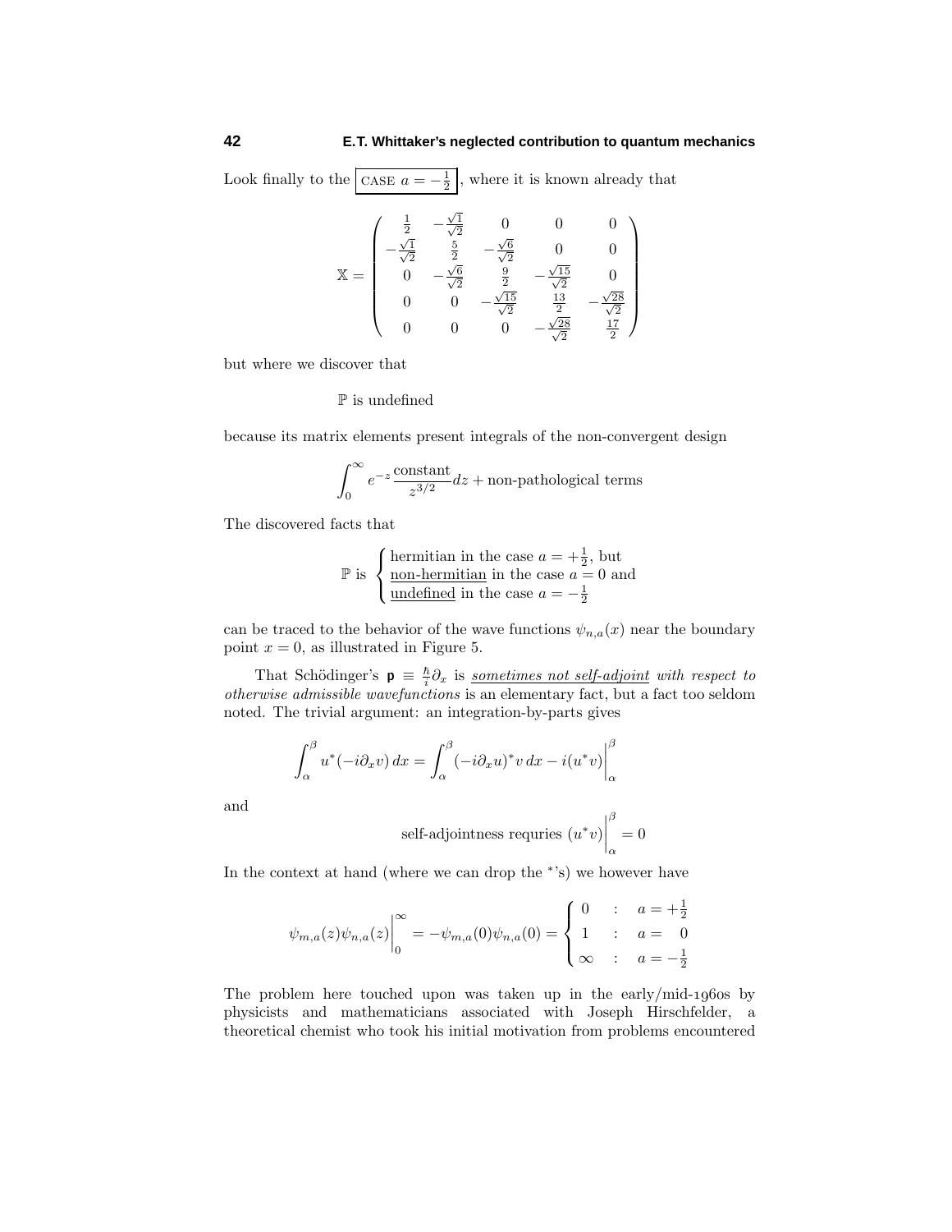Look finally to the $\boxed{\text{CASE } a = -\frac{1}{2}}$, where it is known already that

$$\mathbb{X} = \begin{pmatrix} \frac{1}{2} & -\frac{\sqrt{1}}{\sqrt{2}} & 0 & 0 & 0 \\ -\frac{\sqrt{1}}{\sqrt{2}} & \frac{5}{2} & -\frac{\sqrt{6}}{\sqrt{2}} & 0 & 0 \\ 0 & -\frac{\sqrt{6}}{\sqrt{2}} & \frac{9}{2} & -\frac{\sqrt{15}}{\sqrt{2}} & 0 \\ 0 & 0 & -\frac{\sqrt{15}}{\sqrt{2}} & \frac{13}{2} & -\frac{\sqrt{28}}{\sqrt{2}} \\ 0 & 0 & 0 & -\frac{\sqrt{28}}{\sqrt{2}} & \frac{17}{2} \end{pmatrix}$$

but where we discover that

$$\mathbb{P} \text{ is undefined}$$

because its matrix elements present integrals of the non-convergent design

$$\int_0^\infty e^{-z} \frac{\text{constant}}{z^{3/2}} dz + \text{non-pathological terms}$$

The discovered facts that

$$\mathbb{P} \text{ is } \begin{cases} \text{hermitian in the case } a = +\frac{1}{2}, \text{ but} \\ \underline{\text{non-hermitian}} \text{ in the case } a = 0 \text{ and} \\ \underline{\text{undefined}} \text{ in the case } a = -\frac{1}{2} \end{cases}$$

can be traced to the behavior of the wave functions $\psi_{n,a}(x)$ near the boundary point $x = 0$, as illustrated in Figure 5.

That Schödinger's $\mathsf{p} \equiv \frac{\hbar}{i}\partial_x$ is *sometimes not self-adjoint with respect to otherwise admissible wavefunctions* is an elementary fact, but a fact too seldom noted. The trivial argument: an integration-by-parts gives

$$\int_\alpha^\beta u^*(-i\partial_x v)\, dx = \int_\alpha^\beta (-i\partial_x u)^* v\, dx - i(u^* v)\Big|_\alpha^\beta$$

and

$$\text{self-adjointness requries } (u^* v)\Big|_\alpha^\beta = 0$$

In the context at hand (where we can drop the $^*$'s) we however have

$$\psi_{m,a}(z)\psi_{n,a}(z)\Big|_0^\infty = -\psi_{m,a}(0)\psi_{n,a}(0) = \begin{cases} 0 & : \quad a = +\frac{1}{2} \\ 1 & : \quad a = \quad 0 \\ \infty & : \quad a = -\frac{1}{2} \end{cases}$$

The problem here touched upon was taken up in the early/mid-1960s by physicists and mathematicians associated with Joseph Hirschfelder, a theoretical chemist who took his initial motivation from problems encountered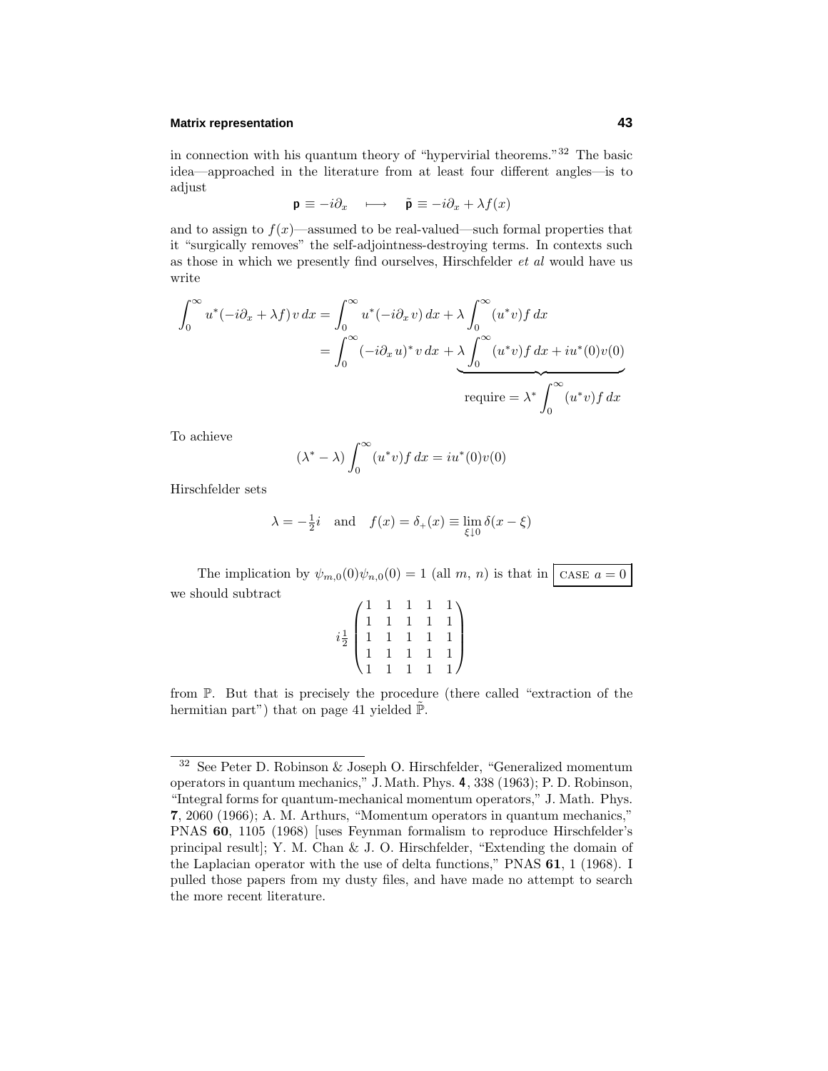in connection with his quantum theory of "hypervirial theorems."[32] The basic idea—approached in the literature from at least four different angles—is to adjust

$$\mathsf{p} \equiv -i\partial_x \quad \longmapsto \quad \tilde{\mathsf{p}} \equiv -i\partial_x + \lambda f(x)$$

and to assign to $f(x)$—assumed to be real-valued—such formal properties that it "surgically removes" the self-adjointness-destroying terms. In contexts such as those in which we presently find ourselves, Hirschfelder *et al* would have us write

$$\begin{aligned}
\int_0^\infty u^*(-i\partial_x + \lambda f)\,v\,dx &= \int_0^\infty u^*(-i\partial_x v)\,dx + \lambda\int_0^\infty (u^*v) f\,dx \\
&= \int_0^\infty (-i\partial_x u)^*\,v\,dx + \underbrace{\lambda\int_0^\infty (u^*v) f\,dx + iu^*(0)v(0)}_{\text{require } = \lambda^*\int_0^\infty (u^*v) f\,dx}
\end{aligned}$$

To achieve

$$(\lambda^* - \lambda)\int_0^\infty (u^*v) f\,dx = iu^*(0)v(0)$$

Hirschfelder sets

$$\lambda = -\tfrac{1}{2}i \quad \text{and} \quad f(x) = \delta_+(x) \equiv \lim_{\xi\downarrow 0}\delta(x-\xi)$$

The implication by $\psi_{m,0}(0)\psi_{n,0}(0) = 1$ (all $m$, $n$) is that in CASE $a = 0$ we should subtract

$$i\tfrac{1}{2}\begin{pmatrix} 1 & 1 & 1 & 1 & 1 \\ 1 & 1 & 1 & 1 & 1 \\ 1 & 1 & 1 & 1 & 1 \\ 1 & 1 & 1 & 1 & 1 \\ 1 & 1 & 1 & 1 & 1 \end{pmatrix}$$

from $\mathbb{P}$. But that is precisely the procedure (there called "extraction of the hermitian part") that on page 41 yielded $\hat{\mathbb{P}}$.

---

[32] See Peter D. Robinson & Joseph O. Hirschfelder, "Generalized momentum operators in quantum mechanics," J. Math. Phys. **4**, 338 (1963); P. D. Robinson, "Integral forms for quantum-mechanical momentum operators," J. Math. Phys. **7**, 2060 (1966); A. M. Arthurs, "Momentum operators in quantum mechanics," PNAS **60**, 1105 (1968) [uses Feynman formalism to reproduce Hirschfelder's principal result]; Y. M. Chan & J. O. Hirschfelder, "Extending the domain of the Laplacian operator with the use of delta functions," PNAS **61**, 1 (1968). I pulled those papers from my dusty files, and have made no attempt to search the more recent literature.